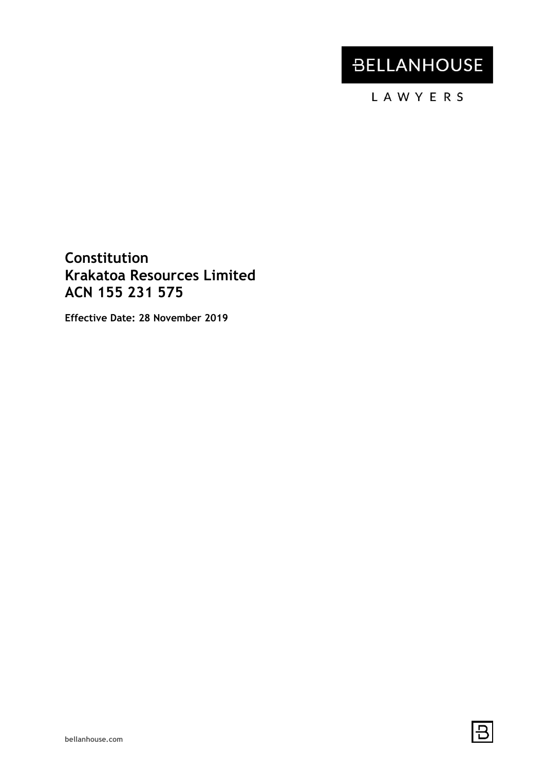BELLANHOUSE

LAWYERS

# Constitution
# Krakatoa Resources Limited
# ACN 155 231 575

**Effective Date: 28 November 2019**

bellanhouse.com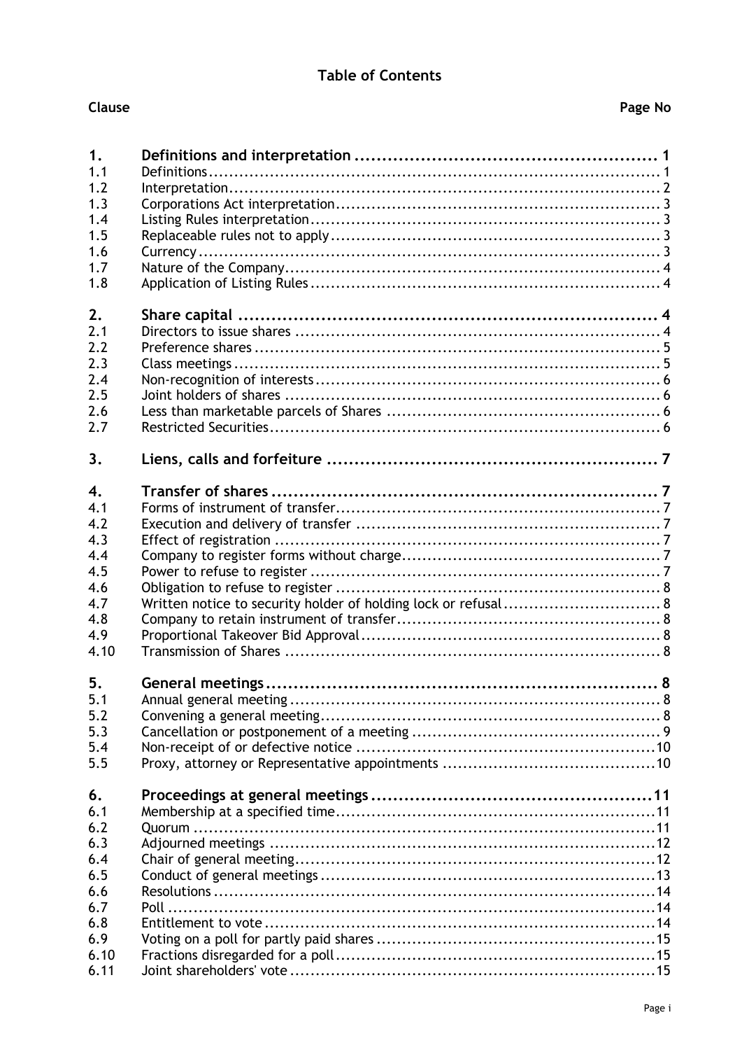# Table of Contents

| Clause | | Page No |
|---|---|---|
| **1.** | **Definitions and interpretation** | **1** |
| 1.1 | Definitions | 1 |
| 1.2 | Interpretation | 2 |
| 1.3 | Corporations Act interpretation | 3 |
| 1.4 | Listing Rules interpretation | 3 |
| 1.5 | Replaceable rules not to apply | 3 |
| 1.6 | Currency | 3 |
| 1.7 | Nature of the Company | 4 |
| 1.8 | Application of Listing Rules | 4 |
| **2.** | **Share capital** | **4** |
| 2.1 | Directors to issue shares | 4 |
| 2.2 | Preference shares | 5 |
| 2.3 | Class meetings | 5 |
| 2.4 | Non-recognition of interests | 6 |
| 2.5 | Joint holders of shares | 6 |
| 2.6 | Less than marketable parcels of Shares | 6 |
| 2.7 | Restricted Securities | 6 |
| **3.** | **Liens, calls and forfeiture** | **7** |
| **4.** | **Transfer of shares** | **7** |
| 4.1 | Forms of instrument of transfer | 7 |
| 4.2 | Execution and delivery of transfer | 7 |
| 4.3 | Effect of registration | 7 |
| 4.4 | Company to register forms without charge | 7 |
| 4.5 | Power to refuse to register | 7 |
| 4.6 | Obligation to refuse to register | 8 |
| 4.7 | Written notice to security holder of holding lock or refusal | 8 |
| 4.8 | Company to retain instrument of transfer | 8 |
| 4.9 | Proportional Takeover Bid Approval | 8 |
| 4.10 | Transmission of Shares | 8 |
| **5.** | **General meetings** | **8** |
| 5.1 | Annual general meeting | 8 |
| 5.2 | Convening a general meeting | 8 |
| 5.3 | Cancellation or postponement of a meeting | 9 |
| 5.4 | Non-receipt of or defective notice | 10 |
| 5.5 | Proxy, attorney or Representative appointments | 10 |
| **6.** | **Proceedings at general meetings** | **11** |
| 6.1 | Membership at a specified time | 11 |
| 6.2 | Quorum | 11 |
| 6.3 | Adjourned meetings | 12 |
| 6.4 | Chair of general meeting | 12 |
| 6.5 | Conduct of general meetings | 13 |
| 6.6 | Resolutions | 14 |
| 6.7 | Poll | 14 |
| 6.8 | Entitlement to vote | 14 |
| 6.9 | Voting on a poll for partly paid shares | 15 |
| 6.10 | Fractions disregarded for a poll | 15 |
| 6.11 | Joint shareholders' vote | 15 |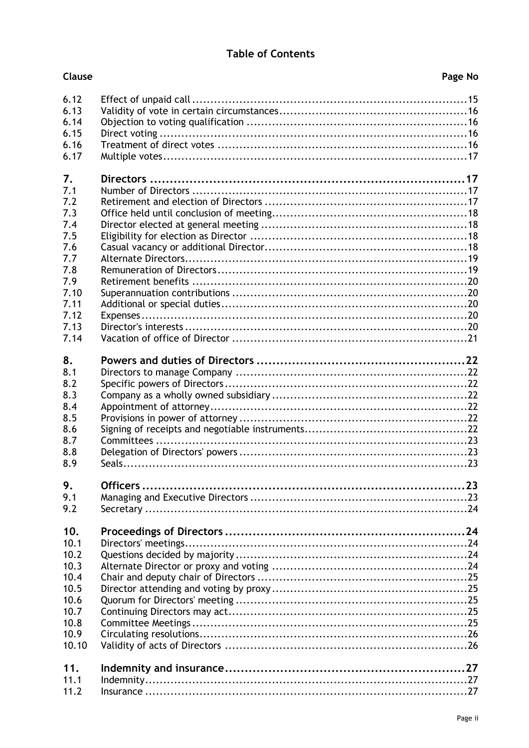## Table of Contents

| Clause | | Page No |
|---|---|---|
| 6.12 | Effect of unpaid call | 15 |
| 6.13 | Validity of vote in certain circumstances | 16 |
| 6.14 | Objection to voting qualification | 16 |
| 6.15 | Direct voting | 16 |
| 6.16 | Treatment of direct votes | 16 |
| 6.17 | Multiple votes | 17 |
| **7.** | **Directors** | **17** |
| 7.1 | Number of Directors | 17 |
| 7.2 | Retirement and election of Directors | 17 |
| 7.3 | Office held until conclusion of meeting | 18 |
| 7.4 | Director elected at general meeting | 18 |
| 7.5 | Eligibility for election as Director | 18 |
| 7.6 | Casual vacancy or additional Director | 18 |
| 7.7 | Alternate Directors | 19 |
| 7.8 | Remuneration of Directors | 19 |
| 7.9 | Retirement benefits | 20 |
| 7.10 | Superannuation contributions | 20 |
| 7.11 | Additional or special duties | 20 |
| 7.12 | Expenses | 20 |
| 7.13 | Director's interests | 20 |
| 7.14 | Vacation of office of Director | 21 |
| **8.** | **Powers and duties of Directors** | **22** |
| 8.1 | Directors to manage Company | 22 |
| 8.2 | Specific powers of Directors | 22 |
| 8.3 | Company as a wholly owned subsidiary | 22 |
| 8.4 | Appointment of attorney | 22 |
| 8.5 | Provisions in power of attorney | 22 |
| 8.6 | Signing of receipts and negotiable instruments | 22 |
| 8.7 | Committees | 23 |
| 8.8 | Delegation of Directors' powers | 23 |
| 8.9 | Seals | 23 |
| **9.** | **Officers** | **23** |
| 9.1 | Managing and Executive Directors | 23 |
| 9.2 | Secretary | 24 |
| **10.** | **Proceedings of Directors** | **24** |
| 10.1 | Directors' meetings | 24 |
| 10.2 | Questions decided by majority | 24 |
| 10.3 | Alternate Director or proxy and voting | 24 |
| 10.4 | Chair and deputy chair of Directors | 25 |
| 10.5 | Director attending and voting by proxy | 25 |
| 10.6 | Quorum for Directors' meeting | 25 |
| 10.7 | Continuing Directors may act | 25 |
| 10.8 | Committee Meetings | 25 |
| 10.9 | Circulating resolutions | 26 |
| 10.10 | Validity of acts of Directors | 26 |
| **11.** | **Indemnity and insurance** | **27** |
| 11.1 | Indemnity | 27 |
| 11.2 | Insurance | 27 |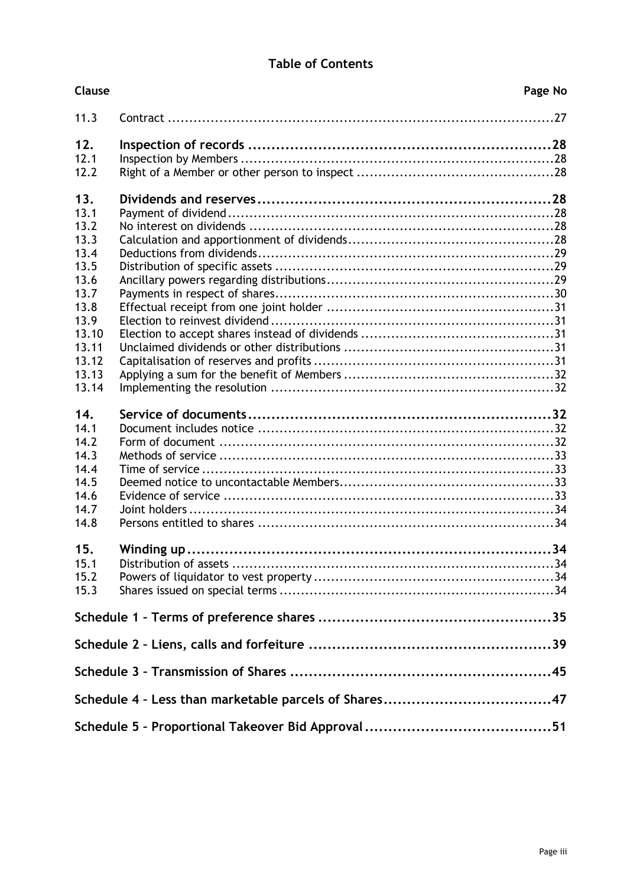## Table of Contents

| Clause | | Page No |
|---|---|---|
| 11.3 | Contract | 27 |
| **12.** | **Inspection of records** | **28** |
| 12.1 | Inspection by Members | 28 |
| 12.2 | Right of a Member or other person to inspect | 28 |
| **13.** | **Dividends and reserves** | **28** |
| 13.1 | Payment of dividend | 28 |
| 13.2 | No interest on dividends | 28 |
| 13.3 | Calculation and apportionment of dividends | 28 |
| 13.4 | Deductions from dividends | 29 |
| 13.5 | Distribution of specific assets | 29 |
| 13.6 | Ancillary powers regarding distributions | 29 |
| 13.7 | Payments in respect of shares | 30 |
| 13.8 | Effectual receipt from one joint holder | 31 |
| 13.9 | Election to reinvest dividend | 31 |
| 13.10 | Election to accept shares instead of dividends | 31 |
| 13.11 | Unclaimed dividends or other distributions | 31 |
| 13.12 | Capitalisation of reserves and profits | 31 |
| 13.13 | Applying a sum for the benefit of Members | 32 |
| 13.14 | Implementing the resolution | 32 |
| **14.** | **Service of documents** | **32** |
| 14.1 | Document includes notice | 32 |
| 14.2 | Form of document | 32 |
| 14.3 | Methods of service | 33 |
| 14.4 | Time of service | 33 |
| 14.5 | Deemed notice to uncontactable Members | 33 |
| 14.6 | Evidence of service | 33 |
| 14.7 | Joint holders | 34 |
| 14.8 | Persons entitled to shares | 34 |
| **15.** | **Winding up** | **34** |
| 15.1 | Distribution of assets | 34 |
| 15.2 | Powers of liquidator to vest property | 34 |
| 15.3 | Shares issued on special terms | 34 |
| **Schedule 1 – Terms of preference shares** | | **35** |
| **Schedule 2 – Liens, calls and forfeiture** | | **39** |
| **Schedule 3 – Transmission of Shares** | | **45** |
| **Schedule 4 – Less than marketable parcels of Shares** | | **47** |
| **Schedule 5 – Proportional Takeover Bid Approval** | | **51** |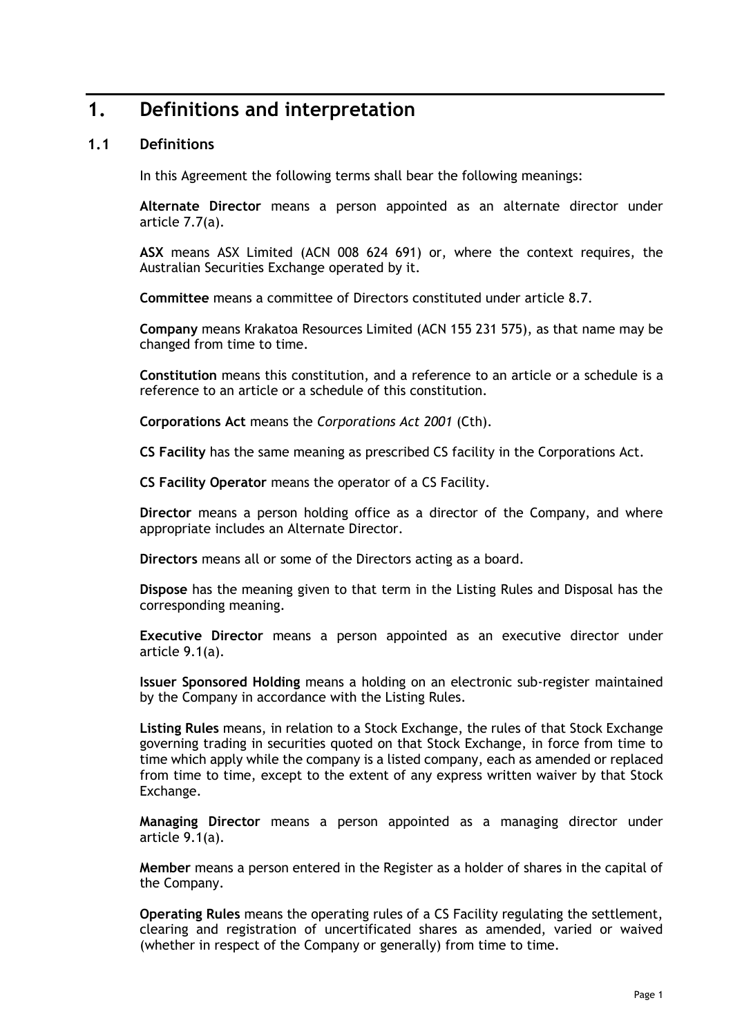# 1. Definitions and interpretation

## 1.1 Definitions

In this Agreement the following terms shall bear the following meanings:

**Alternate Director** means a person appointed as an alternate director under article 7.7(a).

**ASX** means ASX Limited (ACN 008 624 691) or, where the context requires, the Australian Securities Exchange operated by it.

**Committee** means a committee of Directors constituted under article 8.7.

**Company** means Krakatoa Resources Limited (ACN 155 231 575), as that name may be changed from time to time.

**Constitution** means this constitution, and a reference to an article or a schedule is a reference to an article or a schedule of this constitution.

**Corporations Act** means the *Corporations Act 2001* (Cth).

**CS Facility** has the same meaning as prescribed CS facility in the Corporations Act.

**CS Facility Operator** means the operator of a CS Facility.

**Director** means a person holding office as a director of the Company, and where appropriate includes an Alternate Director.

**Directors** means all or some of the Directors acting as a board.

**Dispose** has the meaning given to that term in the Listing Rules and Disposal has the corresponding meaning.

**Executive Director** means a person appointed as an executive director under article 9.1(a).

**Issuer Sponsored Holding** means a holding on an electronic sub-register maintained by the Company in accordance with the Listing Rules.

**Listing Rules** means, in relation to a Stock Exchange, the rules of that Stock Exchange governing trading in securities quoted on that Stock Exchange, in force from time to time which apply while the company is a listed company, each as amended or replaced from time to time, except to the extent of any express written waiver by that Stock Exchange.

**Managing Director** means a person appointed as a managing director under article 9.1(a).

**Member** means a person entered in the Register as a holder of shares in the capital of the Company.

**Operating Rules** means the operating rules of a CS Facility regulating the settlement, clearing and registration of uncertificated shares as amended, varied or waived (whether in respect of the Company or generally) from time to time.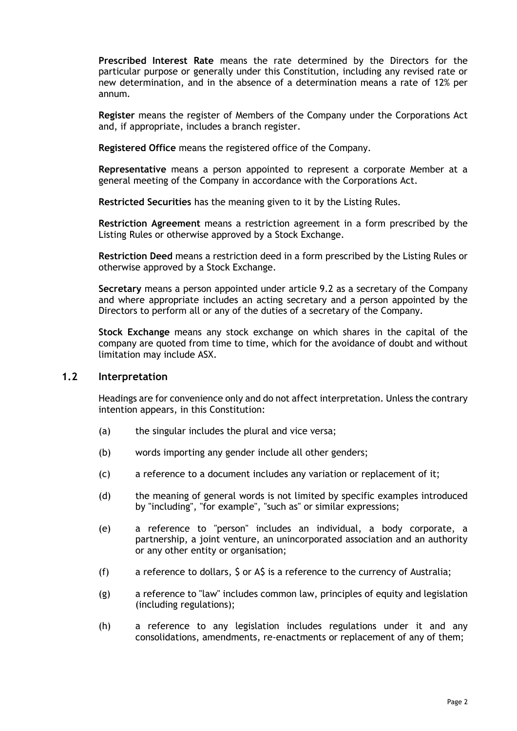**Prescribed Interest Rate** means the rate determined by the Directors for the particular purpose or generally under this Constitution, including any revised rate or new determination, and in the absence of a determination means a rate of 12% per annum.

**Register** means the register of Members of the Company under the Corporations Act and, if appropriate, includes a branch register.

**Registered Office** means the registered office of the Company.

**Representative** means a person appointed to represent a corporate Member at a general meeting of the Company in accordance with the Corporations Act.

**Restricted Securities** has the meaning given to it by the Listing Rules.

**Restriction Agreement** means a restriction agreement in a form prescribed by the Listing Rules or otherwise approved by a Stock Exchange.

**Restriction Deed** means a restriction deed in a form prescribed by the Listing Rules or otherwise approved by a Stock Exchange.

**Secretary** means a person appointed under article 9.2 as a secretary of the Company and where appropriate includes an acting secretary and a person appointed by the Directors to perform all or any of the duties of a secretary of the Company.

**Stock Exchange** means any stock exchange on which shares in the capital of the company are quoted from time to time, which for the avoidance of doubt and without limitation may include ASX.

## 1.2 Interpretation

Headings are for convenience only and do not affect interpretation. Unless the contrary intention appears, in this Constitution:

(a) the singular includes the plural and vice versa;

(b) words importing any gender include all other genders;

(c) a reference to a document includes any variation or replacement of it;

(d) the meaning of general words is not limited by specific examples introduced by "including", "for example", "such as" or similar expressions;

(e) a reference to "person" includes an individual, a body corporate, a partnership, a joint venture, an unincorporated association and an authority or any other entity or organisation;

(f) a reference to dollars, $ or A$ is a reference to the currency of Australia;

(g) a reference to "law" includes common law, principles of equity and legislation (including regulations);

(h) a reference to any legislation includes regulations under it and any consolidations, amendments, re-enactments or replacement of any of them;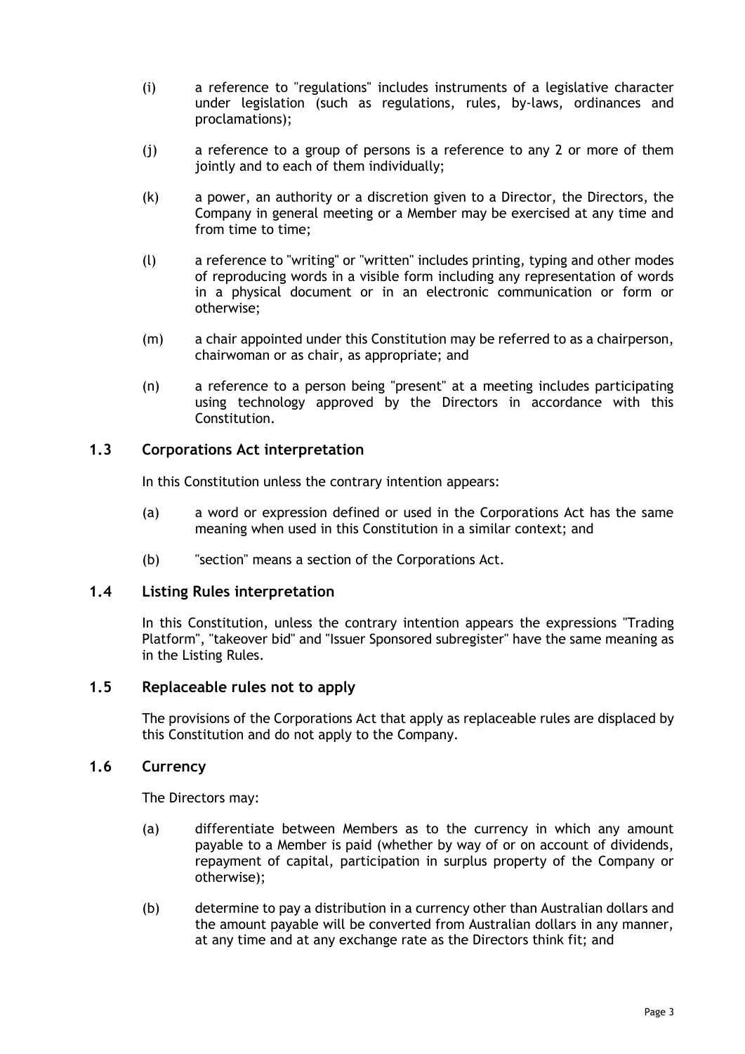(i) a reference to "regulations" includes instruments of a legislative character under legislation (such as regulations, rules, by-laws, ordinances and proclamations);

(j) a reference to a group of persons is a reference to any 2 or more of them jointly and to each of them individually;

(k) a power, an authority or a discretion given to a Director, the Directors, the Company in general meeting or a Member may be exercised at any time and from time to time;

(l) a reference to "writing" or "written" includes printing, typing and other modes of reproducing words in a visible form including any representation of words in a physical document or in an electronic communication or form or otherwise;

(m) a chair appointed under this Constitution may be referred to as a chairperson, chairwoman or as chair, as appropriate; and

(n) a reference to a person being "present" at a meeting includes participating using technology approved by the Directors in accordance with this Constitution.

### 1.3 Corporations Act interpretation

In this Constitution unless the contrary intention appears:

(a) a word or expression defined or used in the Corporations Act has the same meaning when used in this Constitution in a similar context; and

(b) "section" means a section of the Corporations Act.

### 1.4 Listing Rules interpretation

In this Constitution, unless the contrary intention appears the expressions "Trading Platform", "takeover bid" and "Issuer Sponsored subregister" have the same meaning as in the Listing Rules.

### 1.5 Replaceable rules not to apply

The provisions of the Corporations Act that apply as replaceable rules are displaced by this Constitution and do not apply to the Company.

### 1.6 Currency

The Directors may:

(a) differentiate between Members as to the currency in which any amount payable to a Member is paid (whether by way of or on account of dividends, repayment of capital, participation in surplus property of the Company or otherwise);

(b) determine to pay a distribution in a currency other than Australian dollars and the amount payable will be converted from Australian dollars in any manner, at any time and at any exchange rate as the Directors think fit; and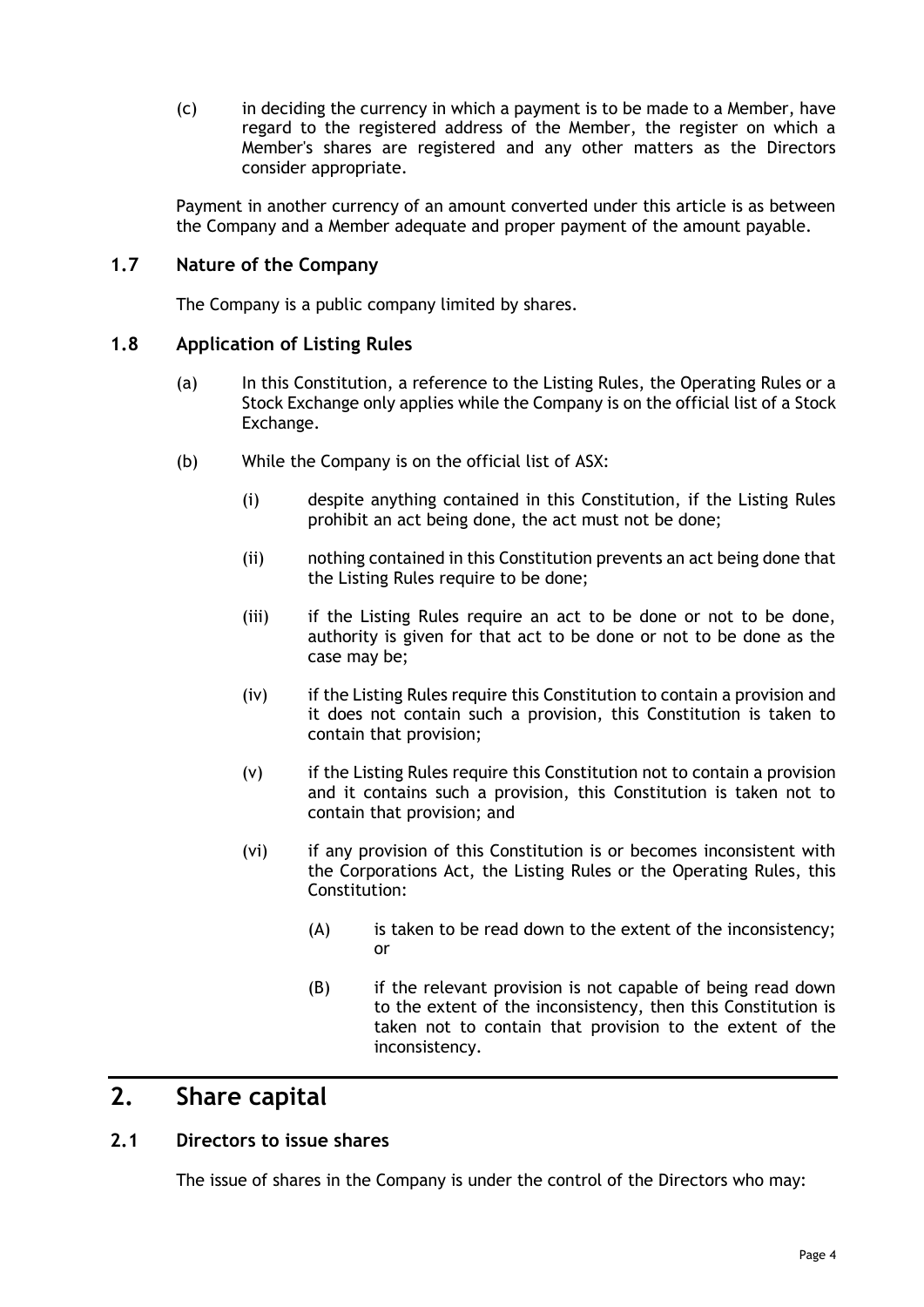(c) in deciding the currency in which a payment is to be made to a Member, have regard to the registered address of the Member, the register on which a Member's shares are registered and any other matters as the Directors consider appropriate.

Payment in another currency of an amount converted under this article is as between the Company and a Member adequate and proper payment of the amount payable.

### 1.7 Nature of the Company

The Company is a public company limited by shares.

### 1.8 Application of Listing Rules

(a) In this Constitution, a reference to the Listing Rules, the Operating Rules or a Stock Exchange only applies while the Company is on the official list of a Stock Exchange.

(b) While the Company is on the official list of ASX:

(i) despite anything contained in this Constitution, if the Listing Rules prohibit an act being done, the act must not be done;

(ii) nothing contained in this Constitution prevents an act being done that the Listing Rules require to be done;

(iii) if the Listing Rules require an act to be done or not to be done, authority is given for that act to be done or not to be done as the case may be;

(iv) if the Listing Rules require this Constitution to contain a provision and it does not contain such a provision, this Constitution is taken to contain that provision;

(v) if the Listing Rules require this Constitution not to contain a provision and it contains such a provision, this Constitution is taken not to contain that provision; and

(vi) if any provision of this Constitution is or becomes inconsistent with the Corporations Act, the Listing Rules or the Operating Rules, this Constitution:

(A) is taken to be read down to the extent of the inconsistency; or

(B) if the relevant provision is not capable of being read down to the extent of the inconsistency, then this Constitution is taken not to contain that provision to the extent of the inconsistency.

## 2. Share capital

### 2.1 Directors to issue shares

The issue of shares in the Company is under the control of the Directors who may: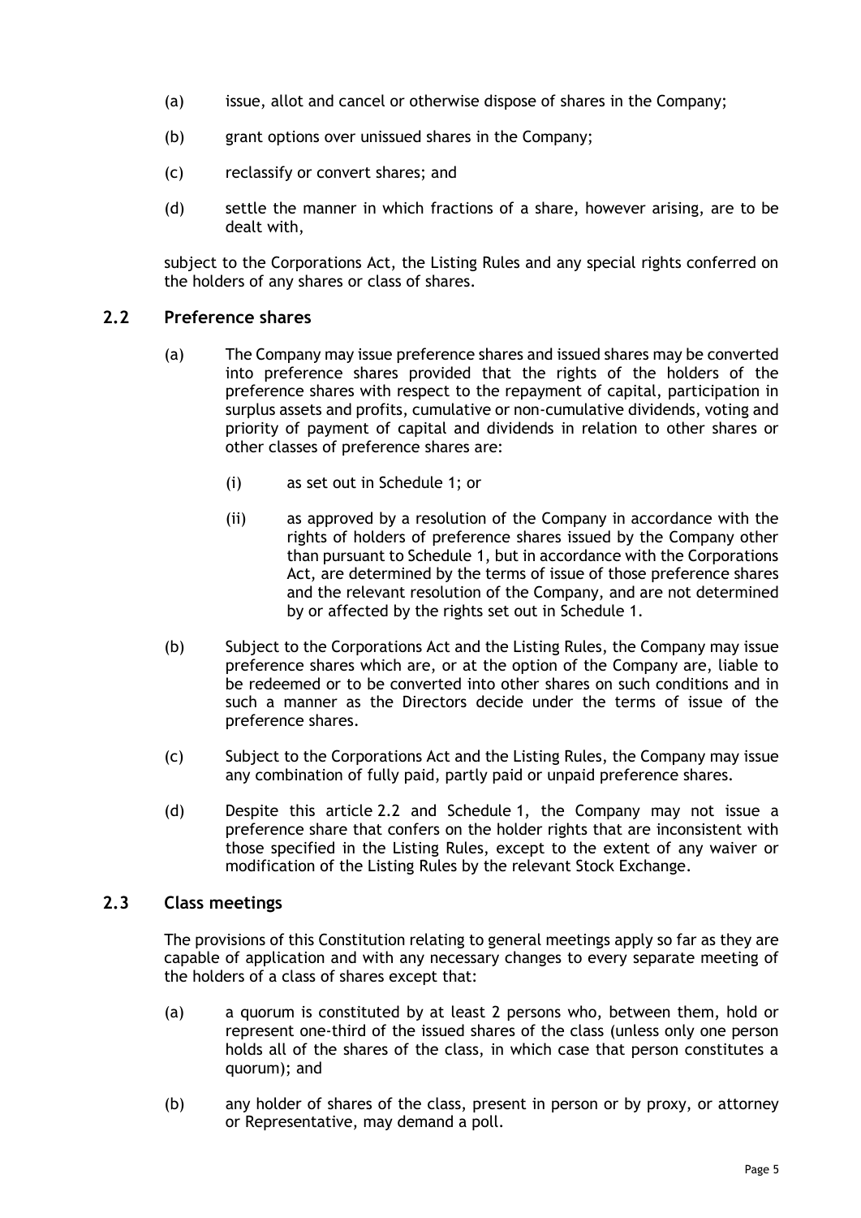(a) issue, allot and cancel or otherwise dispose of shares in the Company;

(b) grant options over unissued shares in the Company;

(c) reclassify or convert shares; and

(d) settle the manner in which fractions of a share, however arising, are to be dealt with,

subject to the Corporations Act, the Listing Rules and any special rights conferred on the holders of any shares or class of shares.

## 2.2 Preference shares

(a) The Company may issue preference shares and issued shares may be converted into preference shares provided that the rights of the holders of the preference shares with respect to the repayment of capital, participation in surplus assets and profits, cumulative or non-cumulative dividends, voting and priority of payment of capital and dividends in relation to other shares or other classes of preference shares are:

 (i) as set out in Schedule 1; or

 (ii) as approved by a resolution of the Company in accordance with the rights of holders of preference shares issued by the Company other than pursuant to Schedule 1, but in accordance with the Corporations Act, are determined by the terms of issue of those preference shares and the relevant resolution of the Company, and are not determined by or affected by the rights set out in Schedule 1.

(b) Subject to the Corporations Act and the Listing Rules, the Company may issue preference shares which are, or at the option of the Company are, liable to be redeemed or to be converted into other shares on such conditions and in such a manner as the Directors decide under the terms of issue of the preference shares.

(c) Subject to the Corporations Act and the Listing Rules, the Company may issue any combination of fully paid, partly paid or unpaid preference shares.

(d) Despite this article 2.2 and Schedule 1, the Company may not issue a preference share that confers on the holder rights that are inconsistent with those specified in the Listing Rules, except to the extent of any waiver or modification of the Listing Rules by the relevant Stock Exchange.

## 2.3 Class meetings

The provisions of this Constitution relating to general meetings apply so far as they are capable of application and with any necessary changes to every separate meeting of the holders of a class of shares except that:

(a) a quorum is constituted by at least 2 persons who, between them, hold or represent one-third of the issued shares of the class (unless only one person holds all of the shares of the class, in which case that person constitutes a quorum); and

(b) any holder of shares of the class, present in person or by proxy, or attorney or Representative, may demand a poll.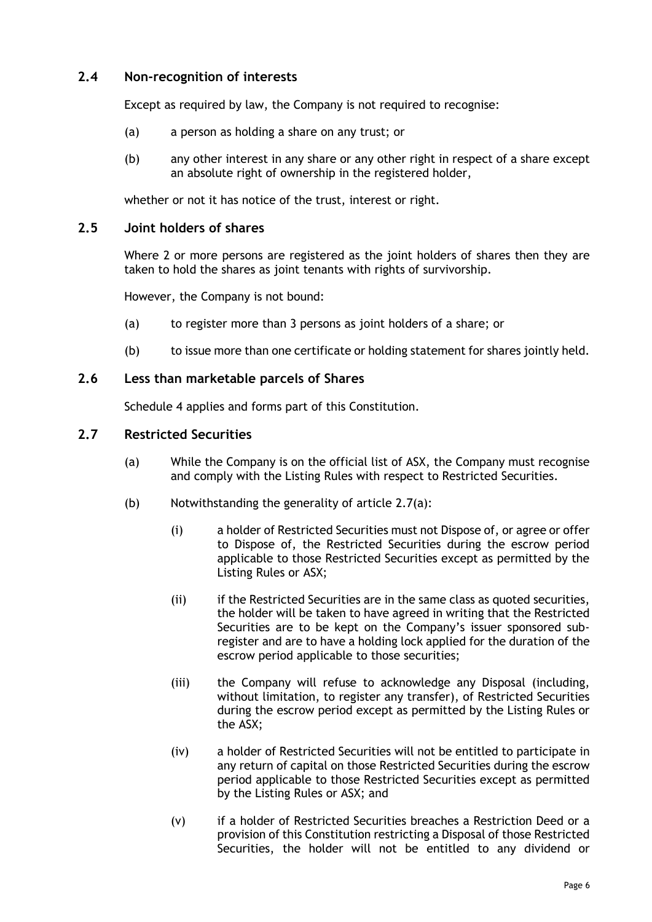### 2.4 Non-recognition of interests

Except as required by law, the Company is not required to recognise:

(a) a person as holding a share on any trust; or

(b) any other interest in any share or any other right in respect of a share except an absolute right of ownership in the registered holder,

whether or not it has notice of the trust, interest or right.

### 2.5 Joint holders of shares

Where 2 or more persons are registered as the joint holders of shares then they are taken to hold the shares as joint tenants with rights of survivorship.

However, the Company is not bound:

(a) to register more than 3 persons as joint holders of a share; or

(b) to issue more than one certificate or holding statement for shares jointly held.

### 2.6 Less than marketable parcels of Shares

Schedule 4 applies and forms part of this Constitution.

### 2.7 Restricted Securities

(a) While the Company is on the official list of ASX, the Company must recognise and comply with the Listing Rules with respect to Restricted Securities.

(b) Notwithstanding the generality of article 2.7(a):

(i) a holder of Restricted Securities must not Dispose of, or agree or offer to Dispose of, the Restricted Securities during the escrow period applicable to those Restricted Securities except as permitted by the Listing Rules or ASX;

(ii) if the Restricted Securities are in the same class as quoted securities, the holder will be taken to have agreed in writing that the Restricted Securities are to be kept on the Company's issuer sponsored sub-register and are to have a holding lock applied for the duration of the escrow period applicable to those securities;

(iii) the Company will refuse to acknowledge any Disposal (including, without limitation, to register any transfer), of Restricted Securities during the escrow period except as permitted by the Listing Rules or the ASX;

(iv) a holder of Restricted Securities will not be entitled to participate in any return of capital on those Restricted Securities during the escrow period applicable to those Restricted Securities except as permitted by the Listing Rules or ASX; and

(v) if a holder of Restricted Securities breaches a Restriction Deed or a provision of this Constitution restricting a Disposal of those Restricted Securities, the holder will not be entitled to any dividend or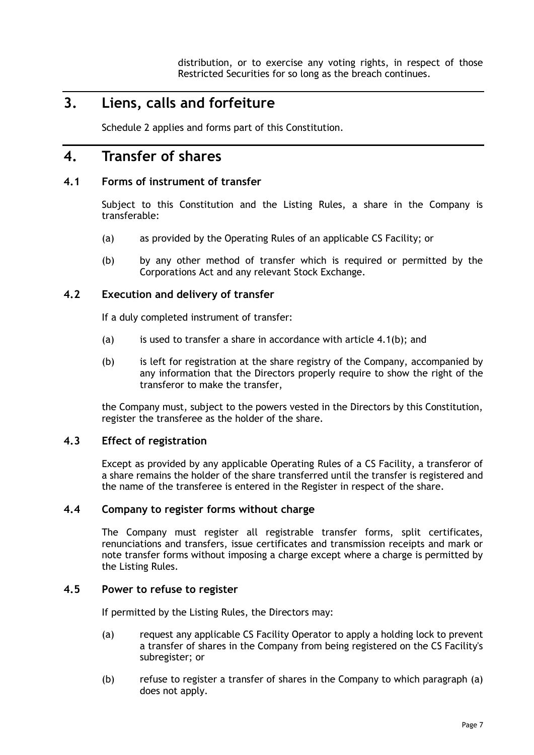distribution, or to exercise any voting rights, in respect of those Restricted Securities for so long as the breach continues.

# 3. Liens, calls and forfeiture

Schedule 2 applies and forms part of this Constitution.

# 4. Transfer of shares

## 4.1 Forms of instrument of transfer

Subject to this Constitution and the Listing Rules, a share in the Company is transferable:

(a) as provided by the Operating Rules of an applicable CS Facility; or

(b) by any other method of transfer which is required or permitted by the Corporations Act and any relevant Stock Exchange.

## 4.2 Execution and delivery of transfer

If a duly completed instrument of transfer:

(a) is used to transfer a share in accordance with article 4.1(b); and

(b) is left for registration at the share registry of the Company, accompanied by any information that the Directors properly require to show the right of the transferor to make the transfer,

the Company must, subject to the powers vested in the Directors by this Constitution, register the transferee as the holder of the share.

## 4.3 Effect of registration

Except as provided by any applicable Operating Rules of a CS Facility, a transferor of a share remains the holder of the share transferred until the transfer is registered and the name of the transferee is entered in the Register in respect of the share.

## 4.4 Company to register forms without charge

The Company must register all registrable transfer forms, split certificates, renunciations and transfers, issue certificates and transmission receipts and mark or note transfer forms without imposing a charge except where a charge is permitted by the Listing Rules.

## 4.5 Power to refuse to register

If permitted by the Listing Rules, the Directors may:

(a) request any applicable CS Facility Operator to apply a holding lock to prevent a transfer of shares in the Company from being registered on the CS Facility's subregister; or

(b) refuse to register a transfer of shares in the Company to which paragraph (a) does not apply.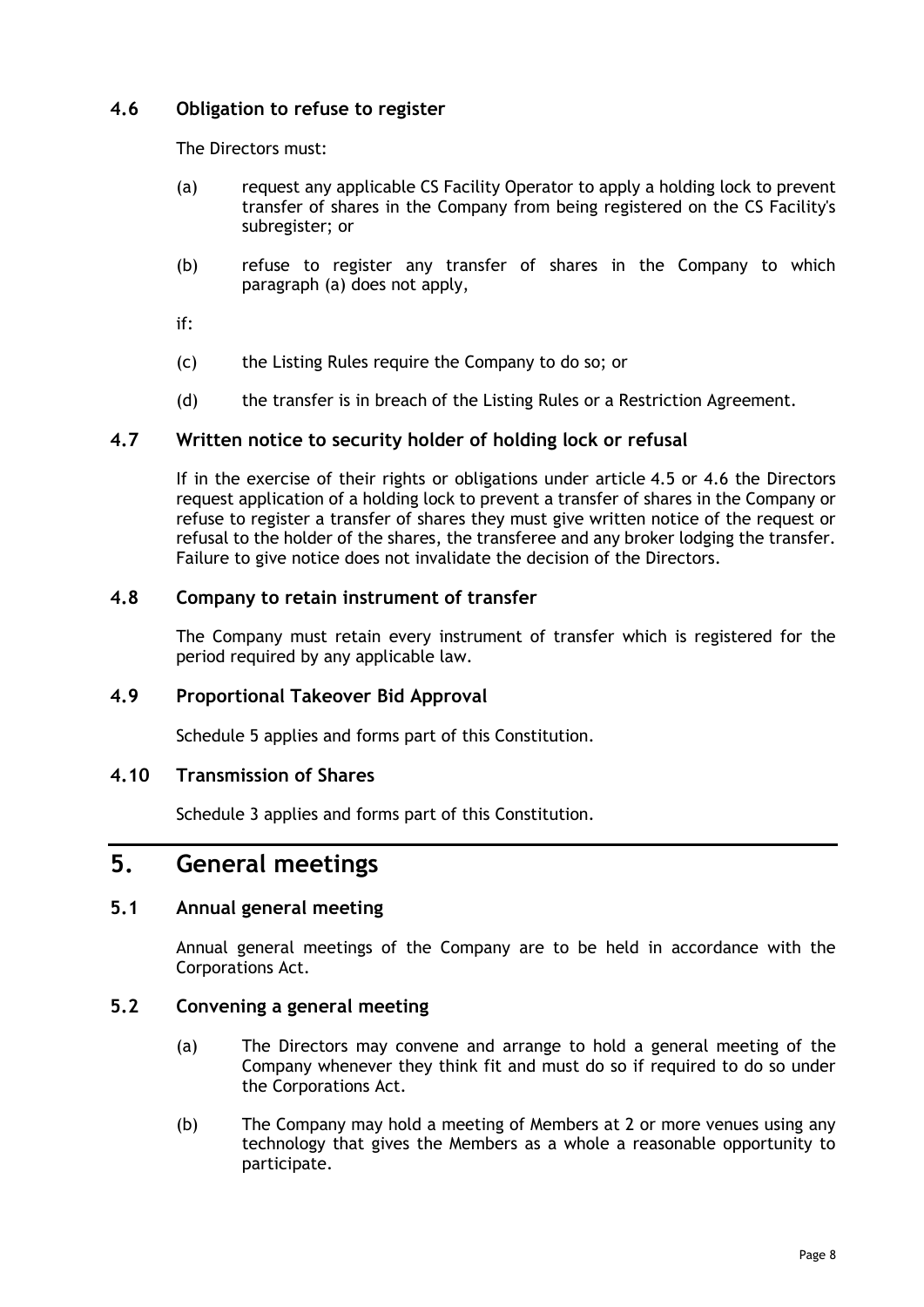### 4.6 Obligation to refuse to register

The Directors must:

(a) request any applicable CS Facility Operator to apply a holding lock to prevent transfer of shares in the Company from being registered on the CS Facility's subregister; or

(b) refuse to register any transfer of shares in the Company to which paragraph (a) does not apply,

if:

(c) the Listing Rules require the Company to do so; or

(d) the transfer is in breach of the Listing Rules or a Restriction Agreement.

### 4.7 Written notice to security holder of holding lock or refusal

If in the exercise of their rights or obligations under article 4.5 or 4.6 the Directors request application of a holding lock to prevent a transfer of shares in the Company or refuse to register a transfer of shares they must give written notice of the request or refusal to the holder of the shares, the transferee and any broker lodging the transfer. Failure to give notice does not invalidate the decision of the Directors.

### 4.8 Company to retain instrument of transfer

The Company must retain every instrument of transfer which is registered for the period required by any applicable law.

### 4.9 Proportional Takeover Bid Approval

Schedule 5 applies and forms part of this Constitution.

### 4.10 Transmission of Shares

Schedule 3 applies and forms part of this Constitution.

## 5. General meetings

### 5.1 Annual general meeting

Annual general meetings of the Company are to be held in accordance with the Corporations Act.

### 5.2 Convening a general meeting

(a) The Directors may convene and arrange to hold a general meeting of the Company whenever they think fit and must do so if required to do so under the Corporations Act.

(b) The Company may hold a meeting of Members at 2 or more venues using any technology that gives the Members as a whole a reasonable opportunity to participate.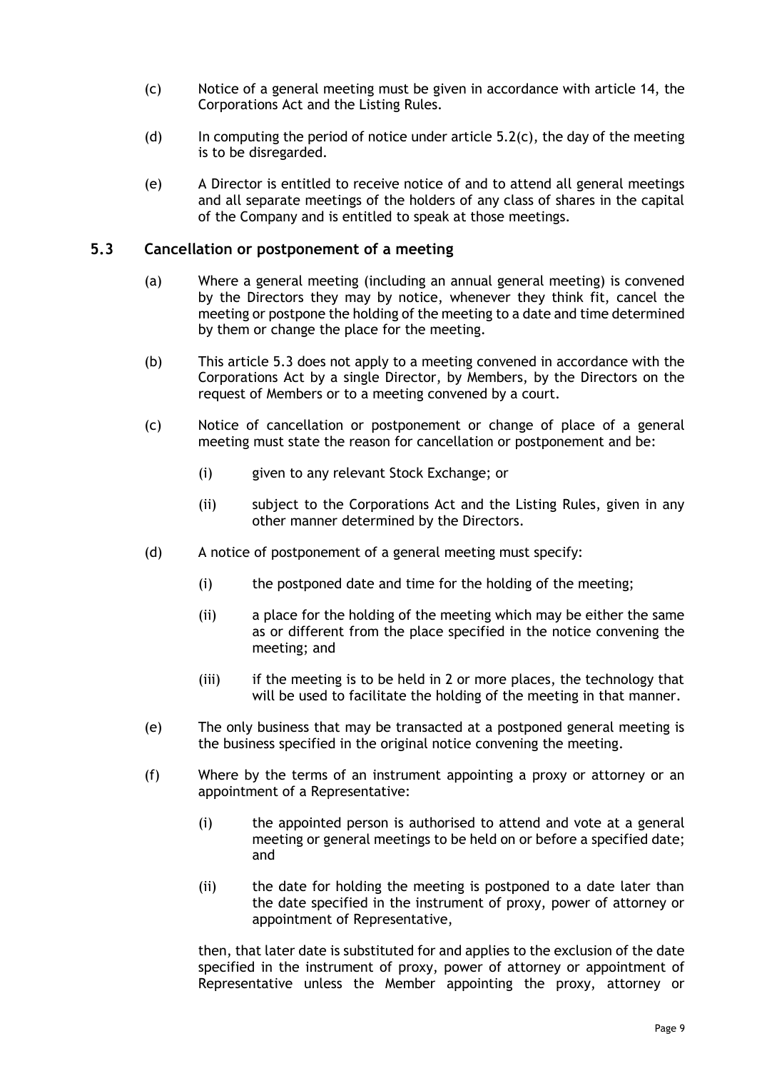(c) Notice of a general meeting must be given in accordance with article 14, the Corporations Act and the Listing Rules.

(d) In computing the period of notice under article 5.2(c), the day of the meeting is to be disregarded.

(e) A Director is entitled to receive notice of and to attend all general meetings and all separate meetings of the holders of any class of shares in the capital of the Company and is entitled to speak at those meetings.

### 5.3 Cancellation or postponement of a meeting

(a) Where a general meeting (including an annual general meeting) is convened by the Directors they may by notice, whenever they think fit, cancel the meeting or postpone the holding of the meeting to a date and time determined by them or change the place for the meeting.

(b) This article 5.3 does not apply to a meeting convened in accordance with the Corporations Act by a single Director, by Members, by the Directors on the request of Members or to a meeting convened by a court.

(c) Notice of cancellation or postponement or change of place of a general meeting must state the reason for cancellation or postponement and be:

(i) given to any relevant Stock Exchange; or

(ii) subject to the Corporations Act and the Listing Rules, given in any other manner determined by the Directors.

(d) A notice of postponement of a general meeting must specify:

(i) the postponed date and time for the holding of the meeting;

(ii) a place for the holding of the meeting which may be either the same as or different from the place specified in the notice convening the meeting; and

(iii) if the meeting is to be held in 2 or more places, the technology that will be used to facilitate the holding of the meeting in that manner.

(e) The only business that may be transacted at a postponed general meeting is the business specified in the original notice convening the meeting.

(f) Where by the terms of an instrument appointing a proxy or attorney or an appointment of a Representative:

(i) the appointed person is authorised to attend and vote at a general meeting or general meetings to be held on or before a specified date; and

(ii) the date for holding the meeting is postponed to a date later than the date specified in the instrument of proxy, power of attorney or appointment of Representative,

then, that later date is substituted for and applies to the exclusion of the date specified in the instrument of proxy, power of attorney or appointment of Representative unless the Member appointing the proxy, attorney or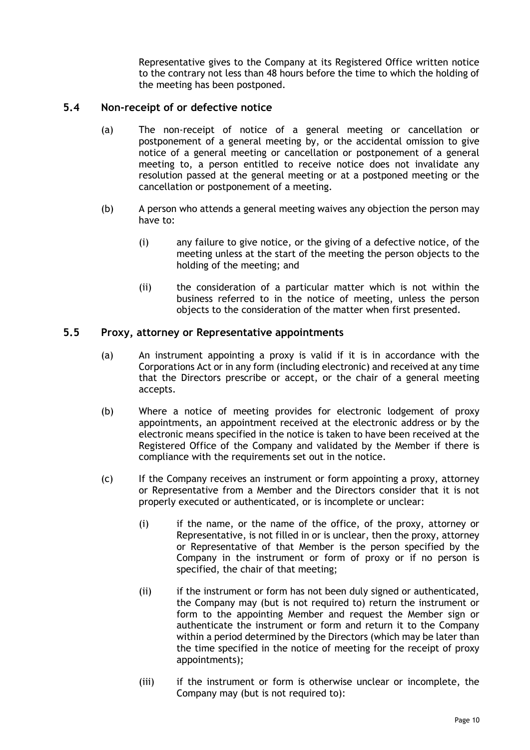Representative gives to the Company at its Registered Office written notice to the contrary not less than 48 hours before the time to which the holding of the meeting has been postponed.

### 5.4 Non-receipt of or defective notice

(a) The non-receipt of notice of a general meeting or cancellation or postponement of a general meeting by, or the accidental omission to give notice of a general meeting or cancellation or postponement of a general meeting to, a person entitled to receive notice does not invalidate any resolution passed at the general meeting or at a postponed meeting or the cancellation or postponement of a meeting.

(b) A person who attends a general meeting waives any objection the person may have to:

(i) any failure to give notice, or the giving of a defective notice, of the meeting unless at the start of the meeting the person objects to the holding of the meeting; and

(ii) the consideration of a particular matter which is not within the business referred to in the notice of meeting, unless the person objects to the consideration of the matter when first presented.

### 5.5 Proxy, attorney or Representative appointments

(a) An instrument appointing a proxy is valid if it is in accordance with the Corporations Act or in any form (including electronic) and received at any time that the Directors prescribe or accept, or the chair of a general meeting accepts.

(b) Where a notice of meeting provides for electronic lodgement of proxy appointments, an appointment received at the electronic address or by the electronic means specified in the notice is taken to have been received at the Registered Office of the Company and validated by the Member if there is compliance with the requirements set out in the notice.

(c) If the Company receives an instrument or form appointing a proxy, attorney or Representative from a Member and the Directors consider that it is not properly executed or authenticated, or is incomplete or unclear:

(i) if the name, or the name of the office, of the proxy, attorney or Representative, is not filled in or is unclear, then the proxy, attorney or Representative of that Member is the person specified by the Company in the instrument or form of proxy or if no person is specified, the chair of that meeting;

(ii) if the instrument or form has not been duly signed or authenticated, the Company may (but is not required to) return the instrument or form to the appointing Member and request the Member sign or authenticate the instrument or form and return it to the Company within a period determined by the Directors (which may be later than the time specified in the notice of meeting for the receipt of proxy appointments);

(iii) if the instrument or form is otherwise unclear or incomplete, the Company may (but is not required to):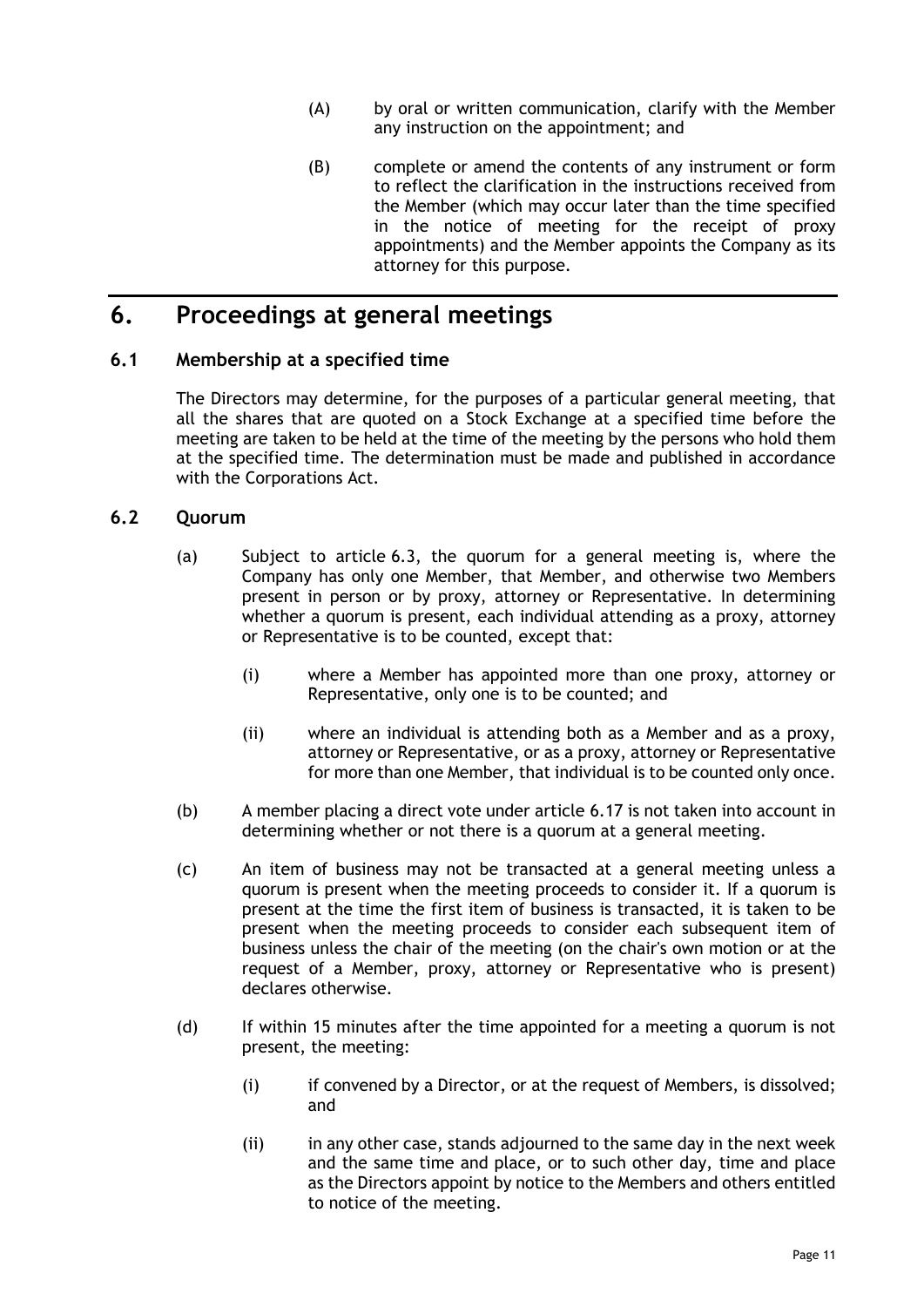(A) by oral or written communication, clarify with the Member any instruction on the appointment; and

(B) complete or amend the contents of any instrument or form to reflect the clarification in the instructions received from the Member (which may occur later than the time specified in the notice of meeting for the receipt of proxy appointments) and the Member appoints the Company as its attorney for this purpose.

# 6. Proceedings at general meetings

## 6.1 Membership at a specified time

The Directors may determine, for the purposes of a particular general meeting, that all the shares that are quoted on a Stock Exchange at a specified time before the meeting are taken to be held at the time of the meeting by the persons who hold them at the specified time. The determination must be made and published in accordance with the Corporations Act.

## 6.2 Quorum

(a) Subject to article 6.3, the quorum for a general meeting is, where the Company has only one Member, that Member, and otherwise two Members present in person or by proxy, attorney or Representative. In determining whether a quorum is present, each individual attending as a proxy, attorney or Representative is to be counted, except that:

(i) where a Member has appointed more than one proxy, attorney or Representative, only one is to be counted; and

(ii) where an individual is attending both as a Member and as a proxy, attorney or Representative, or as a proxy, attorney or Representative for more than one Member, that individual is to be counted only once.

(b) A member placing a direct vote under article 6.17 is not taken into account in determining whether or not there is a quorum at a general meeting.

(c) An item of business may not be transacted at a general meeting unless a quorum is present when the meeting proceeds to consider it. If a quorum is present at the time the first item of business is transacted, it is taken to be present when the meeting proceeds to consider each subsequent item of business unless the chair of the meeting (on the chair's own motion or at the request of a Member, proxy, attorney or Representative who is present) declares otherwise.

(d) If within 15 minutes after the time appointed for a meeting a quorum is not present, the meeting:

(i) if convened by a Director, or at the request of Members, is dissolved; and

(ii) in any other case, stands adjourned to the same day in the next week and the same time and place, or to such other day, time and place as the Directors appoint by notice to the Members and others entitled to notice of the meeting.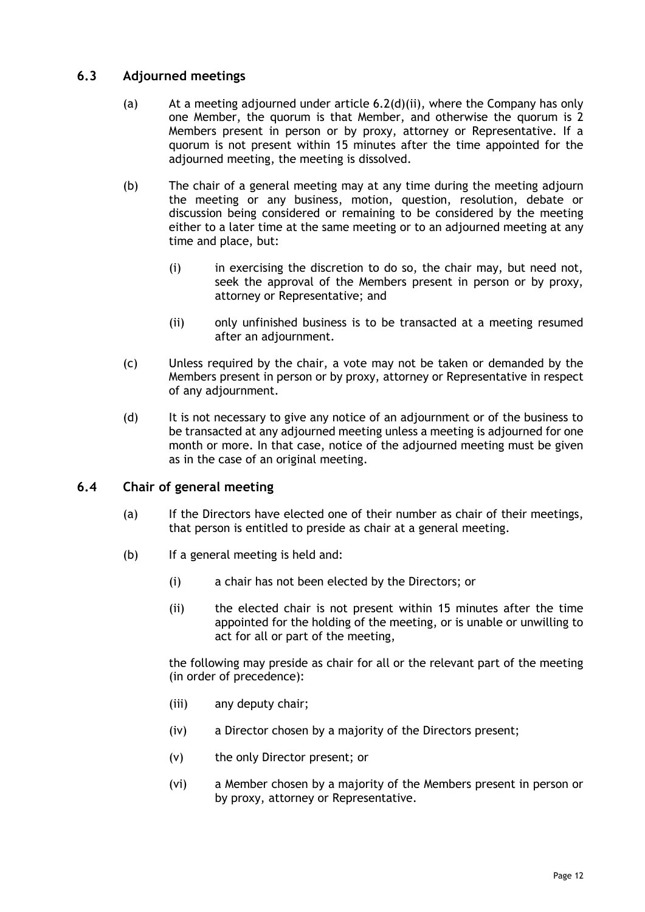## 6.3 Adjourned meetings

(a) At a meeting adjourned under article 6.2(d)(ii), where the Company has only one Member, the quorum is that Member, and otherwise the quorum is 2 Members present in person or by proxy, attorney or Representative. If a quorum is not present within 15 minutes after the time appointed for the adjourned meeting, the meeting is dissolved.

(b) The chair of a general meeting may at any time during the meeting adjourn the meeting or any business, motion, question, resolution, debate or discussion being considered or remaining to be considered by the meeting either to a later time at the same meeting or to an adjourned meeting at any time and place, but:

   (i) in exercising the discretion to do so, the chair may, but need not, seek the approval of the Members present in person or by proxy, attorney or Representative; and

   (ii) only unfinished business is to be transacted at a meeting resumed after an adjournment.

(c) Unless required by the chair, a vote may not be taken or demanded by the Members present in person or by proxy, attorney or Representative in respect of any adjournment.

(d) It is not necessary to give any notice of an adjournment or of the business to be transacted at any adjourned meeting unless a meeting is adjourned for one month or more. In that case, notice of the adjourned meeting must be given as in the case of an original meeting.

## 6.4 Chair of general meeting

(a) If the Directors have elected one of their number as chair of their meetings, that person is entitled to preside as chair at a general meeting.

(b) If a general meeting is held and:

   (i) a chair has not been elected by the Directors; or

   (ii) the elected chair is not present within 15 minutes after the time appointed for the holding of the meeting, or is unable or unwilling to act for all or part of the meeting,

   the following may preside as chair for all or the relevant part of the meeting (in order of precedence):

   (iii) any deputy chair;

   (iv) a Director chosen by a majority of the Directors present;

   (v) the only Director present; or

   (vi) a Member chosen by a majority of the Members present in person or by proxy, attorney or Representative.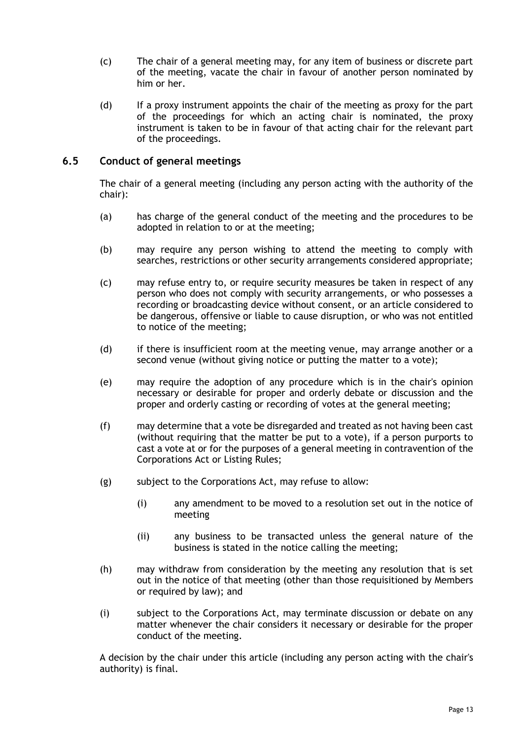(c) The chair of a general meeting may, for any item of business or discrete part of the meeting, vacate the chair in favour of another person nominated by him or her.

(d) If a proxy instrument appoints the chair of the meeting as proxy for the part of the proceedings for which an acting chair is nominated, the proxy instrument is taken to be in favour of that acting chair for the relevant part of the proceedings.

## 6.5 Conduct of general meetings

The chair of a general meeting (including any person acting with the authority of the chair):

(a) has charge of the general conduct of the meeting and the procedures to be adopted in relation to or at the meeting;

(b) may require any person wishing to attend the meeting to comply with searches, restrictions or other security arrangements considered appropriate;

(c) may refuse entry to, or require security measures be taken in respect of any person who does not comply with security arrangements, or who possesses a recording or broadcasting device without consent, or an article considered to be dangerous, offensive or liable to cause disruption, or who was not entitled to notice of the meeting;

(d) if there is insufficient room at the meeting venue, may arrange another or a second venue (without giving notice or putting the matter to a vote);

(e) may require the adoption of any procedure which is in the chair's opinion necessary or desirable for proper and orderly debate or discussion and the proper and orderly casting or recording of votes at the general meeting;

(f) may determine that a vote be disregarded and treated as not having been cast (without requiring that the matter be put to a vote), if a person purports to cast a vote at or for the purposes of a general meeting in contravention of the Corporations Act or Listing Rules;

(g) subject to the Corporations Act, may refuse to allow:

  (i) any amendment to be moved to a resolution set out in the notice of meeting

  (ii) any business to be transacted unless the general nature of the business is stated in the notice calling the meeting;

(h) may withdraw from consideration by the meeting any resolution that is set out in the notice of that meeting (other than those requisitioned by Members or required by law); and

(i) subject to the Corporations Act, may terminate discussion or debate on any matter whenever the chair considers it necessary or desirable for the proper conduct of the meeting.

A decision by the chair under this article (including any person acting with the chair's authority) is final.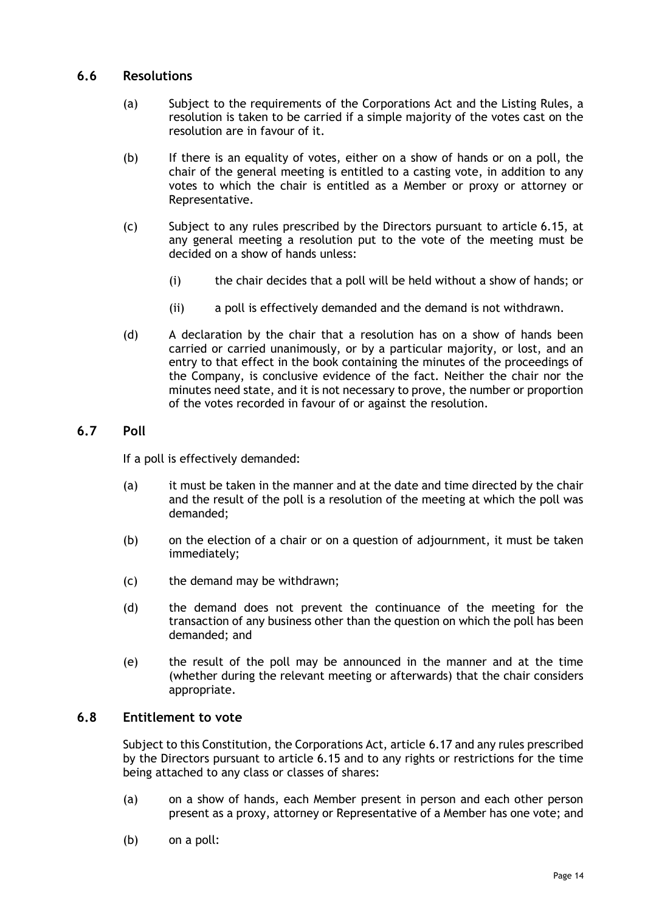## 6.6 Resolutions

(a) Subject to the requirements of the Corporations Act and the Listing Rules, a resolution is taken to be carried if a simple majority of the votes cast on the resolution are in favour of it.

(b) If there is an equality of votes, either on a show of hands or on a poll, the chair of the general meeting is entitled to a casting vote, in addition to any votes to which the chair is entitled as a Member or proxy or attorney or Representative.

(c) Subject to any rules prescribed by the Directors pursuant to article 6.15, at any general meeting a resolution put to the vote of the meeting must be decided on a show of hands unless:

(i) the chair decides that a poll will be held without a show of hands; or

(ii) a poll is effectively demanded and the demand is not withdrawn.

(d) A declaration by the chair that a resolution has on a show of hands been carried or carried unanimously, or by a particular majority, or lost, and an entry to that effect in the book containing the minutes of the proceedings of the Company, is conclusive evidence of the fact. Neither the chair nor the minutes need state, and it is not necessary to prove, the number or proportion of the votes recorded in favour of or against the resolution.

## 6.7 Poll

If a poll is effectively demanded:

(a) it must be taken in the manner and at the date and time directed by the chair and the result of the poll is a resolution of the meeting at which the poll was demanded;

(b) on the election of a chair or on a question of adjournment, it must be taken immediately;

(c) the demand may be withdrawn;

(d) the demand does not prevent the continuance of the meeting for the transaction of any business other than the question on which the poll has been demanded; and

(e) the result of the poll may be announced in the manner and at the time (whether during the relevant meeting or afterwards) that the chair considers appropriate.

## 6.8 Entitlement to vote

Subject to this Constitution, the Corporations Act, article 6.17 and any rules prescribed by the Directors pursuant to article 6.15 and to any rights or restrictions for the time being attached to any class or classes of shares:

(a) on a show of hands, each Member present in person and each other person present as a proxy, attorney or Representative of a Member has one vote; and

(b) on a poll: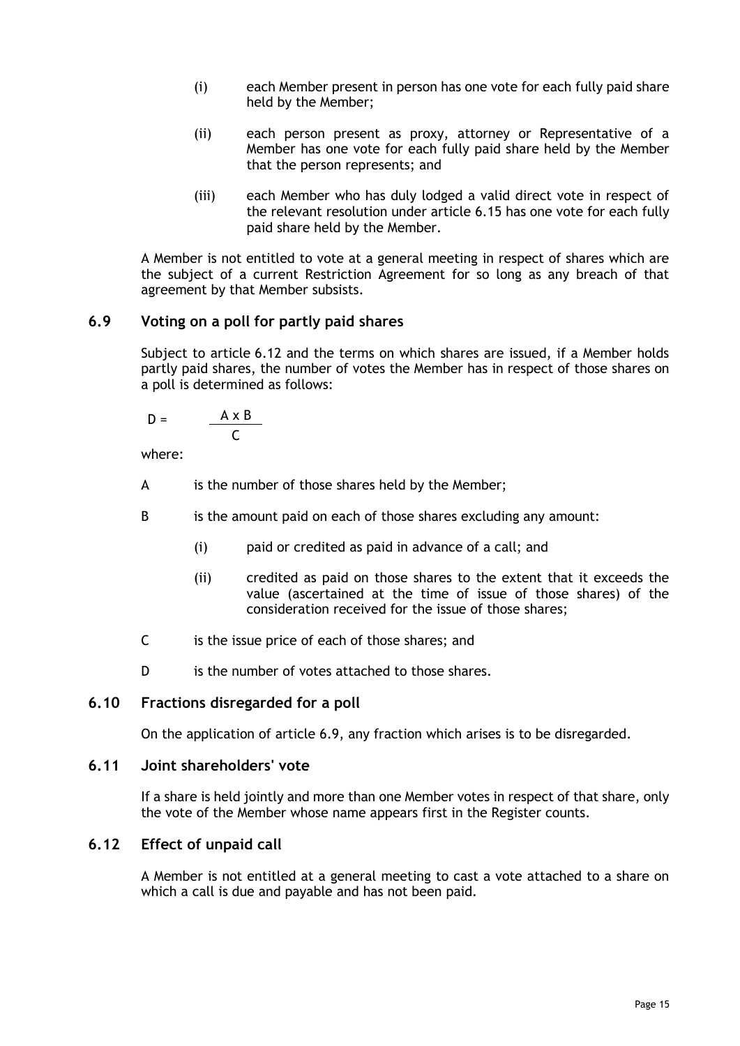(i) each Member present in person has one vote for each fully paid share held by the Member;

(ii) each person present as proxy, attorney or Representative of a Member has one vote for each fully paid share held by the Member that the person represents; and

(iii) each Member who has duly lodged a valid direct vote in respect of the relevant resolution under article 6.15 has one vote for each fully paid share held by the Member.

A Member is not entitled to vote at a general meeting in respect of shares which are the subject of a current Restriction Agreement for so long as any breach of that agreement by that Member subsists.

## 6.9 Voting on a poll for partly paid shares

Subject to article 6.12 and the terms on which shares are issued, if a Member holds partly paid shares, the number of votes the Member has in respect of those shares on a poll is determined as follows:

$$D = \frac{A \times B}{C}$$

where:

A is the number of those shares held by the Member;

B is the amount paid on each of those shares excluding any amount:

- (i) paid or credited as paid in advance of a call; and
- (ii) credited as paid on those shares to the extent that it exceeds the value (ascertained at the time of issue of those shares) of the consideration received for the issue of those shares;

C is the issue price of each of those shares; and

D is the number of votes attached to those shares.

## 6.10 Fractions disregarded for a poll

On the application of article 6.9, any fraction which arises is to be disregarded.

## 6.11 Joint shareholders' vote

If a share is held jointly and more than one Member votes in respect of that share, only the vote of the Member whose name appears first in the Register counts.

## 6.12 Effect of unpaid call

A Member is not entitled at a general meeting to cast a vote attached to a share on which a call is due and payable and has not been paid.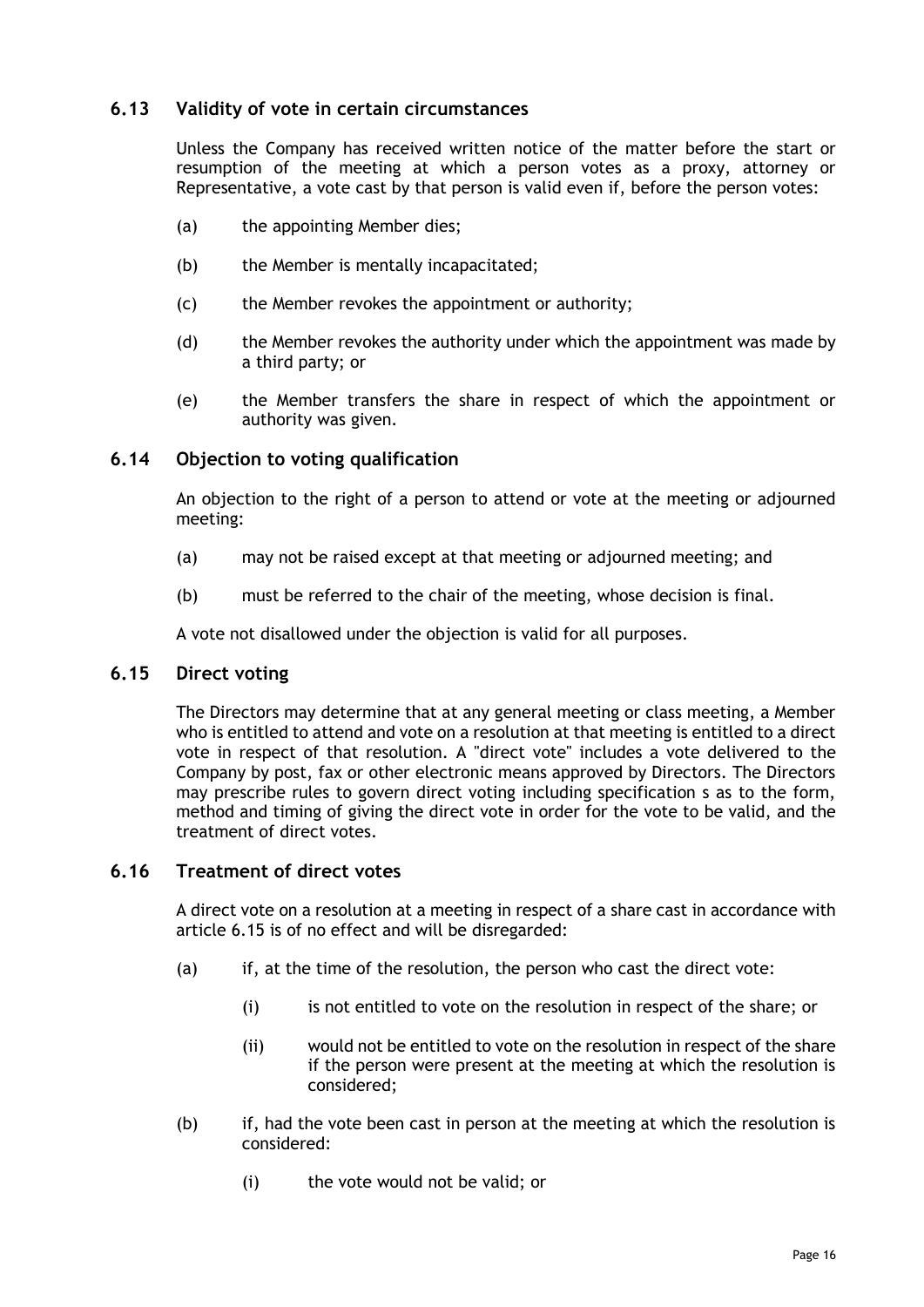### 6.13 Validity of vote in certain circumstances

Unless the Company has received written notice of the matter before the start or resumption of the meeting at which a person votes as a proxy, attorney or Representative, a vote cast by that person is valid even if, before the person votes:

(a) the appointing Member dies;

(b) the Member is mentally incapacitated;

(c) the Member revokes the appointment or authority;

(d) the Member revokes the authority under which the appointment was made by a third party; or

(e) the Member transfers the share in respect of which the appointment or authority was given.

### 6.14 Objection to voting qualification

An objection to the right of a person to attend or vote at the meeting or adjourned meeting:

(a) may not be raised except at that meeting or adjourned meeting; and

(b) must be referred to the chair of the meeting, whose decision is final.

A vote not disallowed under the objection is valid for all purposes.

### 6.15 Direct voting

The Directors may determine that at any general meeting or class meeting, a Member who is entitled to attend and vote on a resolution at that meeting is entitled to a direct vote in respect of that resolution. A "direct vote" includes a vote delivered to the Company by post, fax or other electronic means approved by Directors. The Directors may prescribe rules to govern direct voting including specification s as to the form, method and timing of giving the direct vote in order for the vote to be valid, and the treatment of direct votes.

### 6.16 Treatment of direct votes

A direct vote on a resolution at a meeting in respect of a share cast in accordance with article 6.15 is of no effect and will be disregarded:

(a) if, at the time of the resolution, the person who cast the direct vote:

  (i) is not entitled to vote on the resolution in respect of the share; or

  (ii) would not be entitled to vote on the resolution in respect of the share if the person were present at the meeting at which the resolution is considered;

(b) if, had the vote been cast in person at the meeting at which the resolution is considered:

  (i) the vote would not be valid; or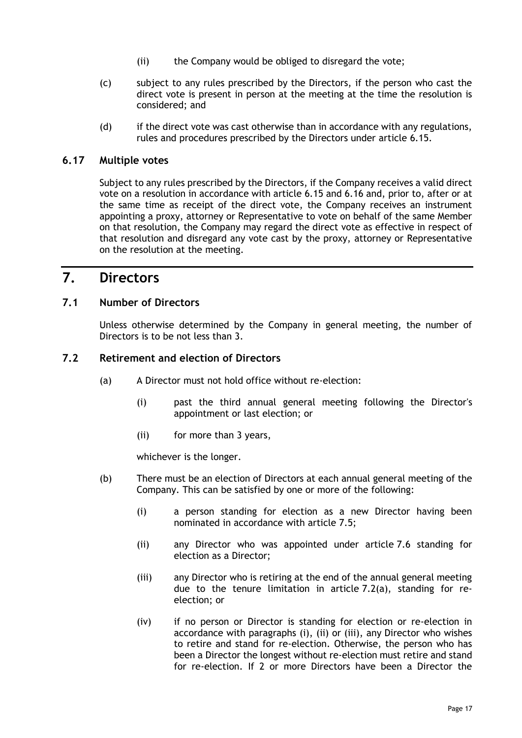(ii) the Company would be obliged to disregard the vote;

(c) subject to any rules prescribed by the Directors, if the person who cast the direct vote is present in person at the meeting at the time the resolution is considered; and

(d) if the direct vote was cast otherwise than in accordance with any regulations, rules and procedures prescribed by the Directors under article 6.15.

### 6.17 Multiple votes

Subject to any rules prescribed by the Directors, if the Company receives a valid direct vote on a resolution in accordance with article 6.15 and 6.16 and, prior to, after or at the same time as receipt of the direct vote, the Company receives an instrument appointing a proxy, attorney or Representative to vote on behalf of the same Member on that resolution, the Company may regard the direct vote as effective in respect of that resolution and disregard any vote cast by the proxy, attorney or Representative on the resolution at the meeting.

## 7. Directors

### 7.1 Number of Directors

Unless otherwise determined by the Company in general meeting, the number of Directors is to be not less than 3.

### 7.2 Retirement and election of Directors

(a) A Director must not hold office without re-election:

(i) past the third annual general meeting following the Director's appointment or last election; or

(ii) for more than 3 years,

whichever is the longer.

(b) There must be an election of Directors at each annual general meeting of the Company. This can be satisfied by one or more of the following:

(i) a person standing for election as a new Director having been nominated in accordance with article 7.5;

(ii) any Director who was appointed under article 7.6 standing for election as a Director;

(iii) any Director who is retiring at the end of the annual general meeting due to the tenure limitation in article 7.2(a), standing for re-election; or

(iv) if no person or Director is standing for election or re-election in accordance with paragraphs (i), (ii) or (iii), any Director who wishes to retire and stand for re-election. Otherwise, the person who has been a Director the longest without re-election must retire and stand for re-election. If 2 or more Directors have been a Director the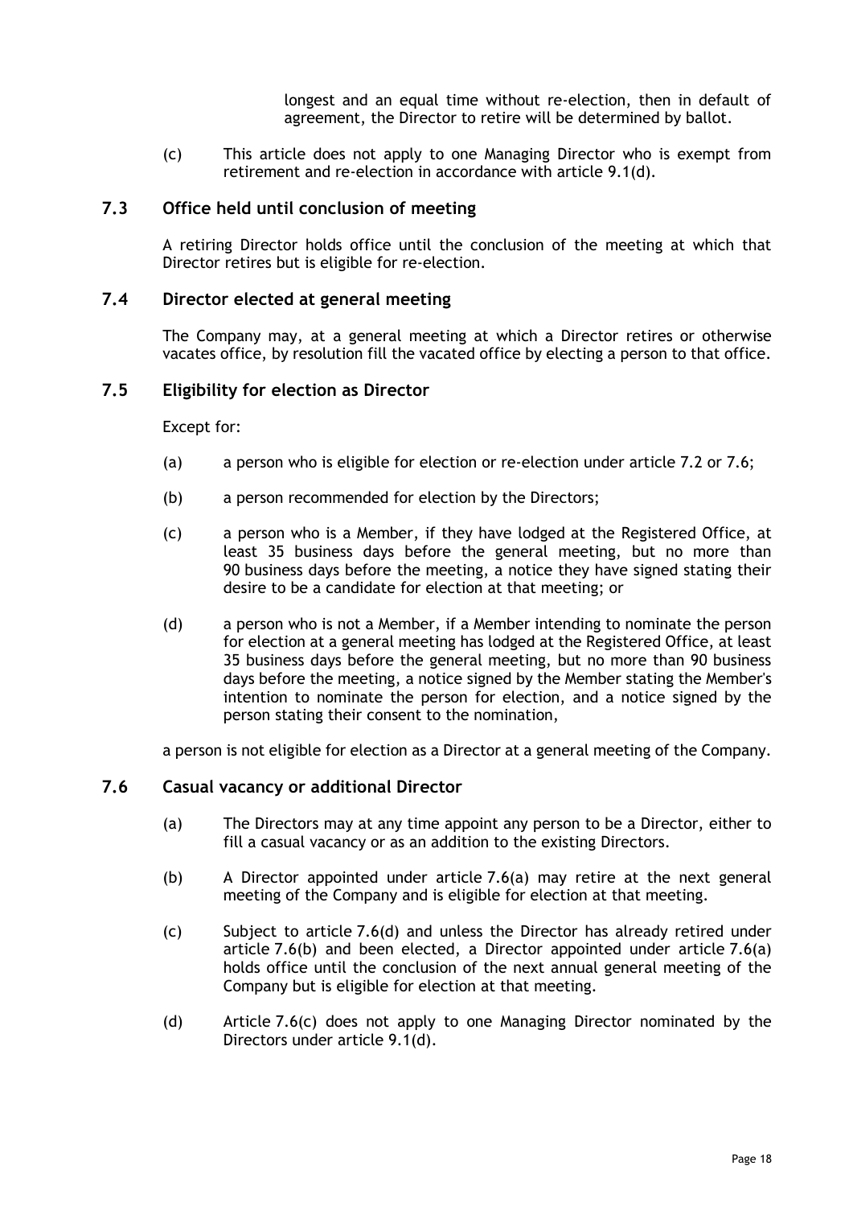longest and an equal time without re-election, then in default of agreement, the Director to retire will be determined by ballot.

(c) This article does not apply to one Managing Director who is exempt from retirement and re-election in accordance with article 9.1(d).

### 7.3 Office held until conclusion of meeting

A retiring Director holds office until the conclusion of the meeting at which that Director retires but is eligible for re-election.

### 7.4 Director elected at general meeting

The Company may, at a general meeting at which a Director retires or otherwise vacates office, by resolution fill the vacated office by electing a person to that office.

### 7.5 Eligibility for election as Director

Except for:

(a) a person who is eligible for election or re-election under article 7.2 or 7.6;

(b) a person recommended for election by the Directors;

(c) a person who is a Member, if they have lodged at the Registered Office, at least 35 business days before the general meeting, but no more than 90 business days before the meeting, a notice they have signed stating their desire to be a candidate for election at that meeting; or

(d) a person who is not a Member, if a Member intending to nominate the person for election at a general meeting has lodged at the Registered Office, at least 35 business days before the general meeting, but no more than 90 business days before the meeting, a notice signed by the Member stating the Member's intention to nominate the person for election, and a notice signed by the person stating their consent to the nomination,

a person is not eligible for election as a Director at a general meeting of the Company.

### 7.6 Casual vacancy or additional Director

(a) The Directors may at any time appoint any person to be a Director, either to fill a casual vacancy or as an addition to the existing Directors.

(b) A Director appointed under article 7.6(a) may retire at the next general meeting of the Company and is eligible for election at that meeting.

(c) Subject to article 7.6(d) and unless the Director has already retired under article 7.6(b) and been elected, a Director appointed under article 7.6(a) holds office until the conclusion of the next annual general meeting of the Company but is eligible for election at that meeting.

(d) Article 7.6(c) does not apply to one Managing Director nominated by the Directors under article 9.1(d).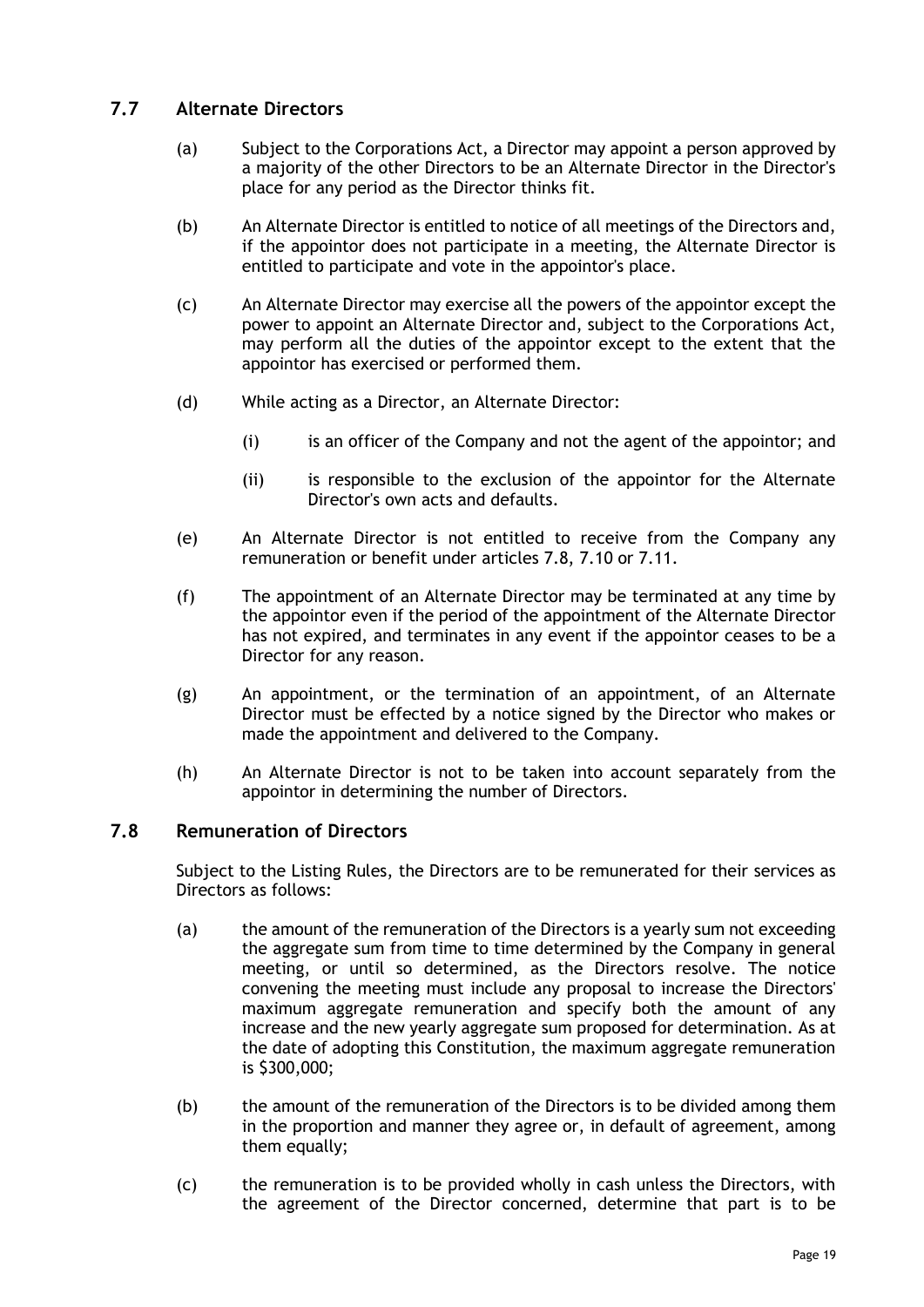## 7.7 Alternate Directors

(a) Subject to the Corporations Act, a Director may appoint a person approved by a majority of the other Directors to be an Alternate Director in the Director's place for any period as the Director thinks fit.

(b) An Alternate Director is entitled to notice of all meetings of the Directors and, if the appointor does not participate in a meeting, the Alternate Director is entitled to participate and vote in the appointor's place.

(c) An Alternate Director may exercise all the powers of the appointor except the power to appoint an Alternate Director and, subject to the Corporations Act, may perform all the duties of the appointor except to the extent that the appointor has exercised or performed them.

(d) While acting as a Director, an Alternate Director:

  (i) is an officer of the Company and not the agent of the appointor; and

  (ii) is responsible to the exclusion of the appointor for the Alternate Director's own acts and defaults.

(e) An Alternate Director is not entitled to receive from the Company any remuneration or benefit under articles 7.8, 7.10 or 7.11.

(f) The appointment of an Alternate Director may be terminated at any time by the appointor even if the period of the appointment of the Alternate Director has not expired, and terminates in any event if the appointor ceases to be a Director for any reason.

(g) An appointment, or the termination of an appointment, of an Alternate Director must be effected by a notice signed by the Director who makes or made the appointment and delivered to the Company.

(h) An Alternate Director is not to be taken into account separately from the appointor in determining the number of Directors.

## 7.8 Remuneration of Directors

Subject to the Listing Rules, the Directors are to be remunerated for their services as Directors as follows:

(a) the amount of the remuneration of the Directors is a yearly sum not exceeding the aggregate sum from time to time determined by the Company in general meeting, or until so determined, as the Directors resolve. The notice convening the meeting must include any proposal to increase the Directors' maximum aggregate remuneration and specify both the amount of any increase and the new yearly aggregate sum proposed for determination. As at the date of adopting this Constitution, the maximum aggregate remuneration is $300,000;

(b) the amount of the remuneration of the Directors is to be divided among them in the proportion and manner they agree or, in default of agreement, among them equally;

(c) the remuneration is to be provided wholly in cash unless the Directors, with the agreement of the Director concerned, determine that part is to be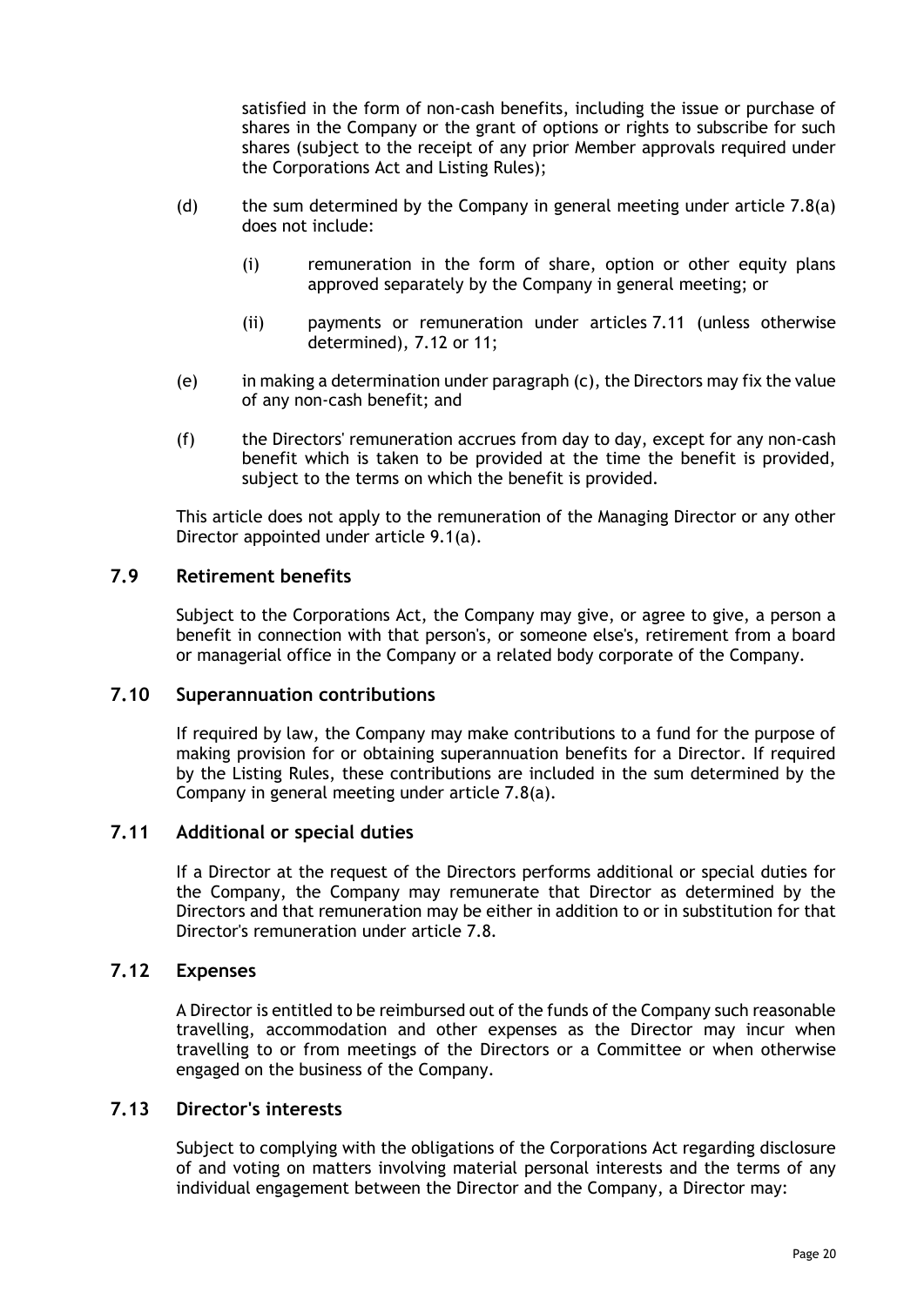satisfied in the form of non-cash benefits, including the issue or purchase of shares in the Company or the grant of options or rights to subscribe for such shares (subject to the receipt of any prior Member approvals required under the Corporations Act and Listing Rules);

(d) the sum determined by the Company in general meeting under article 7.8(a) does not include:

  (i) remuneration in the form of share, option or other equity plans approved separately by the Company in general meeting; or

  (ii) payments or remuneration under articles 7.11 (unless otherwise determined), 7.12 or 11;

(e) in making a determination under paragraph (c), the Directors may fix the value of any non-cash benefit; and

(f) the Directors' remuneration accrues from day to day, except for any non-cash benefit which is taken to be provided at the time the benefit is provided, subject to the terms on which the benefit is provided.

This article does not apply to the remuneration of the Managing Director or any other Director appointed under article 9.1(a).

## 7.9 Retirement benefits

Subject to the Corporations Act, the Company may give, or agree to give, a person a benefit in connection with that person's, or someone else's, retirement from a board or managerial office in the Company or a related body corporate of the Company.

## 7.10 Superannuation contributions

If required by law, the Company may make contributions to a fund for the purpose of making provision for or obtaining superannuation benefits for a Director. If required by the Listing Rules, these contributions are included in the sum determined by the Company in general meeting under article 7.8(a).

## 7.11 Additional or special duties

If a Director at the request of the Directors performs additional or special duties for the Company, the Company may remunerate that Director as determined by the Directors and that remuneration may be either in addition to or in substitution for that Director's remuneration under article 7.8.

## 7.12 Expenses

A Director is entitled to be reimbursed out of the funds of the Company such reasonable travelling, accommodation and other expenses as the Director may incur when travelling to or from meetings of the Directors or a Committee or when otherwise engaged on the business of the Company.

## 7.13 Director's interests

Subject to complying with the obligations of the Corporations Act regarding disclosure of and voting on matters involving material personal interests and the terms of any individual engagement between the Director and the Company, a Director may: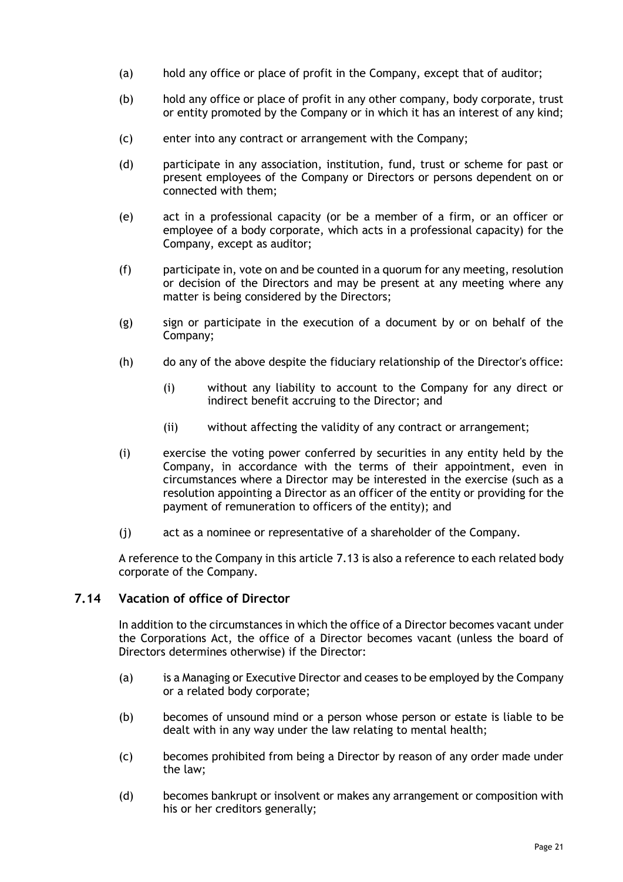(a) hold any office or place of profit in the Company, except that of auditor;

(b) hold any office or place of profit in any other company, body corporate, trust or entity promoted by the Company or in which it has an interest of any kind;

(c) enter into any contract or arrangement with the Company;

(d) participate in any association, institution, fund, trust or scheme for past or present employees of the Company or Directors or persons dependent on or connected with them;

(e) act in a professional capacity (or be a member of a firm, or an officer or employee of a body corporate, which acts in a professional capacity) for the Company, except as auditor;

(f) participate in, vote on and be counted in a quorum for any meeting, resolution or decision of the Directors and may be present at any meeting where any matter is being considered by the Directors;

(g) sign or participate in the execution of a document by or on behalf of the Company;

(h) do any of the above despite the fiduciary relationship of the Director's office:

  (i) without any liability to account to the Company for any direct or indirect benefit accruing to the Director; and

  (ii) without affecting the validity of any contract or arrangement;

(i) exercise the voting power conferred by securities in any entity held by the Company, in accordance with the terms of their appointment, even in circumstances where a Director may be interested in the exercise (such as a resolution appointing a Director as an officer of the entity or providing for the payment of remuneration to officers of the entity); and

(j) act as a nominee or representative of a shareholder of the Company.

A reference to the Company in this article 7.13 is also a reference to each related body corporate of the Company.

## 7.14 Vacation of office of Director

In addition to the circumstances in which the office of a Director becomes vacant under the Corporations Act, the office of a Director becomes vacant (unless the board of Directors determines otherwise) if the Director:

(a) is a Managing or Executive Director and ceases to be employed by the Company or a related body corporate;

(b) becomes of unsound mind or a person whose person or estate is liable to be dealt with in any way under the law relating to mental health;

(c) becomes prohibited from being a Director by reason of any order made under the law;

(d) becomes bankrupt or insolvent or makes any arrangement or composition with his or her creditors generally;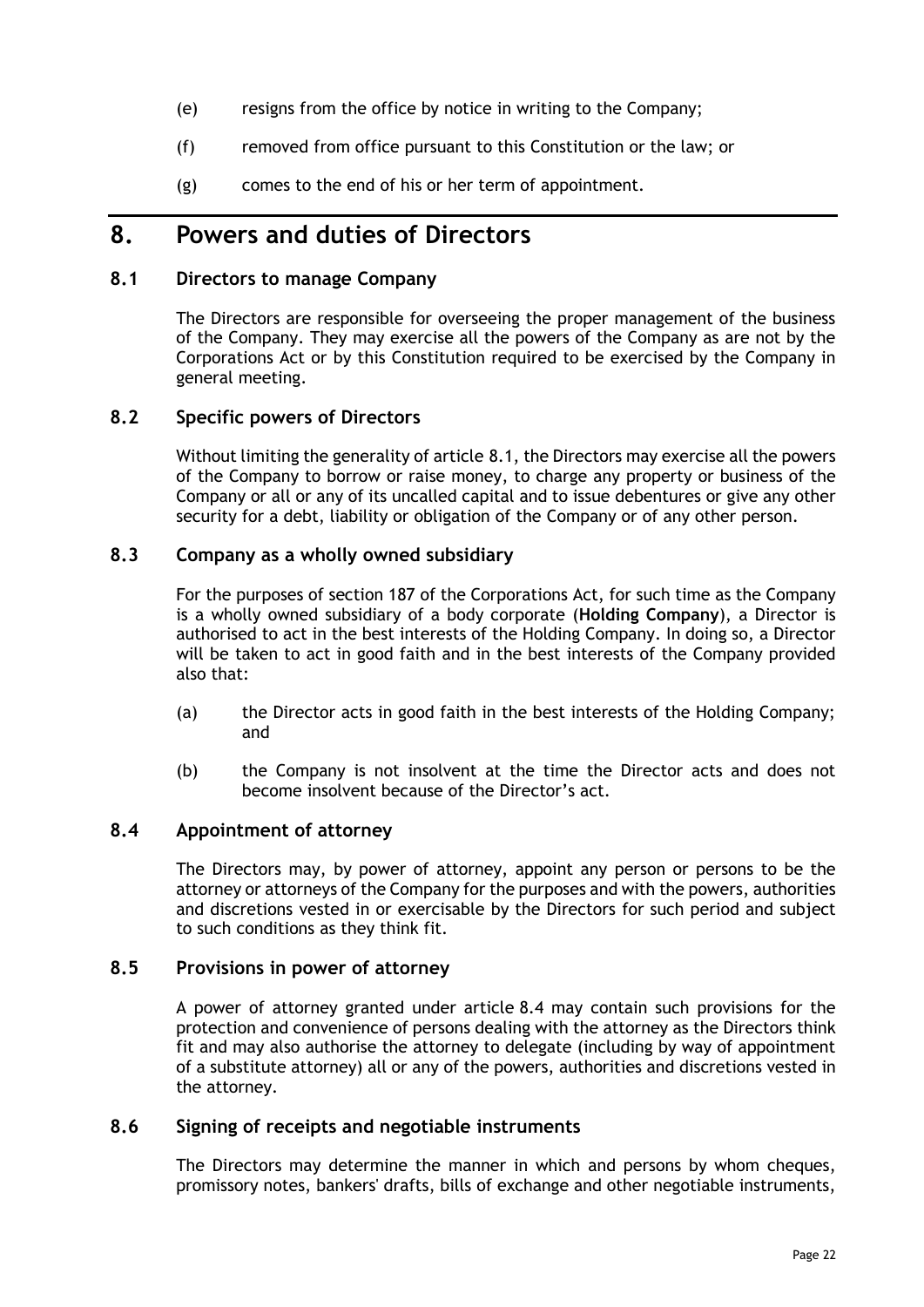(e) resigns from the office by notice in writing to the Company;

(f) removed from office pursuant to this Constitution or the law; or

(g) comes to the end of his or her term of appointment.

# 8. Powers and duties of Directors

## 8.1 Directors to manage Company

The Directors are responsible for overseeing the proper management of the business of the Company. They may exercise all the powers of the Company as are not by the Corporations Act or by this Constitution required to be exercised by the Company in general meeting.

## 8.2 Specific powers of Directors

Without limiting the generality of article 8.1, the Directors may exercise all the powers of the Company to borrow or raise money, to charge any property or business of the Company or all or any of its uncalled capital and to issue debentures or give any other security for a debt, liability or obligation of the Company or of any other person.

## 8.3 Company as a wholly owned subsidiary

For the purposes of section 187 of the Corporations Act, for such time as the Company is a wholly owned subsidiary of a body corporate (**Holding Company**), a Director is authorised to act in the best interests of the Holding Company. In doing so, a Director will be taken to act in good faith and in the best interests of the Company provided also that:

(a) the Director acts in good faith in the best interests of the Holding Company; and

(b) the Company is not insolvent at the time the Director acts and does not become insolvent because of the Director's act.

## 8.4 Appointment of attorney

The Directors may, by power of attorney, appoint any person or persons to be the attorney or attorneys of the Company for the purposes and with the powers, authorities and discretions vested in or exercisable by the Directors for such period and subject to such conditions as they think fit.

## 8.5 Provisions in power of attorney

A power of attorney granted under article 8.4 may contain such provisions for the protection and convenience of persons dealing with the attorney as the Directors think fit and may also authorise the attorney to delegate (including by way of appointment of a substitute attorney) all or any of the powers, authorities and discretions vested in the attorney.

## 8.6 Signing of receipts and negotiable instruments

The Directors may determine the manner in which and persons by whom cheques, promissory notes, bankers' drafts, bills of exchange and other negotiable instruments,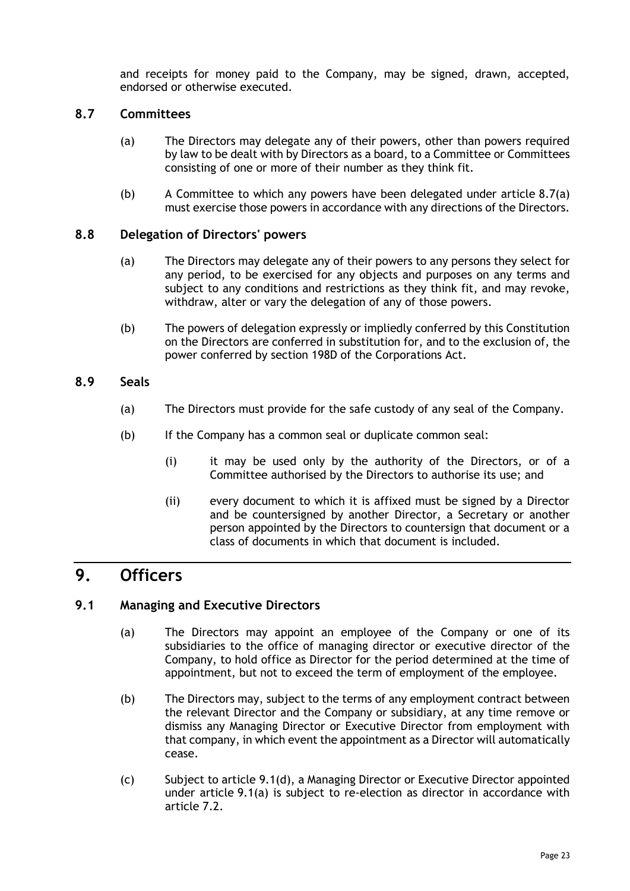and receipts for money paid to the Company, may be signed, drawn, accepted, endorsed or otherwise executed.

### 8.7 Committees

(a) The Directors may delegate any of their powers, other than powers required by law to be dealt with by Directors as a board, to a Committee or Committees consisting of one or more of their number as they think fit.

(b) A Committee to which any powers have been delegated under article 8.7(a) must exercise those powers in accordance with any directions of the Directors.

### 8.8 Delegation of Directors' powers

(a) The Directors may delegate any of their powers to any persons they select for any period, to be exercised for any objects and purposes on any terms and subject to any conditions and restrictions as they think fit, and may revoke, withdraw, alter or vary the delegation of any of those powers.

(b) The powers of delegation expressly or impliedly conferred by this Constitution on the Directors are conferred in substitution for, and to the exclusion of, the power conferred by section 198D of the Corporations Act.

### 8.9 Seals

(a) The Directors must provide for the safe custody of any seal of the Company.

(b) If the Company has a common seal or duplicate common seal:

(i) it may be used only by the authority of the Directors, or of a Committee authorised by the Directors to authorise its use; and

(ii) every document to which it is affixed must be signed by a Director and be countersigned by another Director, a Secretary or another person appointed by the Directors to countersign that document or a class of documents in which that document is included.

## 9. Officers

### 9.1 Managing and Executive Directors

(a) The Directors may appoint an employee of the Company or one of its subsidiaries to the office of managing director or executive director of the Company, to hold office as Director for the period determined at the time of appointment, but not to exceed the term of employment of the employee.

(b) The Directors may, subject to the terms of any employment contract between the relevant Director and the Company or subsidiary, at any time remove or dismiss any Managing Director or Executive Director from employment with that company, in which event the appointment as a Director will automatically cease.

(c) Subject to article 9.1(d), a Managing Director or Executive Director appointed under article 9.1(a) is subject to re-election as director in accordance with article 7.2.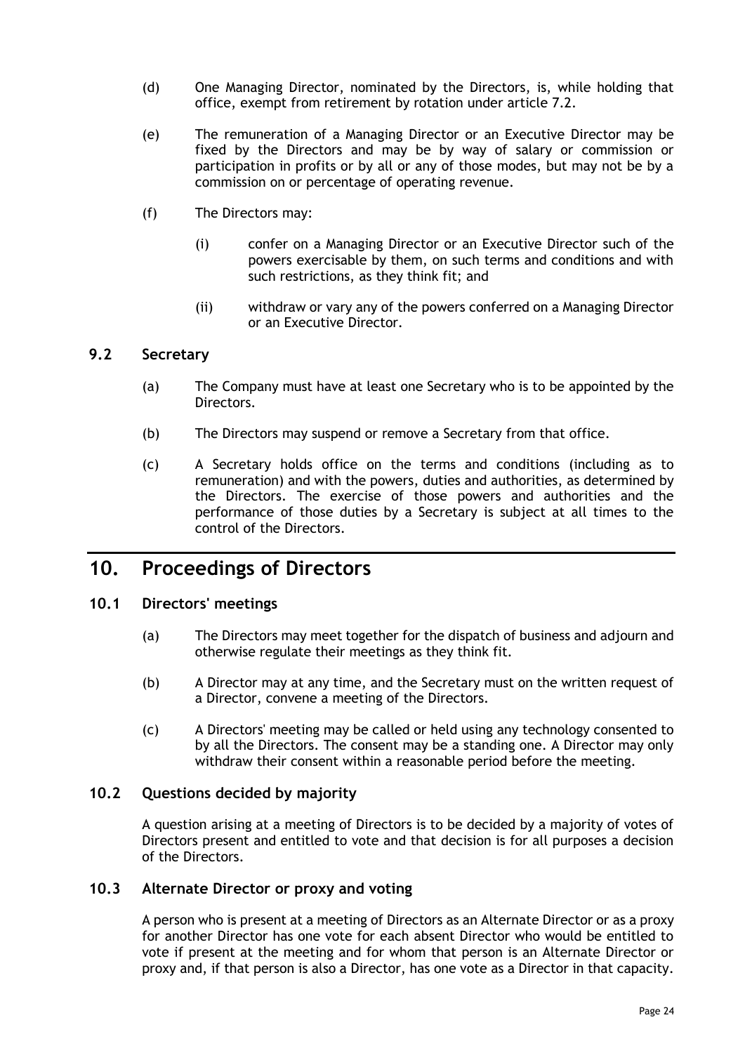(d) One Managing Director, nominated by the Directors, is, while holding that office, exempt from retirement by rotation under article 7.2.

(e) The remuneration of a Managing Director or an Executive Director may be fixed by the Directors and may be by way of salary or commission or participation in profits or by all or any of those modes, but may not be by a commission on or percentage of operating revenue.

(f) The Directors may:

   (i) confer on a Managing Director or an Executive Director such of the powers exercisable by them, on such terms and conditions and with such restrictions, as they think fit; and

   (ii) withdraw or vary any of the powers conferred on a Managing Director or an Executive Director.

### 9.2 Secretary

(a) The Company must have at least one Secretary who is to be appointed by the Directors.

(b) The Directors may suspend or remove a Secretary from that office.

(c) A Secretary holds office on the terms and conditions (including as to remuneration) and with the powers, duties and authorities, as determined by the Directors. The exercise of those powers and authorities and the performance of those duties by a Secretary is subject at all times to the control of the Directors.

## 10. Proceedings of Directors

### 10.1 Directors' meetings

(a) The Directors may meet together for the dispatch of business and adjourn and otherwise regulate their meetings as they think fit.

(b) A Director may at any time, and the Secretary must on the written request of a Director, convene a meeting of the Directors.

(c) A Directors' meeting may be called or held using any technology consented to by all the Directors. The consent may be a standing one. A Director may only withdraw their consent within a reasonable period before the meeting.

### 10.2 Questions decided by majority

A question arising at a meeting of Directors is to be decided by a majority of votes of Directors present and entitled to vote and that decision is for all purposes a decision of the Directors.

### 10.3 Alternate Director or proxy and voting

A person who is present at a meeting of Directors as an Alternate Director or as a proxy for another Director has one vote for each absent Director who would be entitled to vote if present at the meeting and for whom that person is an Alternate Director or proxy and, if that person is also a Director, has one vote as a Director in that capacity.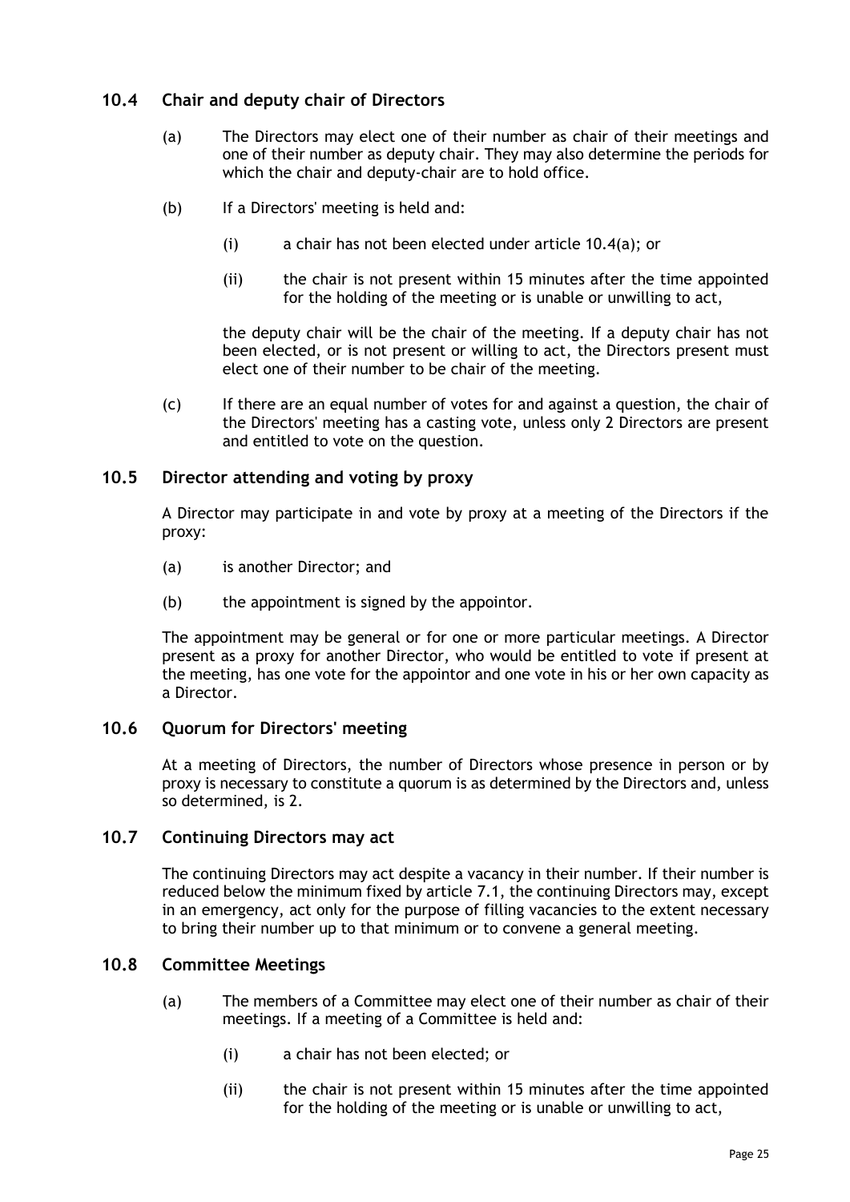### 10.4 Chair and deputy chair of Directors

(a) The Directors may elect one of their number as chair of their meetings and one of their number as deputy chair. They may also determine the periods for which the chair and deputy-chair are to hold office.

(b) If a Directors' meeting is held and:

  (i) a chair has not been elected under article 10.4(a); or

  (ii) the chair is not present within 15 minutes after the time appointed for the holding of the meeting or is unable or unwilling to act,

the deputy chair will be the chair of the meeting. If a deputy chair has not been elected, or is not present or willing to act, the Directors present must elect one of their number to be chair of the meeting.

(c) If there are an equal number of votes for and against a question, the chair of the Directors' meeting has a casting vote, unless only 2 Directors are present and entitled to vote on the question.

### 10.5 Director attending and voting by proxy

A Director may participate in and vote by proxy at a meeting of the Directors if the proxy:

(a) is another Director; and

(b) the appointment is signed by the appointor.

The appointment may be general or for one or more particular meetings. A Director present as a proxy for another Director, who would be entitled to vote if present at the meeting, has one vote for the appointor and one vote in his or her own capacity as a Director.

### 10.6 Quorum for Directors' meeting

At a meeting of Directors, the number of Directors whose presence in person or by proxy is necessary to constitute a quorum is as determined by the Directors and, unless so determined, is 2.

### 10.7 Continuing Directors may act

The continuing Directors may act despite a vacancy in their number. If their number is reduced below the minimum fixed by article 7.1, the continuing Directors may, except in an emergency, act only for the purpose of filling vacancies to the extent necessary to bring their number up to that minimum or to convene a general meeting.

### 10.8 Committee Meetings

(a) The members of a Committee may elect one of their number as chair of their meetings. If a meeting of a Committee is held and:

  (i) a chair has not been elected; or

  (ii) the chair is not present within 15 minutes after the time appointed for the holding of the meeting or is unable or unwilling to act,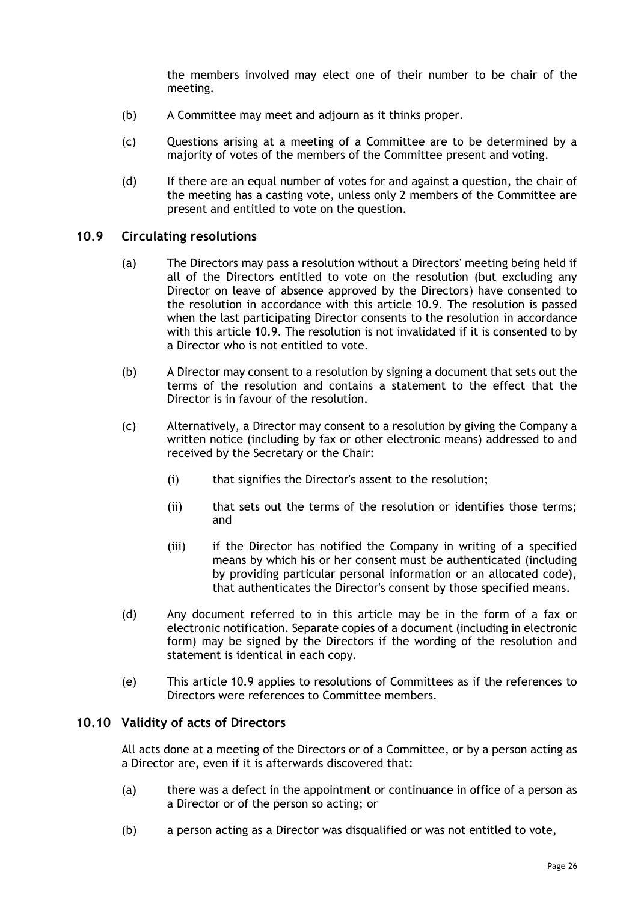the members involved may elect one of their number to be chair of the meeting.

(b) A Committee may meet and adjourn as it thinks proper.

(c) Questions arising at a meeting of a Committee are to be determined by a majority of votes of the members of the Committee present and voting.

(d) If there are an equal number of votes for and against a question, the chair of the meeting has a casting vote, unless only 2 members of the Committee are present and entitled to vote on the question.

## 10.9 Circulating resolutions

(a) The Directors may pass a resolution without a Directors' meeting being held if all of the Directors entitled to vote on the resolution (but excluding any Director on leave of absence approved by the Directors) have consented to the resolution in accordance with this article 10.9. The resolution is passed when the last participating Director consents to the resolution in accordance with this article 10.9. The resolution is not invalidated if it is consented to by a Director who is not entitled to vote.

(b) A Director may consent to a resolution by signing a document that sets out the terms of the resolution and contains a statement to the effect that the Director is in favour of the resolution.

(c) Alternatively, a Director may consent to a resolution by giving the Company a written notice (including by fax or other electronic means) addressed to and received by the Secretary or the Chair:

(i) that signifies the Director's assent to the resolution;

(ii) that sets out the terms of the resolution or identifies those terms; and

(iii) if the Director has notified the Company in writing of a specified means by which his or her consent must be authenticated (including by providing particular personal information or an allocated code), that authenticates the Director's consent by those specified means.

(d) Any document referred to in this article may be in the form of a fax or electronic notification. Separate copies of a document (including in electronic form) may be signed by the Directors if the wording of the resolution and statement is identical in each copy.

(e) This article 10.9 applies to resolutions of Committees as if the references to Directors were references to Committee members.

## 10.10 Validity of acts of Directors

All acts done at a meeting of the Directors or of a Committee, or by a person acting as a Director are, even if it is afterwards discovered that:

(a) there was a defect in the appointment or continuance in office of a person as a Director or of the person so acting; or

(b) a person acting as a Director was disqualified or was not entitled to vote,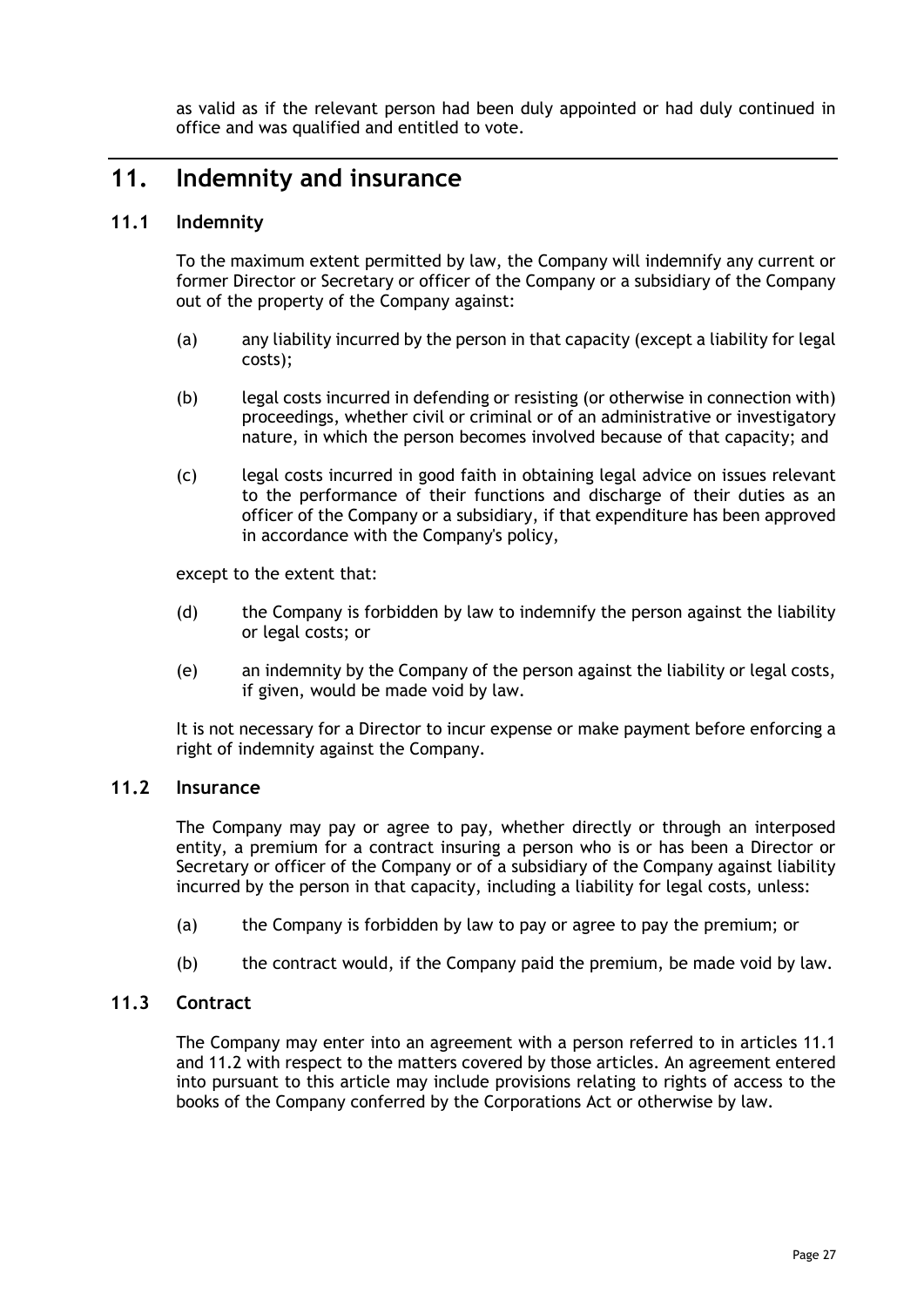as valid as if the relevant person had been duly appointed or had duly continued in office and was qualified and entitled to vote.

# 11. Indemnity and insurance

## 11.1 Indemnity

To the maximum extent permitted by law, the Company will indemnify any current or former Director or Secretary or officer of the Company or a subsidiary of the Company out of the property of the Company against:

(a) any liability incurred by the person in that capacity (except a liability for legal costs);

(b) legal costs incurred in defending or resisting (or otherwise in connection with) proceedings, whether civil or criminal or of an administrative or investigatory nature, in which the person becomes involved because of that capacity; and

(c) legal costs incurred in good faith in obtaining legal advice on issues relevant to the performance of their functions and discharge of their duties as an officer of the Company or a subsidiary, if that expenditure has been approved in accordance with the Company's policy,

except to the extent that:

(d) the Company is forbidden by law to indemnify the person against the liability or legal costs; or

(e) an indemnity by the Company of the person against the liability or legal costs, if given, would be made void by law.

It is not necessary for a Director to incur expense or make payment before enforcing a right of indemnity against the Company.

## 11.2 Insurance

The Company may pay or agree to pay, whether directly or through an interposed entity, a premium for a contract insuring a person who is or has been a Director or Secretary or officer of the Company or of a subsidiary of the Company against liability incurred by the person in that capacity, including a liability for legal costs, unless:

(a) the Company is forbidden by law to pay or agree to pay the premium; or

(b) the contract would, if the Company paid the premium, be made void by law.

## 11.3 Contract

The Company may enter into an agreement with a person referred to in articles 11.1 and 11.2 with respect to the matters covered by those articles. An agreement entered into pursuant to this article may include provisions relating to rights of access to the books of the Company conferred by the Corporations Act or otherwise by law.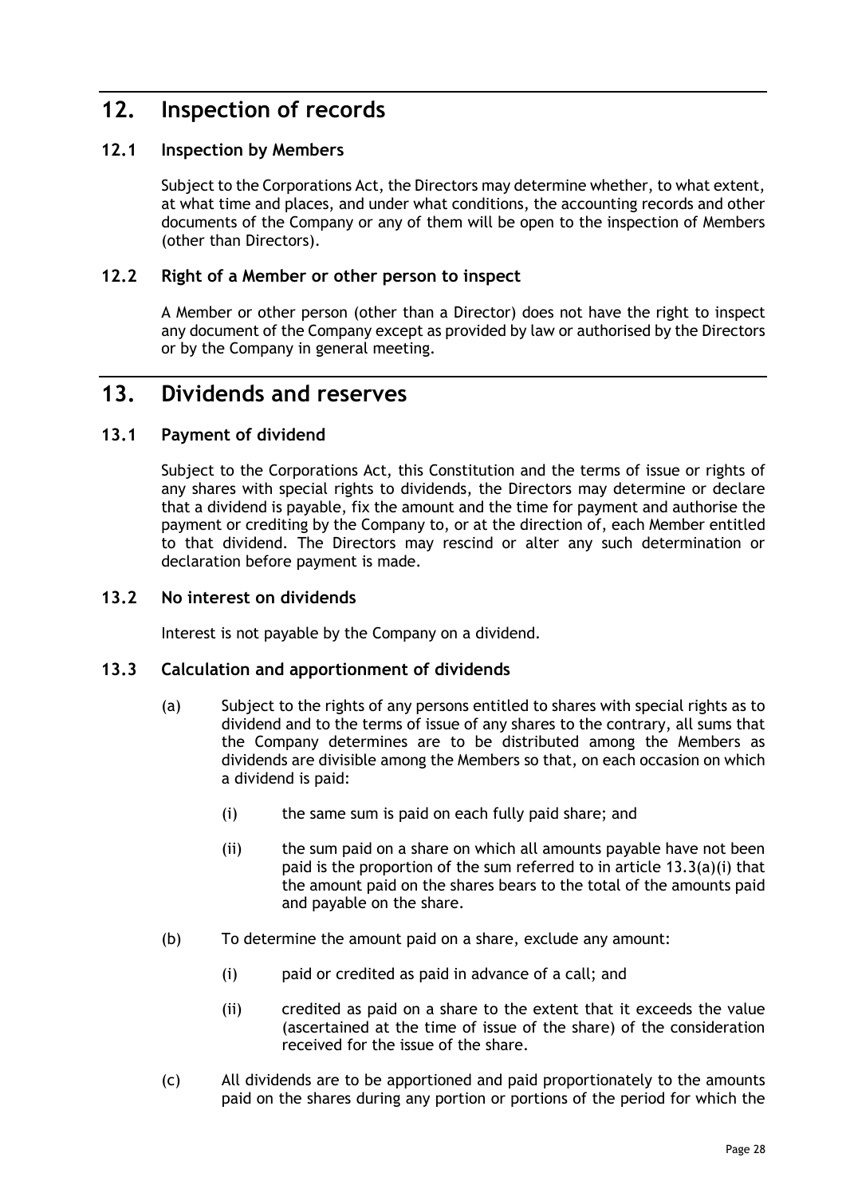# 12. Inspection of records

## 12.1 Inspection by Members

Subject to the Corporations Act, the Directors may determine whether, to what extent, at what time and places, and under what conditions, the accounting records and other documents of the Company or any of them will be open to the inspection of Members (other than Directors).

## 12.2 Right of a Member or other person to inspect

A Member or other person (other than a Director) does not have the right to inspect any document of the Company except as provided by law or authorised by the Directors or by the Company in general meeting.

# 13. Dividends and reserves

## 13.1 Payment of dividend

Subject to the Corporations Act, this Constitution and the terms of issue or rights of any shares with special rights to dividends, the Directors may determine or declare that a dividend is payable, fix the amount and the time for payment and authorise the payment or crediting by the Company to, or at the direction of, each Member entitled to that dividend. The Directors may rescind or alter any such determination or declaration before payment is made.

## 13.2 No interest on dividends

Interest is not payable by the Company on a dividend.

## 13.3 Calculation and apportionment of dividends

(a) Subject to the rights of any persons entitled to shares with special rights as to dividend and to the terms of issue of any shares to the contrary, all sums that the Company determines are to be distributed among the Members as dividends are divisible among the Members so that, on each occasion on which a dividend is paid:

(i) the same sum is paid on each fully paid share; and

(ii) the sum paid on a share on which all amounts payable have not been paid is the proportion of the sum referred to in article 13.3(a)(i) that the amount paid on the shares bears to the total of the amounts paid and payable on the share.

(b) To determine the amount paid on a share, exclude any amount:

(i) paid or credited as paid in advance of a call; and

(ii) credited as paid on a share to the extent that it exceeds the value (ascertained at the time of issue of the share) of the consideration received for the issue of the share.

(c) All dividends are to be apportioned and paid proportionately to the amounts paid on the shares during any portion or portions of the period for which the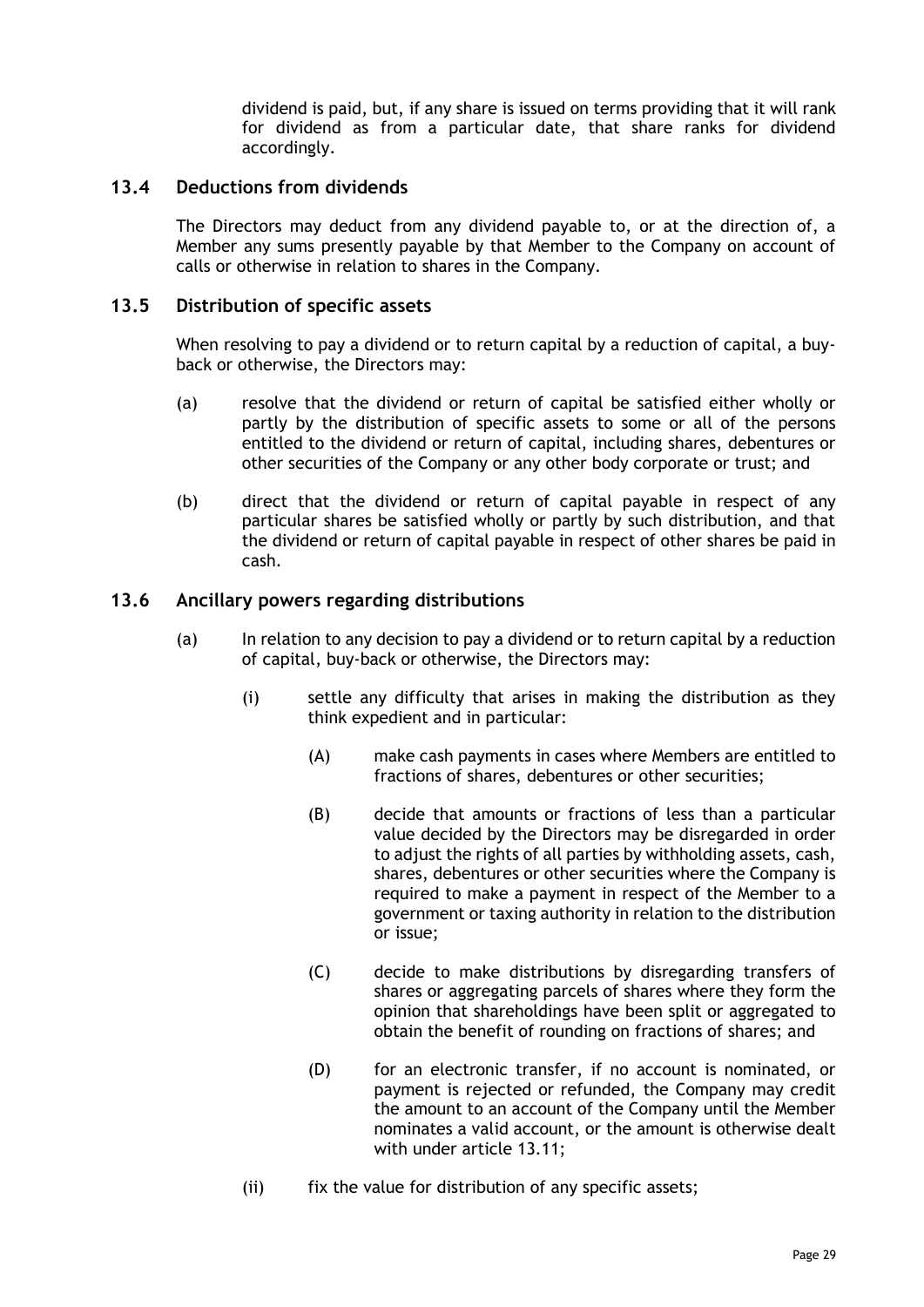dividend is paid, but, if any share is issued on terms providing that it will rank for dividend as from a particular date, that share ranks for dividend accordingly.

### 13.4 Deductions from dividends

The Directors may deduct from any dividend payable to, or at the direction of, a Member any sums presently payable by that Member to the Company on account of calls or otherwise in relation to shares in the Company.

### 13.5 Distribution of specific assets

When resolving to pay a dividend or to return capital by a reduction of capital, a buy-back or otherwise, the Directors may:

(a) resolve that the dividend or return of capital be satisfied either wholly or partly by the distribution of specific assets to some or all of the persons entitled to the dividend or return of capital, including shares, debentures or other securities of the Company or any other body corporate or trust; and

(b) direct that the dividend or return of capital payable in respect of any particular shares be satisfied wholly or partly by such distribution, and that the dividend or return of capital payable in respect of other shares be paid in cash.

### 13.6 Ancillary powers regarding distributions

(a) In relation to any decision to pay a dividend or to return capital by a reduction of capital, buy-back or otherwise, the Directors may:

  (i) settle any difficulty that arises in making the distribution as they think expedient and in particular:

    (A) make cash payments in cases where Members are entitled to fractions of shares, debentures or other securities;

    (B) decide that amounts or fractions of less than a particular value decided by the Directors may be disregarded in order to adjust the rights of all parties by withholding assets, cash, shares, debentures or other securities where the Company is required to make a payment in respect of the Member to a government or taxing authority in relation to the distribution or issue;

    (C) decide to make distributions by disregarding transfers of shares or aggregating parcels of shares where they form the opinion that shareholdings have been split or aggregated to obtain the benefit of rounding on fractions of shares; and

    (D) for an electronic transfer, if no account is nominated, or payment is rejected or refunded, the Company may credit the amount to an account of the Company until the Member nominates a valid account, or the amount is otherwise dealt with under article 13.11;

  (ii) fix the value for distribution of any specific assets;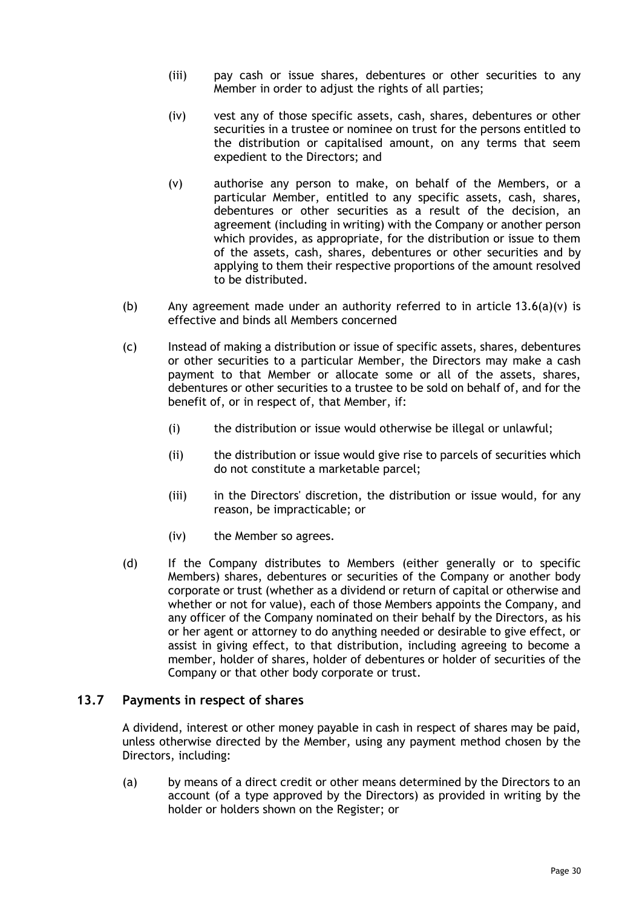(iii) pay cash or issue shares, debentures or other securities to any Member in order to adjust the rights of all parties;

(iv) vest any of those specific assets, cash, shares, debentures or other securities in a trustee or nominee on trust for the persons entitled to the distribution or capitalised amount, on any terms that seem expedient to the Directors; and

(v) authorise any person to make, on behalf of the Members, or a particular Member, entitled to any specific assets, cash, shares, debentures or other securities as a result of the decision, an agreement (including in writing) with the Company or another person which provides, as appropriate, for the distribution or issue to them of the assets, cash, shares, debentures or other securities and by applying to them their respective proportions of the amount resolved to be distributed.

(b) Any agreement made under an authority referred to in article 13.6(a)(v) is effective and binds all Members concerned

(c) Instead of making a distribution or issue of specific assets, shares, debentures or other securities to a particular Member, the Directors may make a cash payment to that Member or allocate some or all of the assets, shares, debentures or other securities to a trustee to be sold on behalf of, and for the benefit of, or in respect of, that Member, if:

(i) the distribution or issue would otherwise be illegal or unlawful;

(ii) the distribution or issue would give rise to parcels of securities which do not constitute a marketable parcel;

(iii) in the Directors' discretion, the distribution or issue would, for any reason, be impracticable; or

(iv) the Member so agrees.

(d) If the Company distributes to Members (either generally or to specific Members) shares, debentures or securities of the Company or another body corporate or trust (whether as a dividend or return of capital or otherwise and whether or not for value), each of those Members appoints the Company, and any officer of the Company nominated on their behalf by the Directors, as his or her agent or attorney to do anything needed or desirable to give effect, or assist in giving effect, to that distribution, including agreeing to become a member, holder of shares, holder of debentures or holder of securities of the Company or that other body corporate or trust.

## 13.7 Payments in respect of shares

A dividend, interest or other money payable in cash in respect of shares may be paid, unless otherwise directed by the Member, using any payment method chosen by the Directors, including:

(a) by means of a direct credit or other means determined by the Directors to an account (of a type approved by the Directors) as provided in writing by the holder or holders shown on the Register; or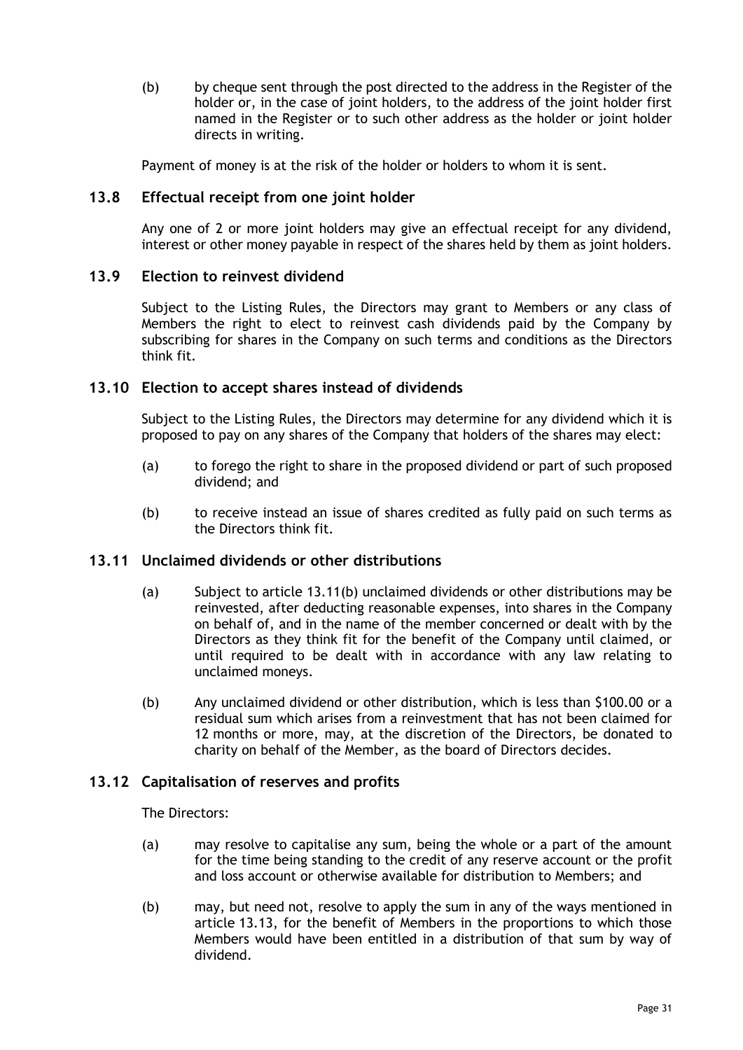(b) by cheque sent through the post directed to the address in the Register of the holder or, in the case of joint holders, to the address of the joint holder first named in the Register or to such other address as the holder or joint holder directs in writing.

Payment of money is at the risk of the holder or holders to whom it is sent.

### 13.8 Effectual receipt from one joint holder

Any one of 2 or more joint holders may give an effectual receipt for any dividend, interest or other money payable in respect of the shares held by them as joint holders.

### 13.9 Election to reinvest dividend

Subject to the Listing Rules, the Directors may grant to Members or any class of Members the right to elect to reinvest cash dividends paid by the Company by subscribing for shares in the Company on such terms and conditions as the Directors think fit.

### 13.10 Election to accept shares instead of dividends

Subject to the Listing Rules, the Directors may determine for any dividend which it is proposed to pay on any shares of the Company that holders of the shares may elect:

(a) to forego the right to share in the proposed dividend or part of such proposed dividend; and

(b) to receive instead an issue of shares credited as fully paid on such terms as the Directors think fit.

### 13.11 Unclaimed dividends or other distributions

(a) Subject to article 13.11(b) unclaimed dividends or other distributions may be reinvested, after deducting reasonable expenses, into shares in the Company on behalf of, and in the name of the member concerned or dealt with by the Directors as they think fit for the benefit of the Company until claimed, or until required to be dealt with in accordance with any law relating to unclaimed moneys.

(b) Any unclaimed dividend or other distribution, which is less than $100.00 or a residual sum which arises from a reinvestment that has not been claimed for 12 months or more, may, at the discretion of the Directors, be donated to charity on behalf of the Member, as the board of Directors decides.

### 13.12 Capitalisation of reserves and profits

The Directors:

(a) may resolve to capitalise any sum, being the whole or a part of the amount for the time being standing to the credit of any reserve account or the profit and loss account or otherwise available for distribution to Members; and

(b) may, but need not, resolve to apply the sum in any of the ways mentioned in article 13.13, for the benefit of Members in the proportions to which those Members would have been entitled in a distribution of that sum by way of dividend.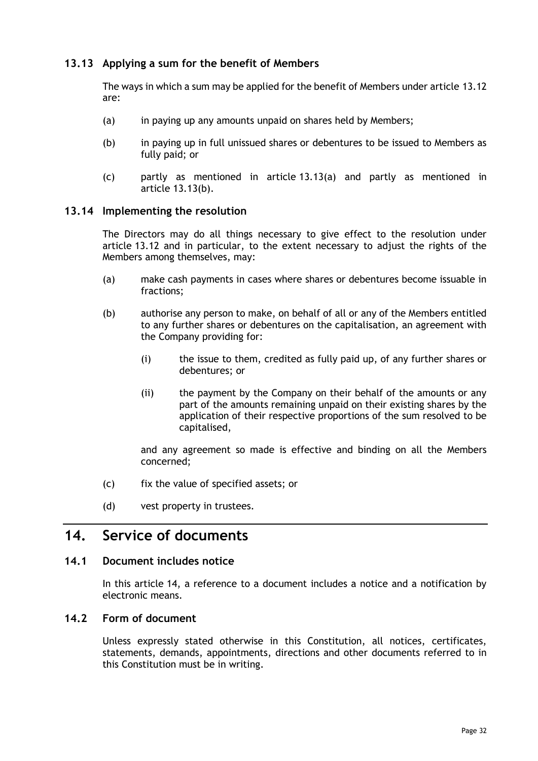### 13.13 Applying a sum for the benefit of Members

The ways in which a sum may be applied for the benefit of Members under article 13.12 are:

(a) in paying up any amounts unpaid on shares held by Members;

(b) in paying up in full unissued shares or debentures to be issued to Members as fully paid; or

(c) partly as mentioned in article 13.13(a) and partly as mentioned in article 13.13(b).

### 13.14 Implementing the resolution

The Directors may do all things necessary to give effect to the resolution under article 13.12 and in particular, to the extent necessary to adjust the rights of the Members among themselves, may:

(a) make cash payments in cases where shares or debentures become issuable in fractions;

(b) authorise any person to make, on behalf of all or any of the Members entitled to any further shares or debentures on the capitalisation, an agreement with the Company providing for:

  (i) the issue to them, credited as fully paid up, of any further shares or debentures; or

  (ii) the payment by the Company on their behalf of the amounts or any part of the amounts remaining unpaid on their existing shares by the application of their respective proportions of the sum resolved to be capitalised,

  and any agreement so made is effective and binding on all the Members concerned;

(c) fix the value of specified assets; or

(d) vest property in trustees.

## 14. Service of documents

### 14.1 Document includes notice

In this article 14, a reference to a document includes a notice and a notification by electronic means.

### 14.2 Form of document

Unless expressly stated otherwise in this Constitution, all notices, certificates, statements, demands, appointments, directions and other documents referred to in this Constitution must be in writing.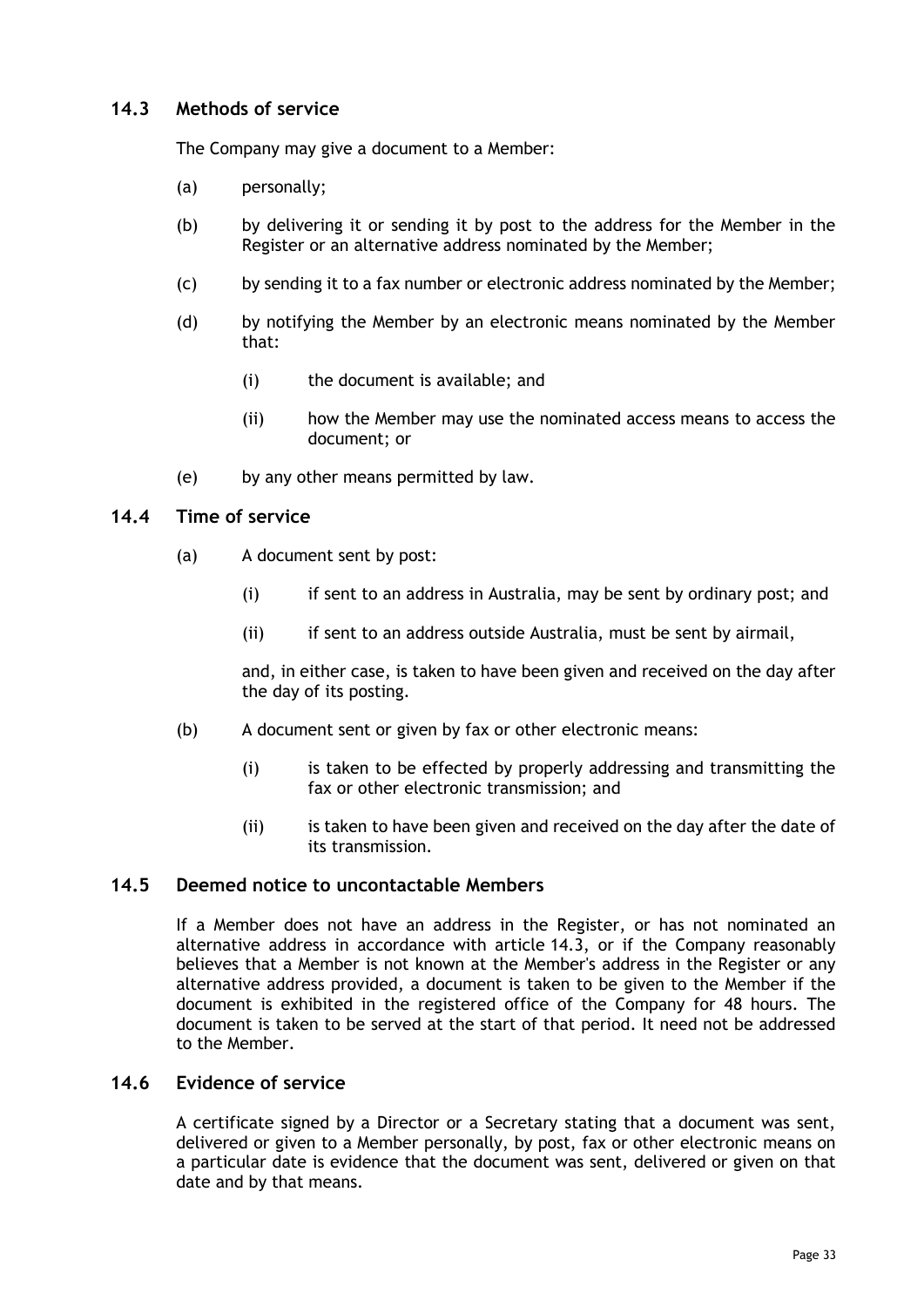## 14.3 Methods of service

The Company may give a document to a Member:

(a) personally;

(b) by delivering it or sending it by post to the address for the Member in the Register or an alternative address nominated by the Member;

(c) by sending it to a fax number or electronic address nominated by the Member;

(d) by notifying the Member by an electronic means nominated by the Member that:

  (i) the document is available; and

  (ii) how the Member may use the nominated access means to access the document; or

(e) by any other means permitted by law.

## 14.4 Time of service

(a) A document sent by post:

  (i) if sent to an address in Australia, may be sent by ordinary post; and

  (ii) if sent to an address outside Australia, must be sent by airmail,

  and, in either case, is taken to have been given and received on the day after the day of its posting.

(b) A document sent or given by fax or other electronic means:

  (i) is taken to be effected by properly addressing and transmitting the fax or other electronic transmission; and

  (ii) is taken to have been given and received on the day after the date of its transmission.

## 14.5 Deemed notice to uncontactable Members

If a Member does not have an address in the Register, or has not nominated an alternative address in accordance with article 14.3, or if the Company reasonably believes that a Member is not known at the Member's address in the Register or any alternative address provided, a document is taken to be given to the Member if the document is exhibited in the registered office of the Company for 48 hours. The document is taken to be served at the start of that period. It need not be addressed to the Member.

## 14.6 Evidence of service

A certificate signed by a Director or a Secretary stating that a document was sent, delivered or given to a Member personally, by post, fax or other electronic means on a particular date is evidence that the document was sent, delivered or given on that date and by that means.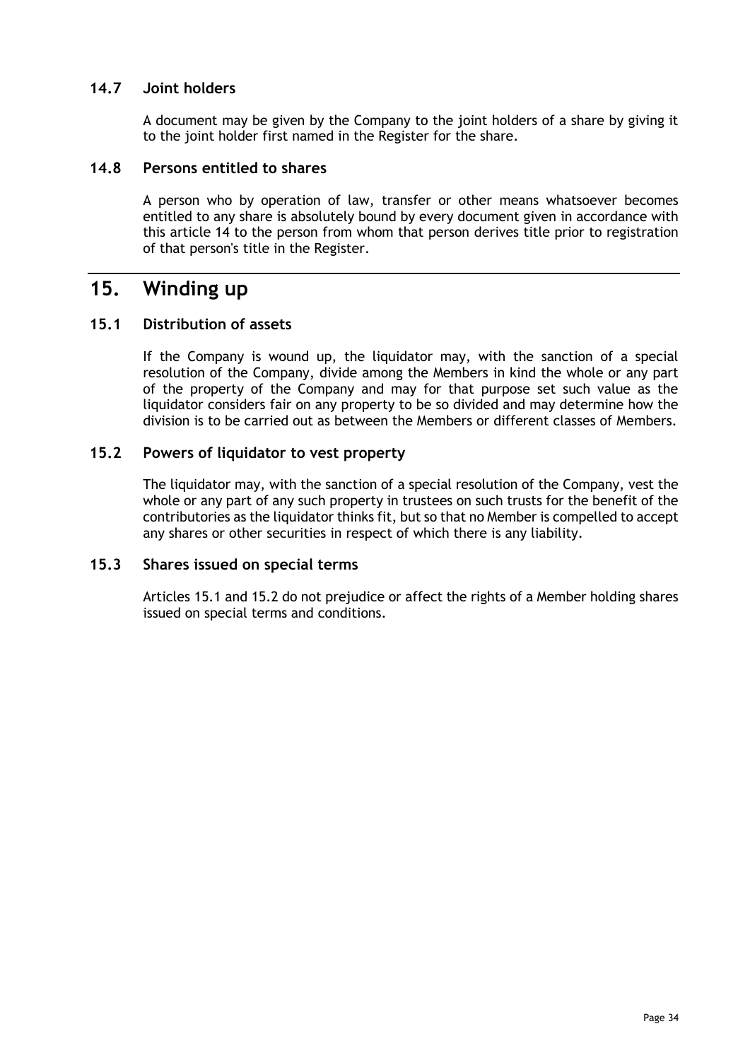### 14.7 Joint holders

A document may be given by the Company to the joint holders of a share by giving it to the joint holder first named in the Register for the share.

### 14.8 Persons entitled to shares

A person who by operation of law, transfer or other means whatsoever becomes entitled to any share is absolutely bound by every document given in accordance with this article 14 to the person from whom that person derives title prior to registration of that person's title in the Register.

## 15. Winding up

### 15.1 Distribution of assets

If the Company is wound up, the liquidator may, with the sanction of a special resolution of the Company, divide among the Members in kind the whole or any part of the property of the Company and may for that purpose set such value as the liquidator considers fair on any property to be so divided and may determine how the division is to be carried out as between the Members or different classes of Members.

### 15.2 Powers of liquidator to vest property

The liquidator may, with the sanction of a special resolution of the Company, vest the whole or any part of any such property in trustees on such trusts for the benefit of the contributories as the liquidator thinks fit, but so that no Member is compelled to accept any shares or other securities in respect of which there is any liability.

### 15.3 Shares issued on special terms

Articles 15.1 and 15.2 do not prejudice or affect the rights of a Member holding shares issued on special terms and conditions.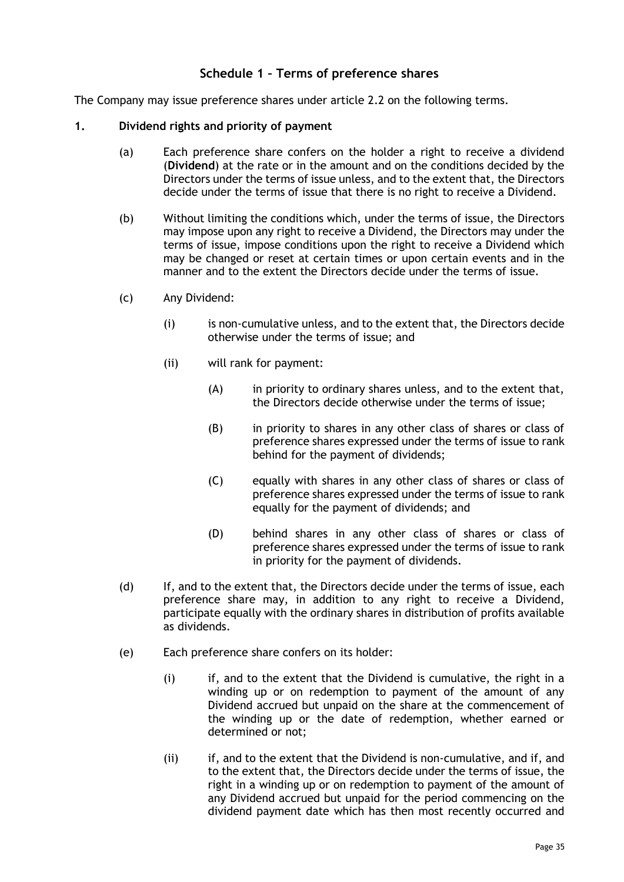## Schedule 1 – Terms of preference shares

The Company may issue preference shares under article 2.2 on the following terms.

**1. Dividend rights and priority of payment**

(a) Each preference share confers on the holder a right to receive a dividend (**Dividend**) at the rate or in the amount and on the conditions decided by the Directors under the terms of issue unless, and to the extent that, the Directors decide under the terms of issue that there is no right to receive a Dividend.

(b) Without limiting the conditions which, under the terms of issue, the Directors may impose upon any right to receive a Dividend, the Directors may under the terms of issue, impose conditions upon the right to receive a Dividend which may be changed or reset at certain times or upon certain events and in the manner and to the extent the Directors decide under the terms of issue.

(c) Any Dividend:

(i) is non-cumulative unless, and to the extent that, the Directors decide otherwise under the terms of issue; and

(ii) will rank for payment:

(A) in priority to ordinary shares unless, and to the extent that, the Directors decide otherwise under the terms of issue;

(B) in priority to shares in any other class of shares or class of preference shares expressed under the terms of issue to rank behind for the payment of dividends;

(C) equally with shares in any other class of shares or class of preference shares expressed under the terms of issue to rank equally for the payment of dividends; and

(D) behind shares in any other class of shares or class of preference shares expressed under the terms of issue to rank in priority for the payment of dividends.

(d) If, and to the extent that, the Directors decide under the terms of issue, each preference share may, in addition to any right to receive a Dividend, participate equally with the ordinary shares in distribution of profits available as dividends.

(e) Each preference share confers on its holder:

(i) if, and to the extent that the Dividend is cumulative, the right in a winding up or on redemption to payment of the amount of any Dividend accrued but unpaid on the share at the commencement of the winding up or the date of redemption, whether earned or determined or not;

(ii) if, and to the extent that the Dividend is non-cumulative, and if, and to the extent that, the Directors decide under the terms of issue, the right in a winding up or on redemption to payment of the amount of any Dividend accrued but unpaid for the period commencing on the dividend payment date which has then most recently occurred and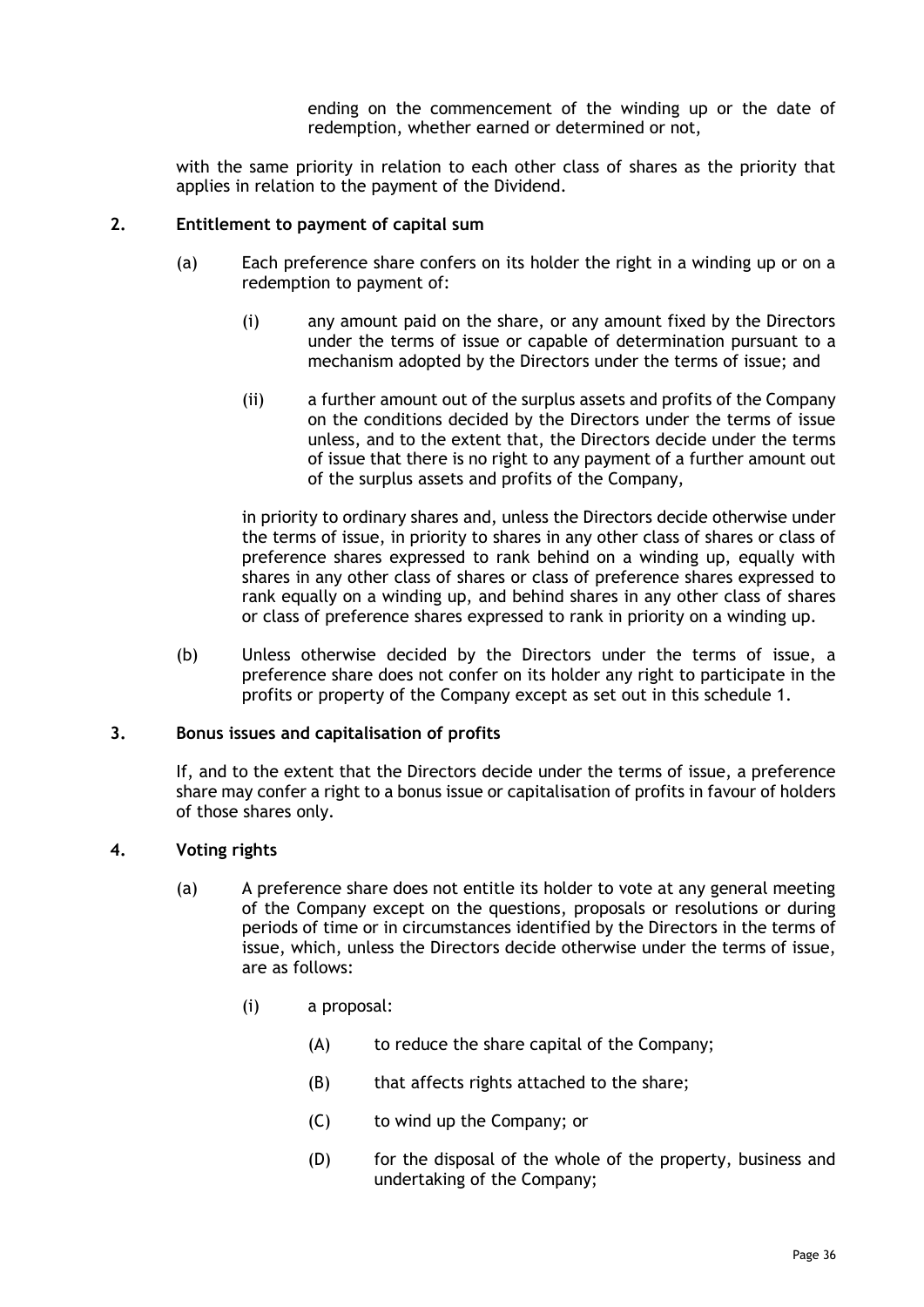ending on the commencement of the winding up or the date of redemption, whether earned or determined or not,

with the same priority in relation to each other class of shares as the priority that applies in relation to the payment of the Dividend.

**2. Entitlement to payment of capital sum**

(a) Each preference share confers on its holder the right in a winding up or on a redemption to payment of:

(i) any amount paid on the share, or any amount fixed by the Directors under the terms of issue or capable of determination pursuant to a mechanism adopted by the Directors under the terms of issue; and

(ii) a further amount out of the surplus assets and profits of the Company on the conditions decided by the Directors under the terms of issue unless, and to the extent that, the Directors decide under the terms of issue that there is no right to any payment of a further amount out of the surplus assets and profits of the Company,

in priority to ordinary shares and, unless the Directors decide otherwise under the terms of issue, in priority to shares in any other class of shares or class of preference shares expressed to rank behind on a winding up, equally with shares in any other class of shares or class of preference shares expressed to rank equally on a winding up, and behind shares in any other class of shares or class of preference shares expressed to rank in priority on a winding up.

(b) Unless otherwise decided by the Directors under the terms of issue, a preference share does not confer on its holder any right to participate in the profits or property of the Company except as set out in this schedule 1.

**3. Bonus issues and capitalisation of profits**

If, and to the extent that the Directors decide under the terms of issue, a preference share may confer a right to a bonus issue or capitalisation of profits in favour of holders of those shares only.

**4. Voting rights**

(a) A preference share does not entitle its holder to vote at any general meeting of the Company except on the questions, proposals or resolutions or during periods of time or in circumstances identified by the Directors in the terms of issue, which, unless the Directors decide otherwise under the terms of issue, are as follows:

(i) a proposal:

(A) to reduce the share capital of the Company;

(B) that affects rights attached to the share;

(C) to wind up the Company; or

(D) for the disposal of the whole of the property, business and undertaking of the Company;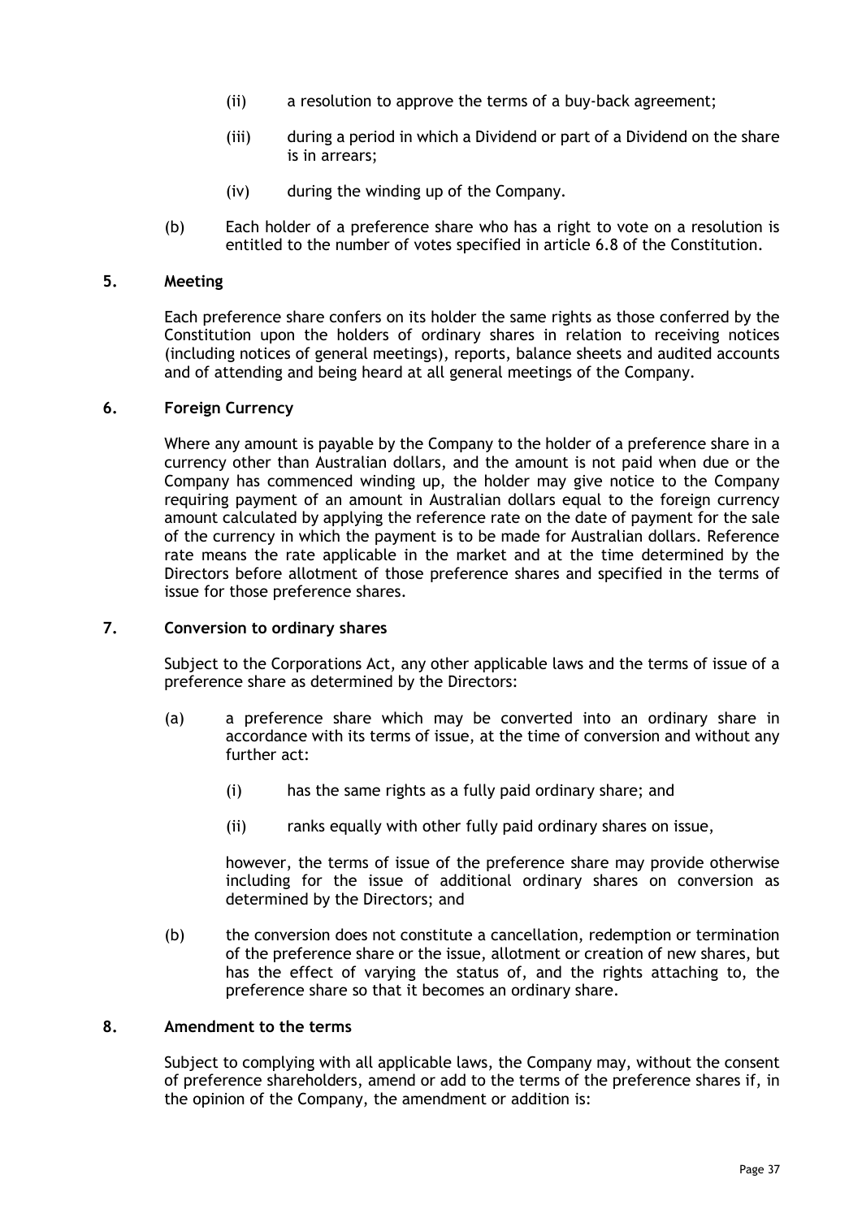(ii) a resolution to approve the terms of a buy-back agreement;

(iii) during a period in which a Dividend or part of a Dividend on the share is in arrears;

(iv) during the winding up of the Company.

(b) Each holder of a preference share who has a right to vote on a resolution is entitled to the number of votes specified in article 6.8 of the Constitution.

## 5. Meeting

Each preference share confers on its holder the same rights as those conferred by the Constitution upon the holders of ordinary shares in relation to receiving notices (including notices of general meetings), reports, balance sheets and audited accounts and of attending and being heard at all general meetings of the Company.

## 6. Foreign Currency

Where any amount is payable by the Company to the holder of a preference share in a currency other than Australian dollars, and the amount is not paid when due or the Company has commenced winding up, the holder may give notice to the Company requiring payment of an amount in Australian dollars equal to the foreign currency amount calculated by applying the reference rate on the date of payment for the sale of the currency in which the payment is to be made for Australian dollars. Reference rate means the rate applicable in the market and at the time determined by the Directors before allotment of those preference shares and specified in the terms of issue for those preference shares.

## 7. Conversion to ordinary shares

Subject to the Corporations Act, any other applicable laws and the terms of issue of a preference share as determined by the Directors:

(a) a preference share which may be converted into an ordinary share in accordance with its terms of issue, at the time of conversion and without any further act:

(i) has the same rights as a fully paid ordinary share; and

(ii) ranks equally with other fully paid ordinary shares on issue,

however, the terms of issue of the preference share may provide otherwise including for the issue of additional ordinary shares on conversion as determined by the Directors; and

(b) the conversion does not constitute a cancellation, redemption or termination of the preference share or the issue, allotment or creation of new shares, but has the effect of varying the status of, and the rights attaching to, the preference share so that it becomes an ordinary share.

## 8. Amendment to the terms

Subject to complying with all applicable laws, the Company may, without the consent of preference shareholders, amend or add to the terms of the preference shares if, in the opinion of the Company, the amendment or addition is: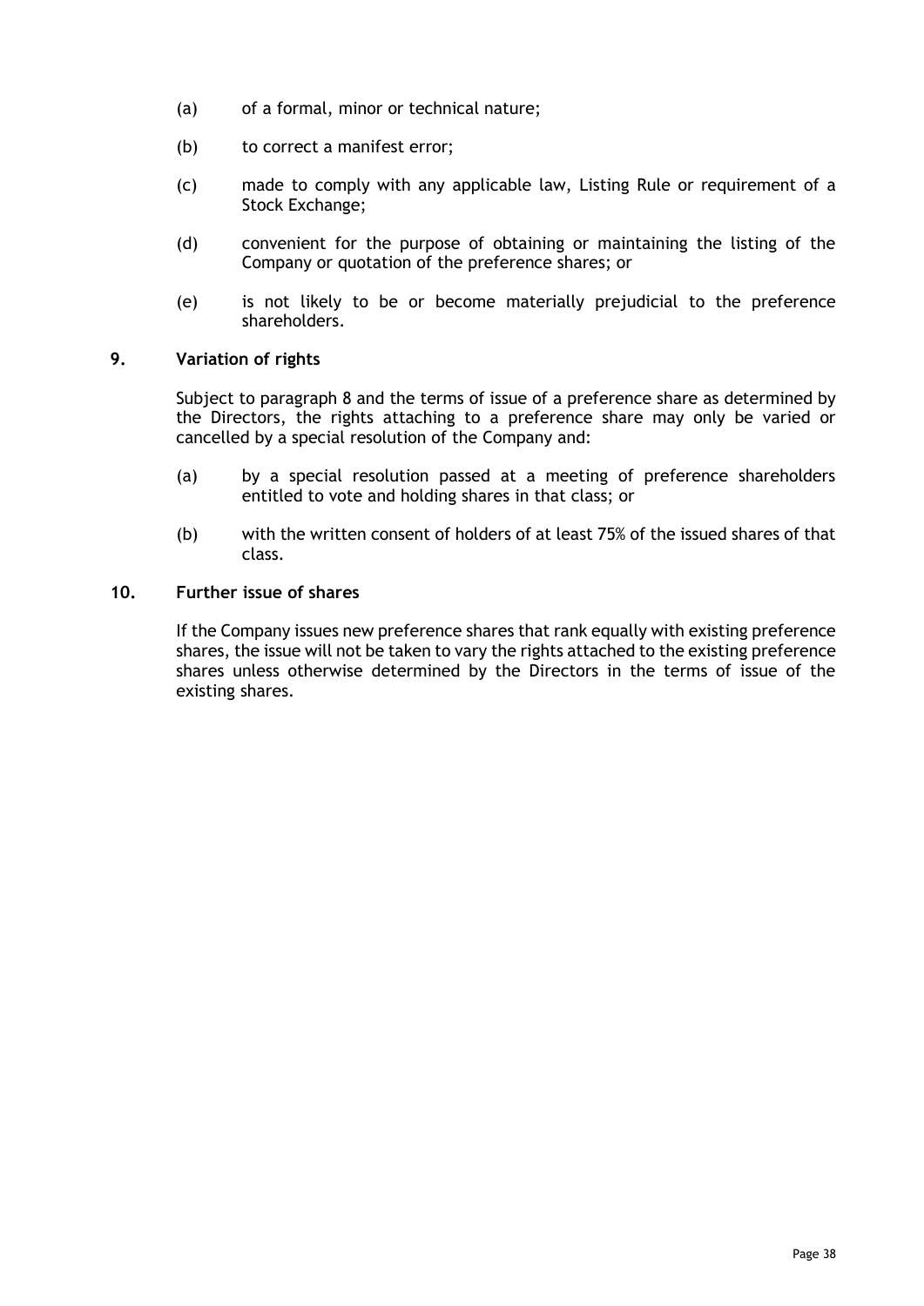(a) of a formal, minor or technical nature;

(b) to correct a manifest error;

(c) made to comply with any applicable law, Listing Rule or requirement of a Stock Exchange;

(d) convenient for the purpose of obtaining or maintaining the listing of the Company or quotation of the preference shares; or

(e) is not likely to be or become materially prejudicial to the preference shareholders.

## 9. Variation of rights

Subject to paragraph 8 and the terms of issue of a preference share as determined by the Directors, the rights attaching to a preference share may only be varied or cancelled by a special resolution of the Company and:

(a) by a special resolution passed at a meeting of preference shareholders entitled to vote and holding shares in that class; or

(b) with the written consent of holders of at least 75% of the issued shares of that class.

## 10. Further issue of shares

If the Company issues new preference shares that rank equally with existing preference shares, the issue will not be taken to vary the rights attached to the existing preference shares unless otherwise determined by the Directors in the terms of issue of the existing shares.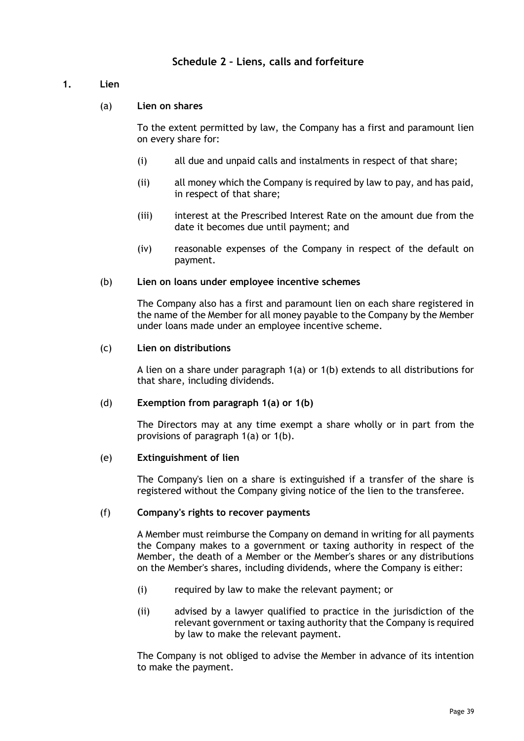# Schedule 2 – Liens, calls and forfeiture

## 1. Lien

### (a) Lien on shares

To the extent permitted by law, the Company has a first and paramount lien on every share for:

(i) all due and unpaid calls and instalments in respect of that share;

(ii) all money which the Company is required by law to pay, and has paid, in respect of that share;

(iii) interest at the Prescribed Interest Rate on the amount due from the date it becomes due until payment; and

(iv) reasonable expenses of the Company in respect of the default on payment.

### (b) Lien on loans under employee incentive schemes

The Company also has a first and paramount lien on each share registered in the name of the Member for all money payable to the Company by the Member under loans made under an employee incentive scheme.

### (c) Lien on distributions

A lien on a share under paragraph 1(a) or 1(b) extends to all distributions for that share, including dividends.

### (d) Exemption from paragraph 1(a) or 1(b)

The Directors may at any time exempt a share wholly or in part from the provisions of paragraph 1(a) or 1(b).

### (e) Extinguishment of lien

The Company's lien on a share is extinguished if a transfer of the share is registered without the Company giving notice of the lien to the transferee.

### (f) Company's rights to recover payments

A Member must reimburse the Company on demand in writing for all payments the Company makes to a government or taxing authority in respect of the Member, the death of a Member or the Member's shares or any distributions on the Member's shares, including dividends, where the Company is either:

(i) required by law to make the relevant payment; or

(ii) advised by a lawyer qualified to practice in the jurisdiction of the relevant government or taxing authority that the Company is required by law to make the relevant payment.

The Company is not obliged to advise the Member in advance of its intention to make the payment.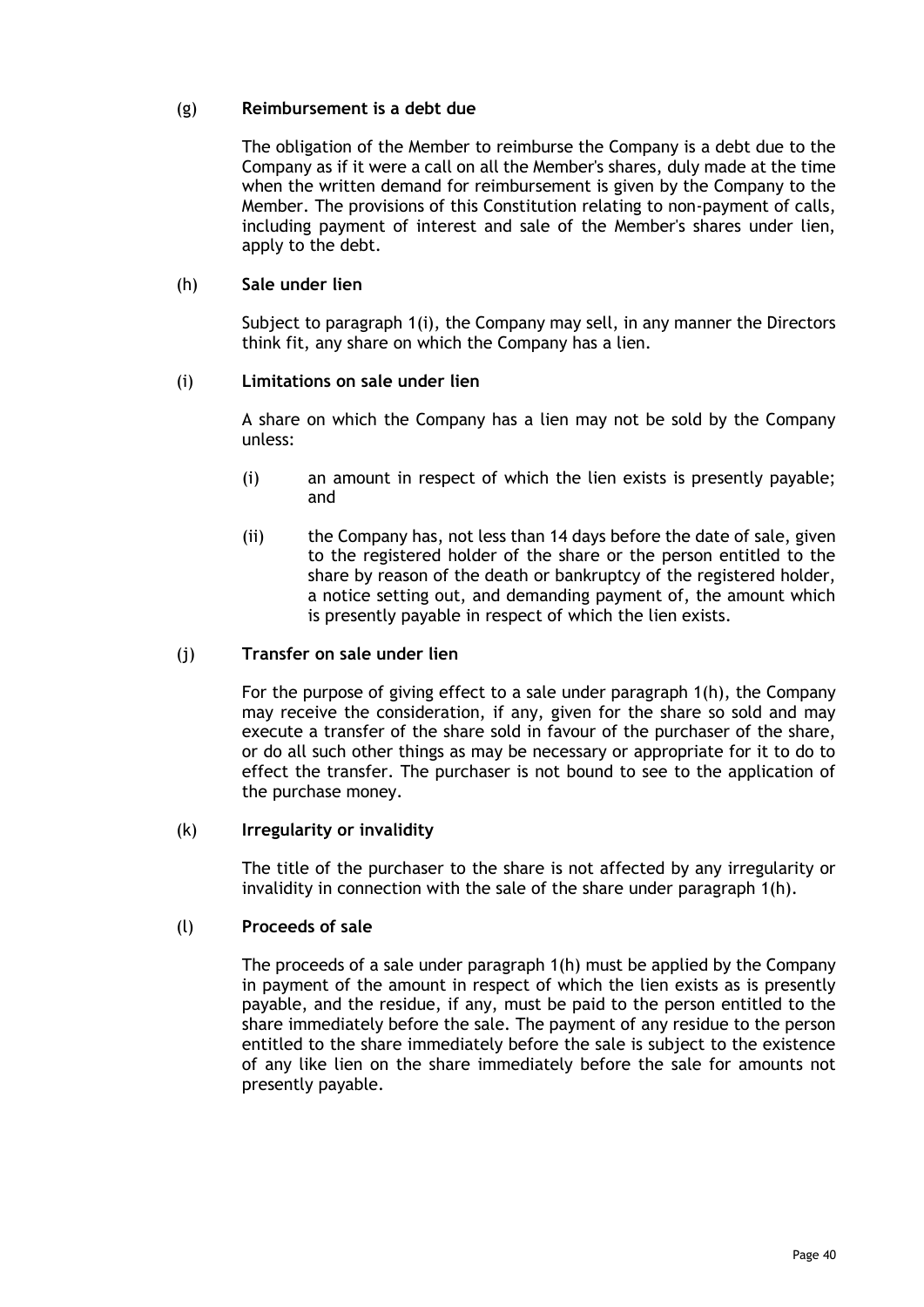(g) **Reimbursement is a debt due**

The obligation of the Member to reimburse the Company is a debt due to the Company as if it were a call on all the Member's shares, duly made at the time when the written demand for reimbursement is given by the Company to the Member. The provisions of this Constitution relating to non-payment of calls, including payment of interest and sale of the Member's shares under lien, apply to the debt.

(h) **Sale under lien**

Subject to paragraph 1(i), the Company may sell, in any manner the Directors think fit, any share on which the Company has a lien.

(i) **Limitations on sale under lien**

A share on which the Company has a lien may not be sold by the Company unless:

(i) an amount in respect of which the lien exists is presently payable; and

(ii) the Company has, not less than 14 days before the date of sale, given to the registered holder of the share or the person entitled to the share by reason of the death or bankruptcy of the registered holder, a notice setting out, and demanding payment of, the amount which is presently payable in respect of which the lien exists.

(j) **Transfer on sale under lien**

For the purpose of giving effect to a sale under paragraph 1(h), the Company may receive the consideration, if any, given for the share so sold and may execute a transfer of the share sold in favour of the purchaser of the share, or do all such other things as may be necessary or appropriate for it to do to effect the transfer. The purchaser is not bound to see to the application of the purchase money.

(k) **Irregularity or invalidity**

The title of the purchaser to the share is not affected by any irregularity or invalidity in connection with the sale of the share under paragraph 1(h).

(l) **Proceeds of sale**

The proceeds of a sale under paragraph 1(h) must be applied by the Company in payment of the amount in respect of which the lien exists as is presently payable, and the residue, if any, must be paid to the person entitled to the share immediately before the sale. The payment of any residue to the person entitled to the share immediately before the sale is subject to the existence of any like lien on the share immediately before the sale for amounts not presently payable.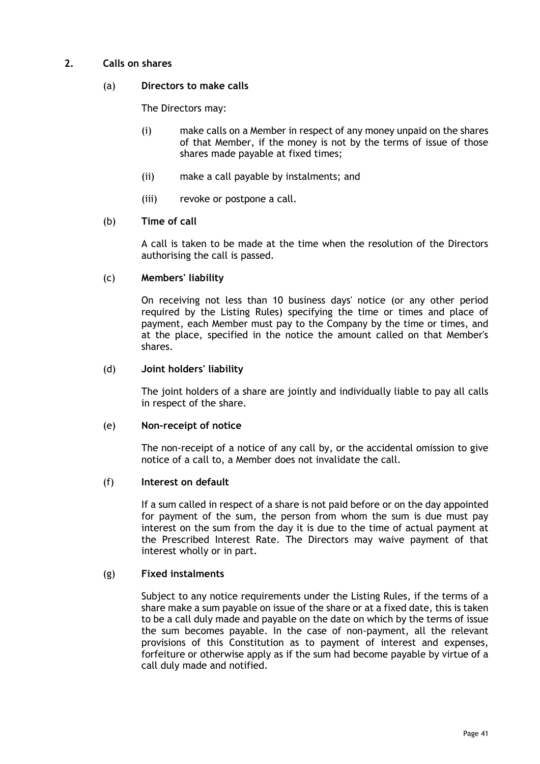## 2. Calls on shares

### (a) Directors to make calls

The Directors may:

(i) make calls on a Member in respect of any money unpaid on the shares of that Member, if the money is not by the terms of issue of those shares made payable at fixed times;

(ii) make a call payable by instalments; and

(iii) revoke or postpone a call.

### (b) Time of call

A call is taken to be made at the time when the resolution of the Directors authorising the call is passed.

### (c) Members' liability

On receiving not less than 10 business days' notice (or any other period required by the Listing Rules) specifying the time or times and place of payment, each Member must pay to the Company by the time or times, and at the place, specified in the notice the amount called on that Member's shares.

### (d) Joint holders' liability

The joint holders of a share are jointly and individually liable to pay all calls in respect of the share.

### (e) Non-receipt of notice

The non-receipt of a notice of any call by, or the accidental omission to give notice of a call to, a Member does not invalidate the call.

### (f) Interest on default

If a sum called in respect of a share is not paid before or on the day appointed for payment of the sum, the person from whom the sum is due must pay interest on the sum from the day it is due to the time of actual payment at the Prescribed Interest Rate. The Directors may waive payment of that interest wholly or in part.

### (g) Fixed instalments

Subject to any notice requirements under the Listing Rules, if the terms of a share make a sum payable on issue of the share or at a fixed date, this is taken to be a call duly made and payable on the date on which by the terms of issue the sum becomes payable. In the case of non-payment, all the relevant provisions of this Constitution as to payment of interest and expenses, forfeiture or otherwise apply as if the sum had become payable by virtue of a call duly made and notified.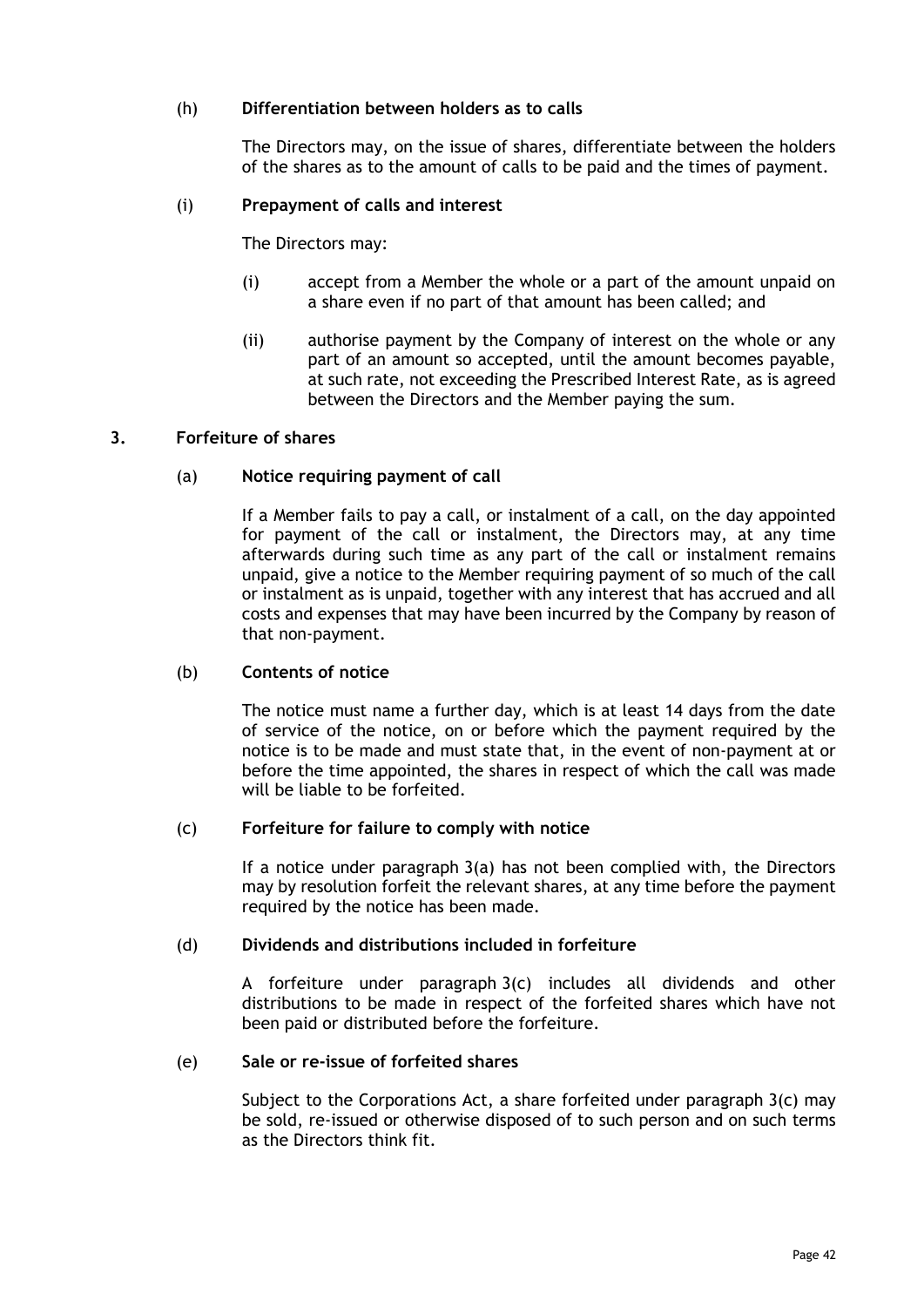(h) **Differentiation between holders as to calls**

The Directors may, on the issue of shares, differentiate between the holders of the shares as to the amount of calls to be paid and the times of payment.

(i) **Prepayment of calls and interest**

The Directors may:

(i) accept from a Member the whole or a part of the amount unpaid on a share even if no part of that amount has been called; and

(ii) authorise payment by the Company of interest on the whole or any part of an amount so accepted, until the amount becomes payable, at such rate, not exceeding the Prescribed Interest Rate, as is agreed between the Directors and the Member paying the sum.

## 3. Forfeiture of shares

(a) **Notice requiring payment of call**

If a Member fails to pay a call, or instalment of a call, on the day appointed for payment of the call or instalment, the Directors may, at any time afterwards during such time as any part of the call or instalment remains unpaid, give a notice to the Member requiring payment of so much of the call or instalment as is unpaid, together with any interest that has accrued and all costs and expenses that may have been incurred by the Company by reason of that non-payment.

(b) **Contents of notice**

The notice must name a further day, which is at least 14 days from the date of service of the notice, on or before which the payment required by the notice is to be made and must state that, in the event of non-payment at or before the time appointed, the shares in respect of which the call was made will be liable to be forfeited.

(c) **Forfeiture for failure to comply with notice**

If a notice under paragraph 3(a) has not been complied with, the Directors may by resolution forfeit the relevant shares, at any time before the payment required by the notice has been made.

(d) **Dividends and distributions included in forfeiture**

A forfeiture under paragraph 3(c) includes all dividends and other distributions to be made in respect of the forfeited shares which have not been paid or distributed before the forfeiture.

(e) **Sale or re-issue of forfeited shares**

Subject to the Corporations Act, a share forfeited under paragraph 3(c) may be sold, re-issued or otherwise disposed of to such person and on such terms as the Directors think fit.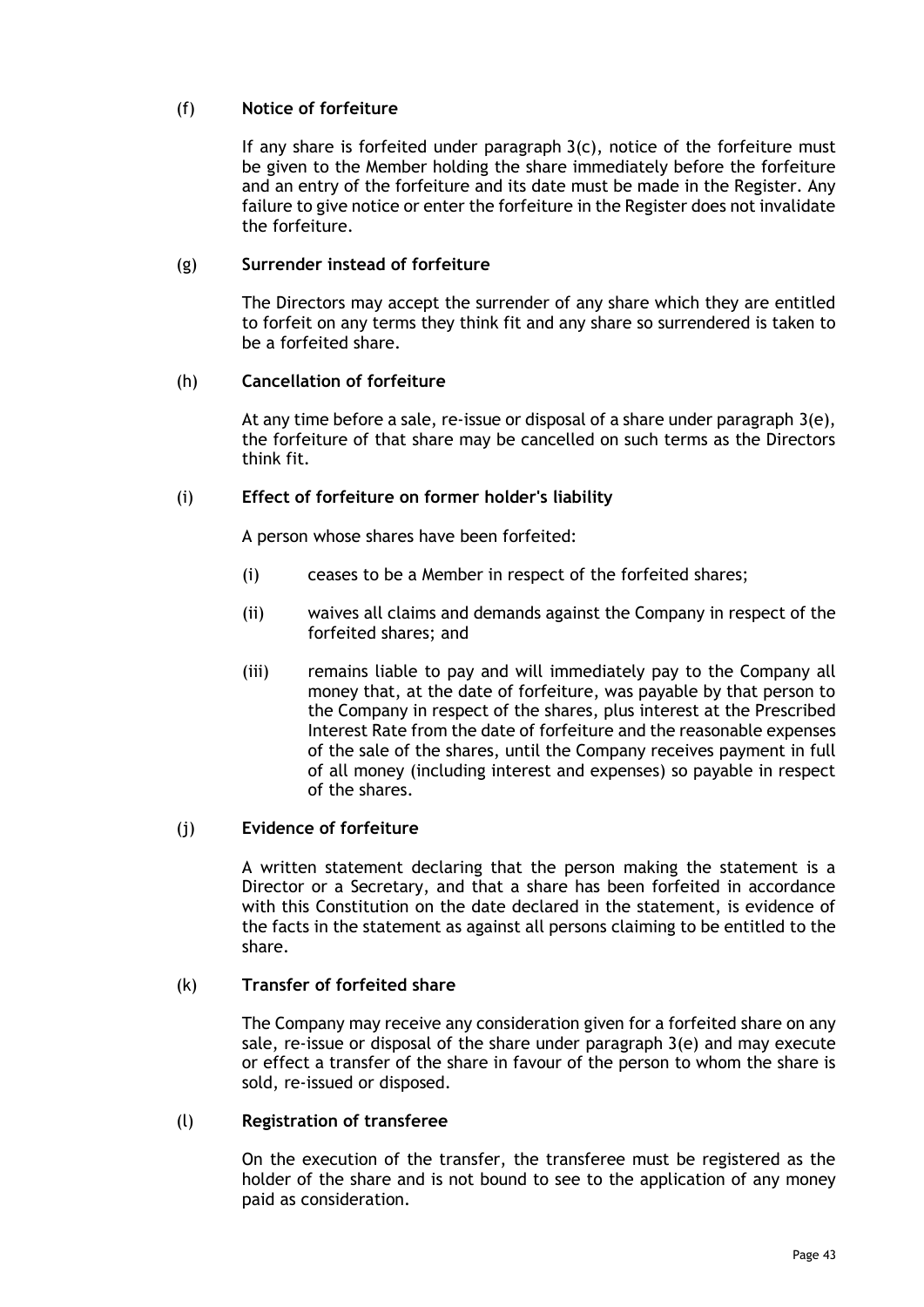(f) **Notice of forfeiture**

If any share is forfeited under paragraph 3(c), notice of the forfeiture must be given to the Member holding the share immediately before the forfeiture and an entry of the forfeiture and its date must be made in the Register. Any failure to give notice or enter the forfeiture in the Register does not invalidate the forfeiture.

(g) **Surrender instead of forfeiture**

The Directors may accept the surrender of any share which they are entitled to forfeit on any terms they think fit and any share so surrendered is taken to be a forfeited share.

(h) **Cancellation of forfeiture**

At any time before a sale, re-issue or disposal of a share under paragraph 3(e), the forfeiture of that share may be cancelled on such terms as the Directors think fit.

(i) **Effect of forfeiture on former holder's liability**

A person whose shares have been forfeited:

(i) ceases to be a Member in respect of the forfeited shares;

(ii) waives all claims and demands against the Company in respect of the forfeited shares; and

(iii) remains liable to pay and will immediately pay to the Company all money that, at the date of forfeiture, was payable by that person to the Company in respect of the shares, plus interest at the Prescribed Interest Rate from the date of forfeiture and the reasonable expenses of the sale of the shares, until the Company receives payment in full of all money (including interest and expenses) so payable in respect of the shares.

(j) **Evidence of forfeiture**

A written statement declaring that the person making the statement is a Director or a Secretary, and that a share has been forfeited in accordance with this Constitution on the date declared in the statement, is evidence of the facts in the statement as against all persons claiming to be entitled to the share.

(k) **Transfer of forfeited share**

The Company may receive any consideration given for a forfeited share on any sale, re-issue or disposal of the share under paragraph 3(e) and may execute or effect a transfer of the share in favour of the person to whom the share is sold, re-issued or disposed.

(l) **Registration of transferee**

On the execution of the transfer, the transferee must be registered as the holder of the share and is not bound to see to the application of any money paid as consideration.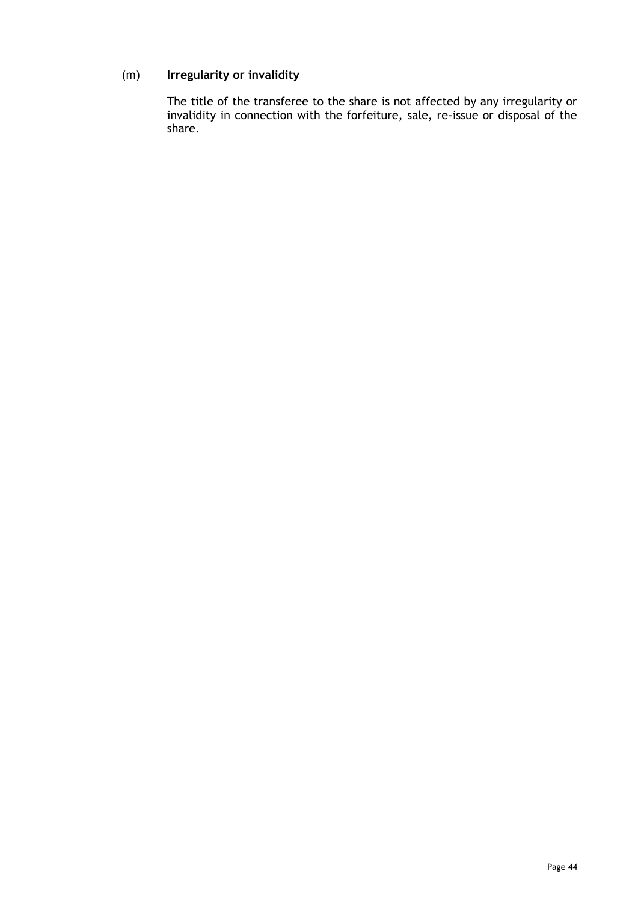(m) **Irregularity or invalidity**

The title of the transferee to the share is not affected by any irregularity or invalidity in connection with the forfeiture, sale, re-issue or disposal of the share.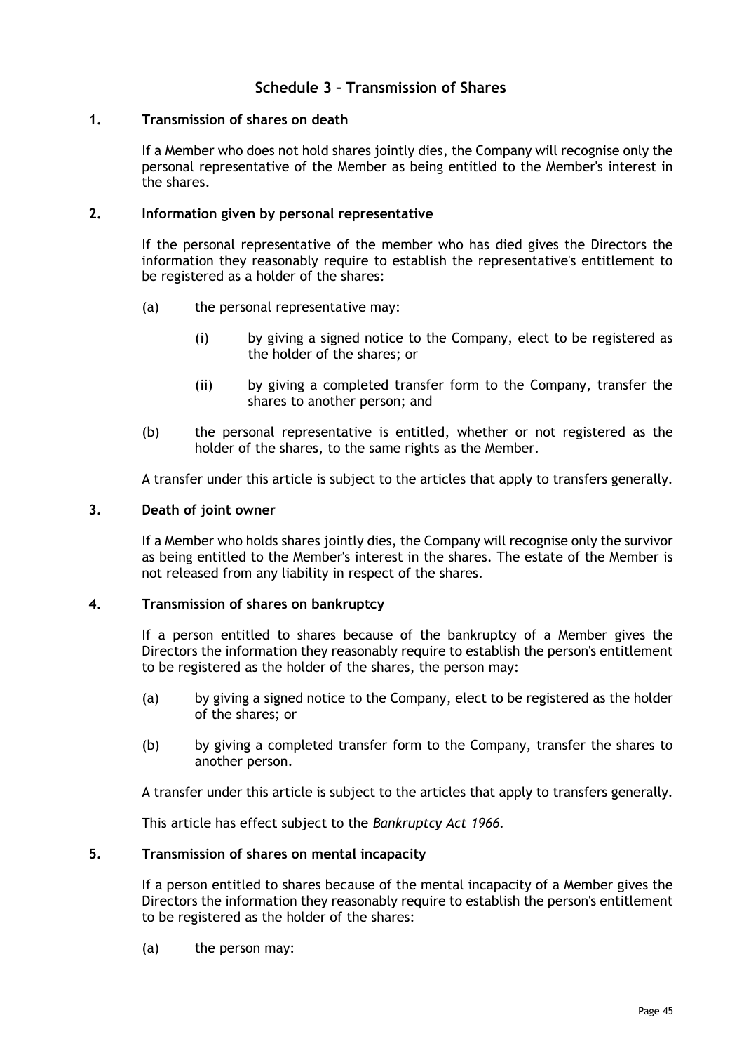## Schedule 3 – Transmission of Shares

### 1. Transmission of shares on death

If a Member who does not hold shares jointly dies, the Company will recognise only the personal representative of the Member as being entitled to the Member's interest in the shares.

### 2. Information given by personal representative

If the personal representative of the member who has died gives the Directors the information they reasonably require to establish the representative's entitlement to be registered as a holder of the shares:

(a) the personal representative may:

(i) by giving a signed notice to the Company, elect to be registered as the holder of the shares; or

(ii) by giving a completed transfer form to the Company, transfer the shares to another person; and

(b) the personal representative is entitled, whether or not registered as the holder of the shares, to the same rights as the Member.

A transfer under this article is subject to the articles that apply to transfers generally.

### 3. Death of joint owner

If a Member who holds shares jointly dies, the Company will recognise only the survivor as being entitled to the Member's interest in the shares. The estate of the Member is not released from any liability in respect of the shares.

### 4. Transmission of shares on bankruptcy

If a person entitled to shares because of the bankruptcy of a Member gives the Directors the information they reasonably require to establish the person's entitlement to be registered as the holder of the shares, the person may:

(a) by giving a signed notice to the Company, elect to be registered as the holder of the shares; or

(b) by giving a completed transfer form to the Company, transfer the shares to another person.

A transfer under this article is subject to the articles that apply to transfers generally.

This article has effect subject to the *Bankruptcy Act 1966*.

### 5. Transmission of shares on mental incapacity

If a person entitled to shares because of the mental incapacity of a Member gives the Directors the information they reasonably require to establish the person's entitlement to be registered as the holder of the shares:

(a) the person may: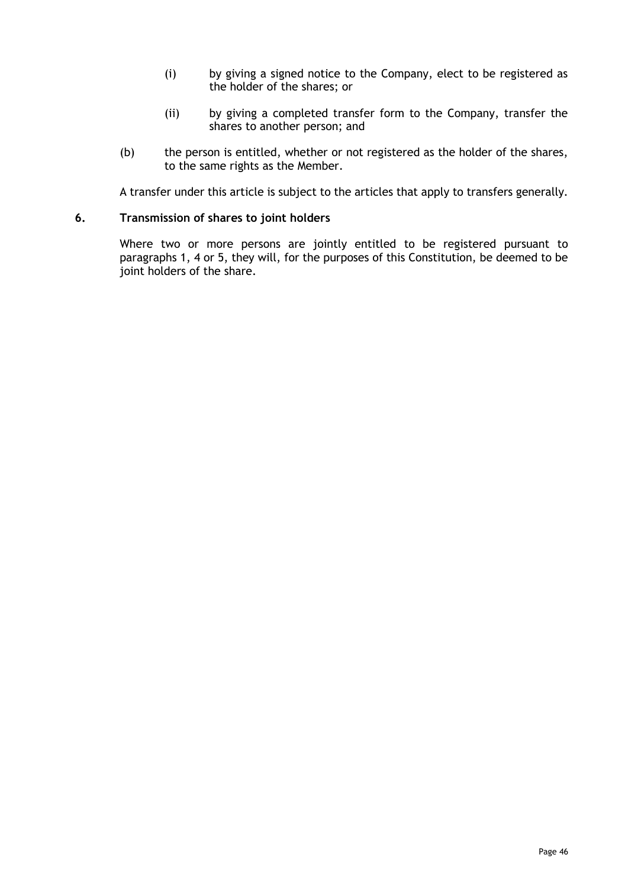(i) by giving a signed notice to the Company, elect to be registered as the holder of the shares; or

   (ii) by giving a completed transfer form to the Company, transfer the shares to another person; and

(b) the person is entitled, whether or not registered as the holder of the shares, to the same rights as the Member.

A transfer under this article is subject to the articles that apply to transfers generally.

### 6. Transmission of shares to joint holders

Where two or more persons are jointly entitled to be registered pursuant to paragraphs 1, 4 or 5, they will, for the purposes of this Constitution, be deemed to be joint holders of the share.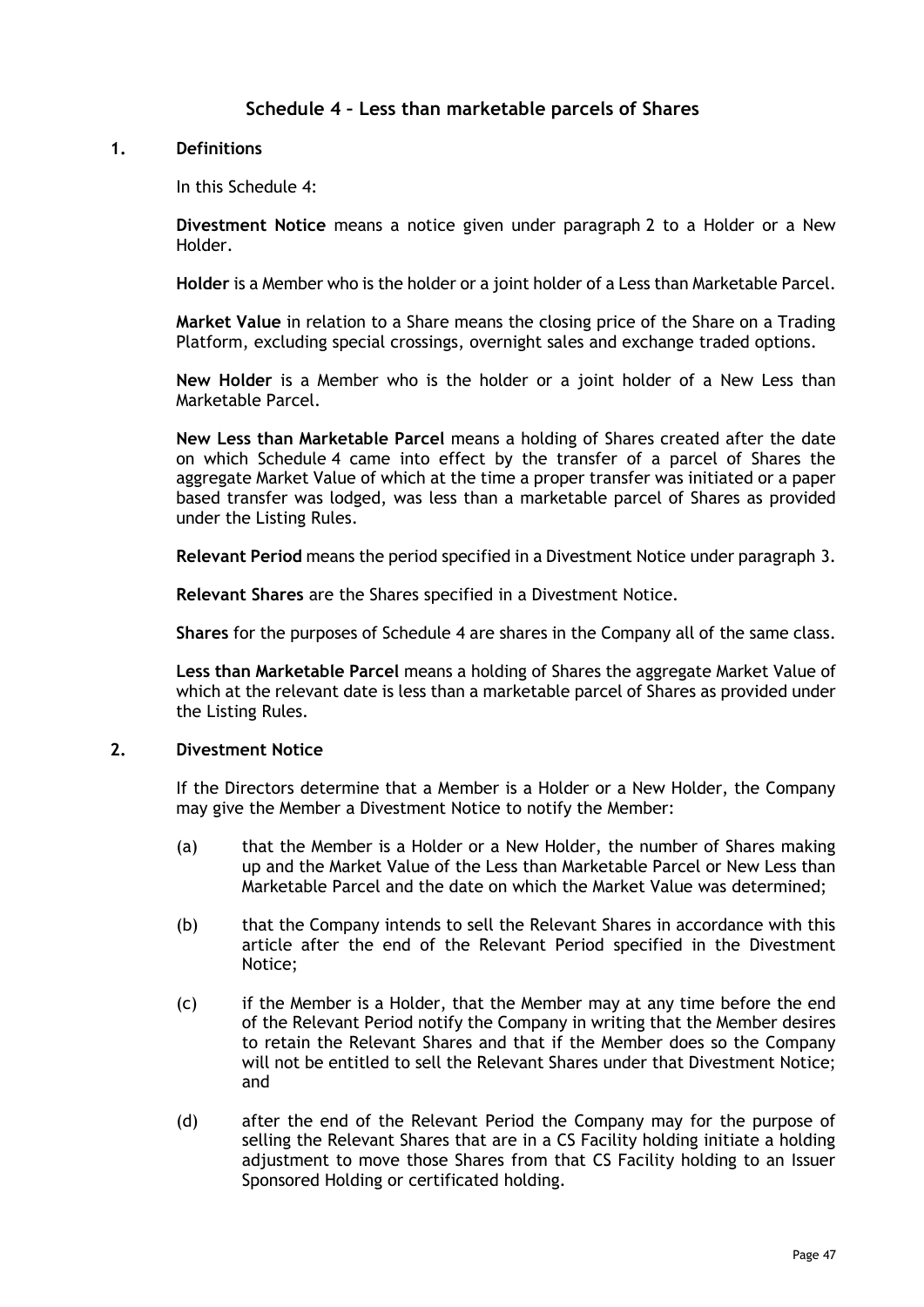## Schedule 4 – Less than marketable parcels of Shares

### 1. Definitions

In this Schedule 4:

**Divestment Notice** means a notice given under paragraph 2 to a Holder or a New Holder.

**Holder** is a Member who is the holder or a joint holder of a Less than Marketable Parcel.

**Market Value** in relation to a Share means the closing price of the Share on a Trading Platform, excluding special crossings, overnight sales and exchange traded options.

**New Holder** is a Member who is the holder or a joint holder of a New Less than Marketable Parcel.

**New Less than Marketable Parcel** means a holding of Shares created after the date on which Schedule 4 came into effect by the transfer of a parcel of Shares the aggregate Market Value of which at the time a proper transfer was initiated or a paper based transfer was lodged, was less than a marketable parcel of Shares as provided under the Listing Rules.

**Relevant Period** means the period specified in a Divestment Notice under paragraph 3.

**Relevant Shares** are the Shares specified in a Divestment Notice.

**Shares** for the purposes of Schedule 4 are shares in the Company all of the same class.

**Less than Marketable Parcel** means a holding of Shares the aggregate Market Value of which at the relevant date is less than a marketable parcel of Shares as provided under the Listing Rules.

### 2. Divestment Notice

If the Directors determine that a Member is a Holder or a New Holder, the Company may give the Member a Divestment Notice to notify the Member:

(a) that the Member is a Holder or a New Holder, the number of Shares making up and the Market Value of the Less than Marketable Parcel or New Less than Marketable Parcel and the date on which the Market Value was determined;

(b) that the Company intends to sell the Relevant Shares in accordance with this article after the end of the Relevant Period specified in the Divestment Notice;

(c) if the Member is a Holder, that the Member may at any time before the end of the Relevant Period notify the Company in writing that the Member desires to retain the Relevant Shares and that if the Member does so the Company will not be entitled to sell the Relevant Shares under that Divestment Notice; and

(d) after the end of the Relevant Period the Company may for the purpose of selling the Relevant Shares that are in a CS Facility holding initiate a holding adjustment to move those Shares from that CS Facility holding to an Issuer Sponsored Holding or certificated holding.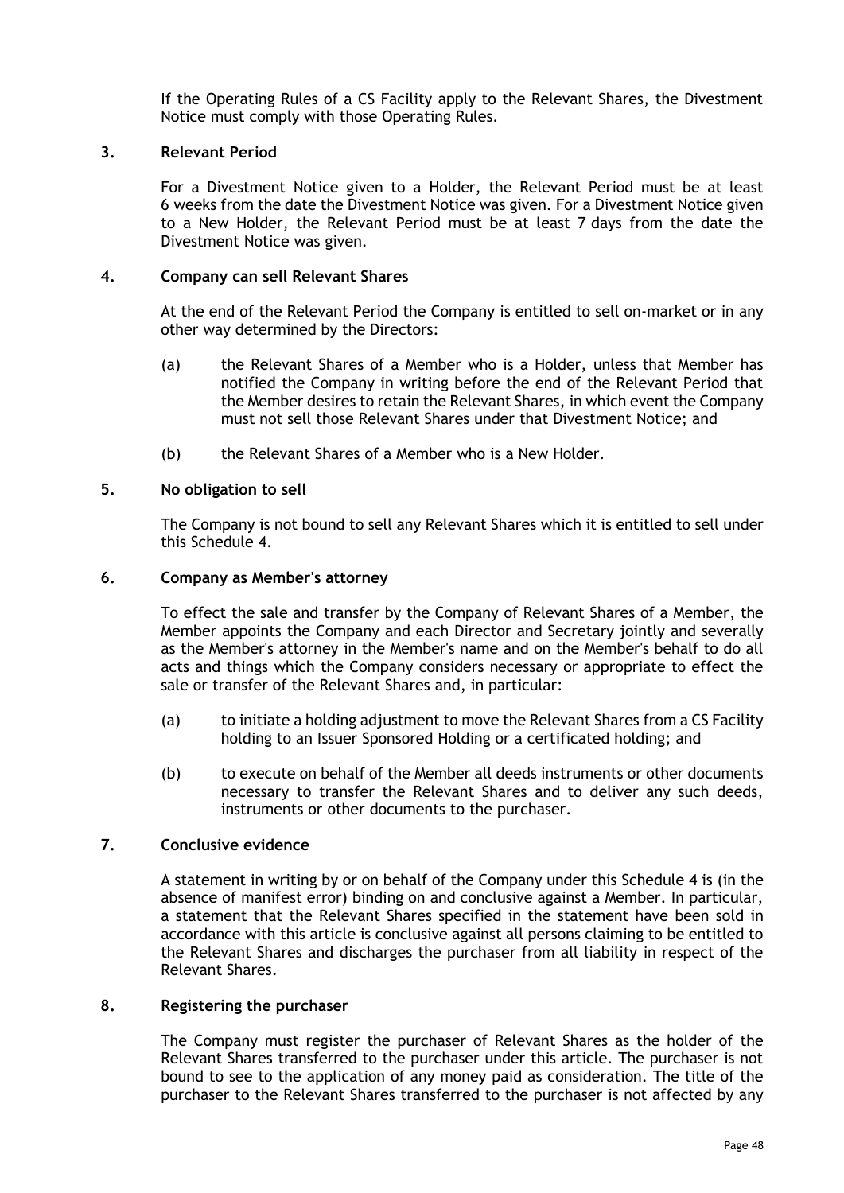If the Operating Rules of a CS Facility apply to the Relevant Shares, the Divestment Notice must comply with those Operating Rules.

### 3. Relevant Period

For a Divestment Notice given to a Holder, the Relevant Period must be at least 6 weeks from the date the Divestment Notice was given. For a Divestment Notice given to a New Holder, the Relevant Period must be at least 7 days from the date the Divestment Notice was given.

### 4. Company can sell Relevant Shares

At the end of the Relevant Period the Company is entitled to sell on-market or in any other way determined by the Directors:

(a) the Relevant Shares of a Member who is a Holder, unless that Member has notified the Company in writing before the end of the Relevant Period that the Member desires to retain the Relevant Shares, in which event the Company must not sell those Relevant Shares under that Divestment Notice; and

(b) the Relevant Shares of a Member who is a New Holder.

### 5. No obligation to sell

The Company is not bound to sell any Relevant Shares which it is entitled to sell under this Schedule 4.

### 6. Company as Member's attorney

To effect the sale and transfer by the Company of Relevant Shares of a Member, the Member appoints the Company and each Director and Secretary jointly and severally as the Member's attorney in the Member's name and on the Member's behalf to do all acts and things which the Company considers necessary or appropriate to effect the sale or transfer of the Relevant Shares and, in particular:

(a) to initiate a holding adjustment to move the Relevant Shares from a CS Facility holding to an Issuer Sponsored Holding or a certificated holding; and

(b) to execute on behalf of the Member all deeds instruments or other documents necessary to transfer the Relevant Shares and to deliver any such deeds, instruments or other documents to the purchaser.

### 7. Conclusive evidence

A statement in writing by or on behalf of the Company under this Schedule 4 is (in the absence of manifest error) binding on and conclusive against a Member. In particular, a statement that the Relevant Shares specified in the statement have been sold in accordance with this article is conclusive against all persons claiming to be entitled to the Relevant Shares and discharges the purchaser from all liability in respect of the Relevant Shares.

### 8. Registering the purchaser

The Company must register the purchaser of Relevant Shares as the holder of the Relevant Shares transferred to the purchaser under this article. The purchaser is not bound to see to the application of any money paid as consideration. The title of the purchaser to the Relevant Shares transferred to the purchaser is not affected by any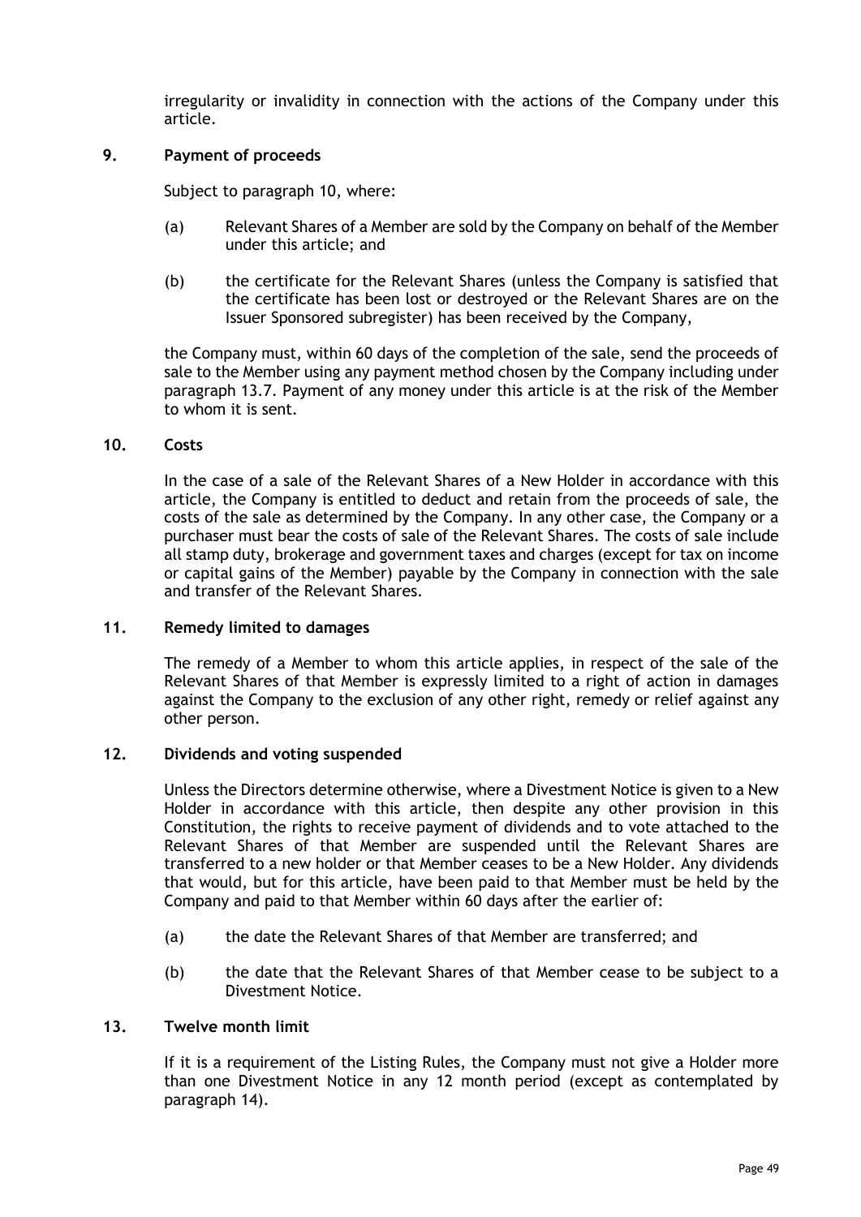irregularity or invalidity in connection with the actions of the Company under this article.

## 9. Payment of proceeds

Subject to paragraph 10, where:

(a) Relevant Shares of a Member are sold by the Company on behalf of the Member under this article; and

(b) the certificate for the Relevant Shares (unless the Company is satisfied that the certificate has been lost or destroyed or the Relevant Shares are on the Issuer Sponsored subregister) has been received by the Company,

the Company must, within 60 days of the completion of the sale, send the proceeds of sale to the Member using any payment method chosen by the Company including under paragraph 13.7. Payment of any money under this article is at the risk of the Member to whom it is sent.

## 10. Costs

In the case of a sale of the Relevant Shares of a New Holder in accordance with this article, the Company is entitled to deduct and retain from the proceeds of sale, the costs of the sale as determined by the Company. In any other case, the Company or a purchaser must bear the costs of sale of the Relevant Shares. The costs of sale include all stamp duty, brokerage and government taxes and charges (except for tax on income or capital gains of the Member) payable by the Company in connection with the sale and transfer of the Relevant Shares.

## 11. Remedy limited to damages

The remedy of a Member to whom this article applies, in respect of the sale of the Relevant Shares of that Member is expressly limited to a right of action in damages against the Company to the exclusion of any other right, remedy or relief against any other person.

## 12. Dividends and voting suspended

Unless the Directors determine otherwise, where a Divestment Notice is given to a New Holder in accordance with this article, then despite any other provision in this Constitution, the rights to receive payment of dividends and to vote attached to the Relevant Shares of that Member are suspended until the Relevant Shares are transferred to a new holder or that Member ceases to be a New Holder. Any dividends that would, but for this article, have been paid to that Member must be held by the Company and paid to that Member within 60 days after the earlier of:

(a) the date the Relevant Shares of that Member are transferred; and

(b) the date that the Relevant Shares of that Member cease to be subject to a Divestment Notice.

## 13. Twelve month limit

If it is a requirement of the Listing Rules, the Company must not give a Holder more than one Divestment Notice in any 12 month period (except as contemplated by paragraph 14).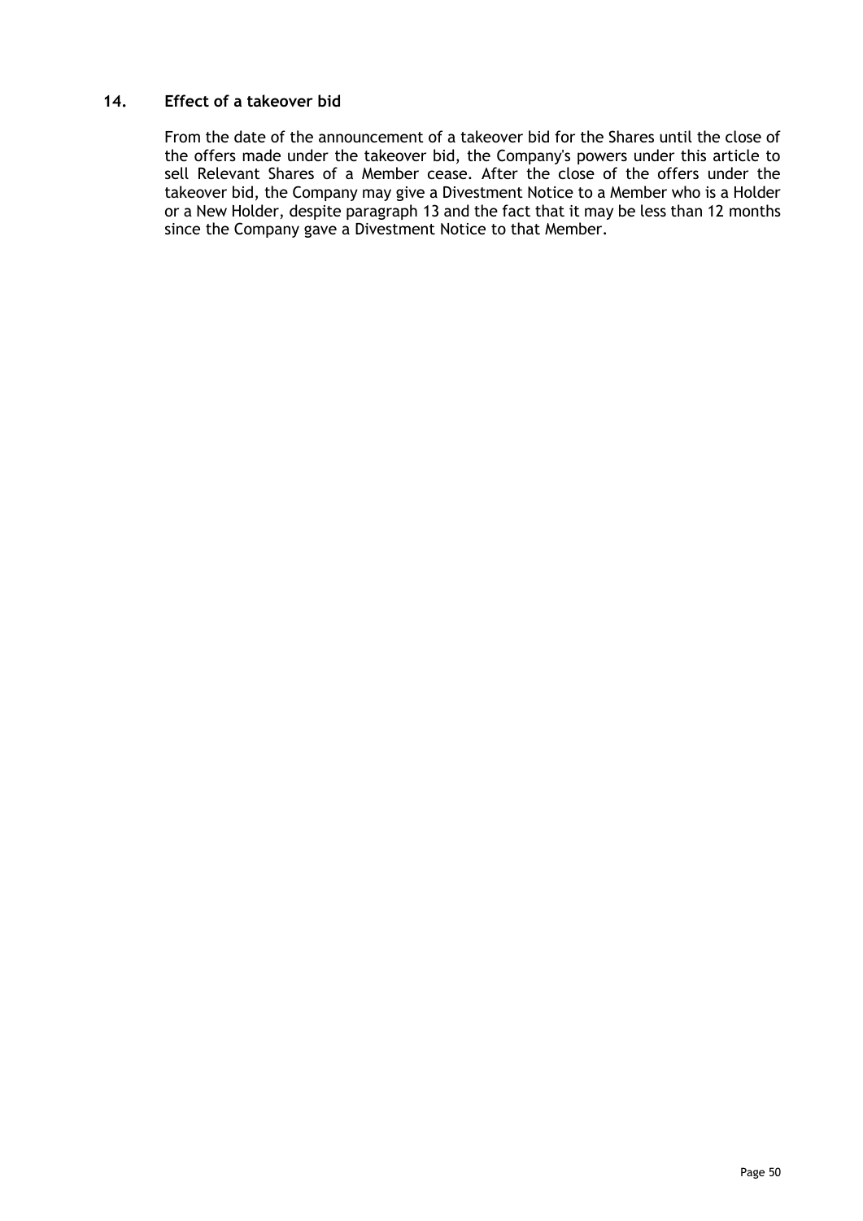### 14. Effect of a takeover bid

From the date of the announcement of a takeover bid for the Shares until the close of the offers made under the takeover bid, the Company's powers under this article to sell Relevant Shares of a Member cease. After the close of the offers under the takeover bid, the Company may give a Divestment Notice to a Member who is a Holder or a New Holder, despite paragraph 13 and the fact that it may be less than 12 months since the Company gave a Divestment Notice to that Member.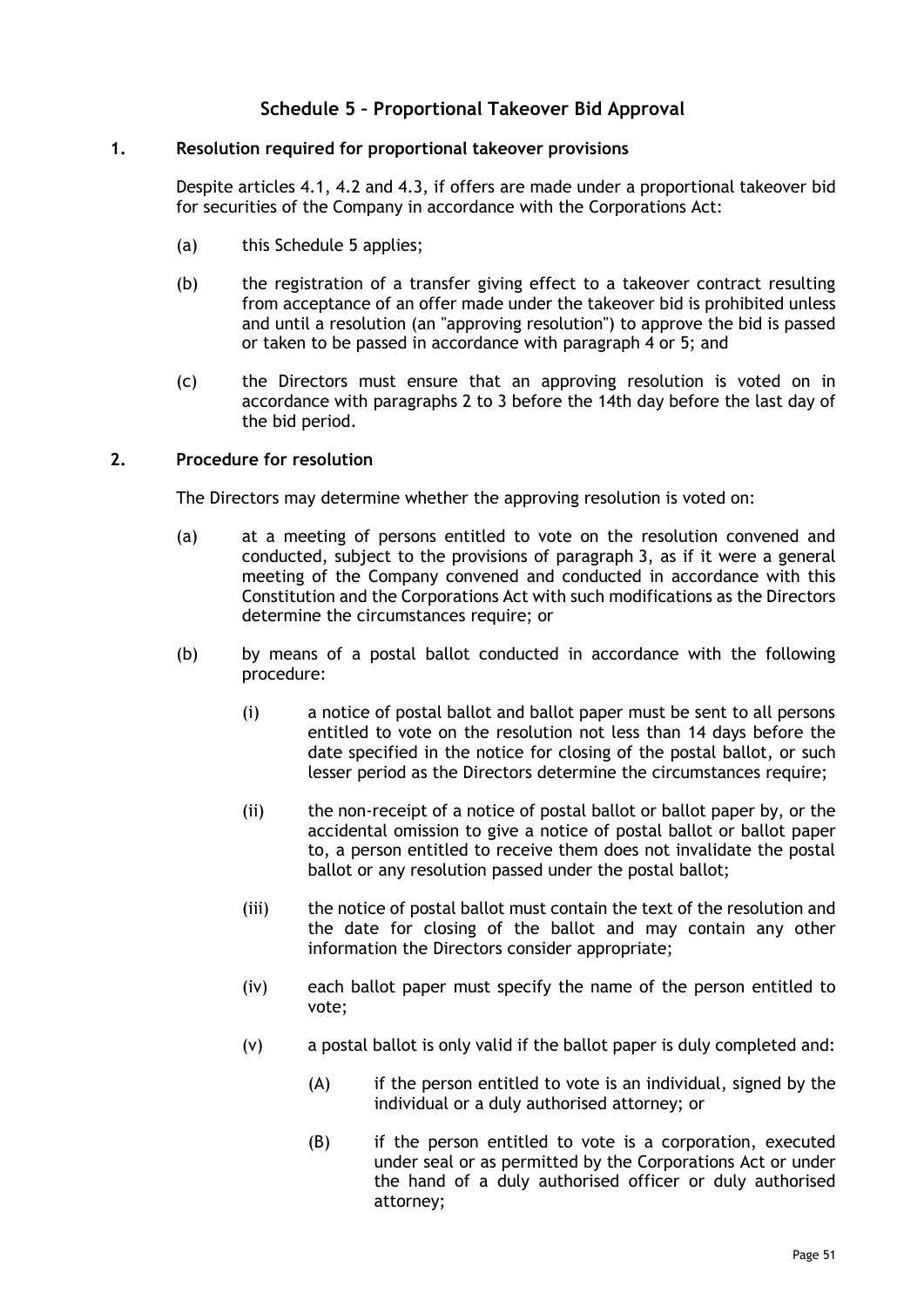## Schedule 5 – Proportional Takeover Bid Approval

### 1. Resolution required for proportional takeover provisions

Despite articles 4.1, 4.2 and 4.3, if offers are made under a proportional takeover bid for securities of the Company in accordance with the Corporations Act:

(a) this Schedule 5 applies;

(b) the registration of a transfer giving effect to a takeover contract resulting from acceptance of an offer made under the takeover bid is prohibited unless and until a resolution (an "approving resolution") to approve the bid is passed or taken to be passed in accordance with paragraph 4 or 5; and

(c) the Directors must ensure that an approving resolution is voted on in accordance with paragraphs 2 to 3 before the 14th day before the last day of the bid period.

### 2. Procedure for resolution

The Directors may determine whether the approving resolution is voted on:

(a) at a meeting of persons entitled to vote on the resolution convened and conducted, subject to the provisions of paragraph 3, as if it were a general meeting of the Company convened and conducted in accordance with this Constitution and the Corporations Act with such modifications as the Directors determine the circumstances require; or

(b) by means of a postal ballot conducted in accordance with the following procedure:

(i) a notice of postal ballot and ballot paper must be sent to all persons entitled to vote on the resolution not less than 14 days before the date specified in the notice for closing of the postal ballot, or such lesser period as the Directors determine the circumstances require;

(ii) the non-receipt of a notice of postal ballot or ballot paper by, or the accidental omission to give a notice of postal ballot or ballot paper to, a person entitled to receive them does not invalidate the postal ballot or any resolution passed under the postal ballot;

(iii) the notice of postal ballot must contain the text of the resolution and the date for closing of the ballot and may contain any other information the Directors consider appropriate;

(iv) each ballot paper must specify the name of the person entitled to vote;

(v) a postal ballot is only valid if the ballot paper is duly completed and:

(A) if the person entitled to vote is an individual, signed by the individual or a duly authorised attorney; or

(B) if the person entitled to vote is a corporation, executed under seal or as permitted by the Corporations Act or under the hand of a duly authorised officer or duly authorised attorney;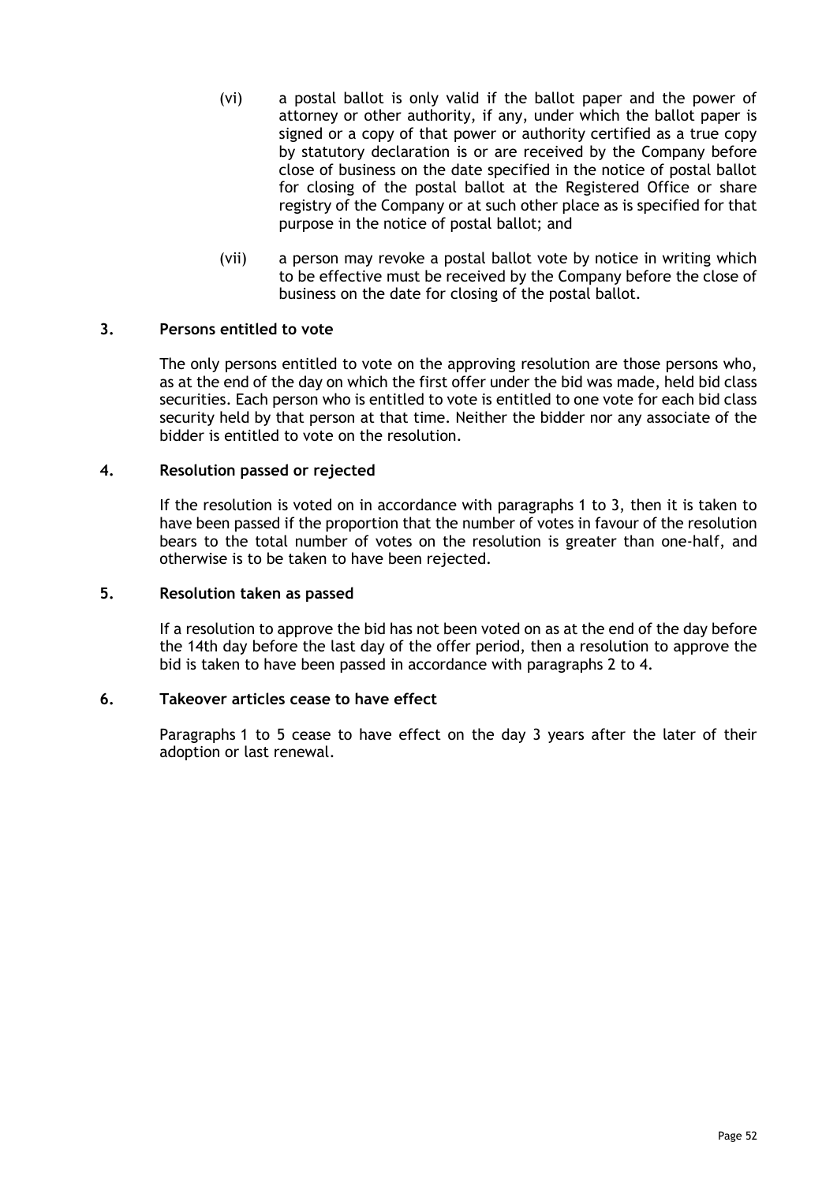(vi) a postal ballot is only valid if the ballot paper and the power of attorney or other authority, if any, under which the ballot paper is signed or a copy of that power or authority certified as a true copy by statutory declaration is or are received by the Company before close of business on the date specified in the notice of postal ballot for closing of the postal ballot at the Registered Office or share registry of the Company or at such other place as is specified for that purpose in the notice of postal ballot; and

(vii) a person may revoke a postal ballot vote by notice in writing which to be effective must be received by the Company before the close of business on the date for closing of the postal ballot.

### 3. Persons entitled to vote

The only persons entitled to vote on the approving resolution are those persons who, as at the end of the day on which the first offer under the bid was made, held bid class securities. Each person who is entitled to vote is entitled to one vote for each bid class security held by that person at that time. Neither the bidder nor any associate of the bidder is entitled to vote on the resolution.

### 4. Resolution passed or rejected

If the resolution is voted on in accordance with paragraphs 1 to 3, then it is taken to have been passed if the proportion that the number of votes in favour of the resolution bears to the total number of votes on the resolution is greater than one-half, and otherwise is to be taken to have been rejected.

### 5. Resolution taken as passed

If a resolution to approve the bid has not been voted on as at the end of the day before the 14th day before the last day of the offer period, then a resolution to approve the bid is taken to have been passed in accordance with paragraphs 2 to 4.

### 6. Takeover articles cease to have effect

Paragraphs 1 to 5 cease to have effect on the day 3 years after the later of their adoption or last renewal.